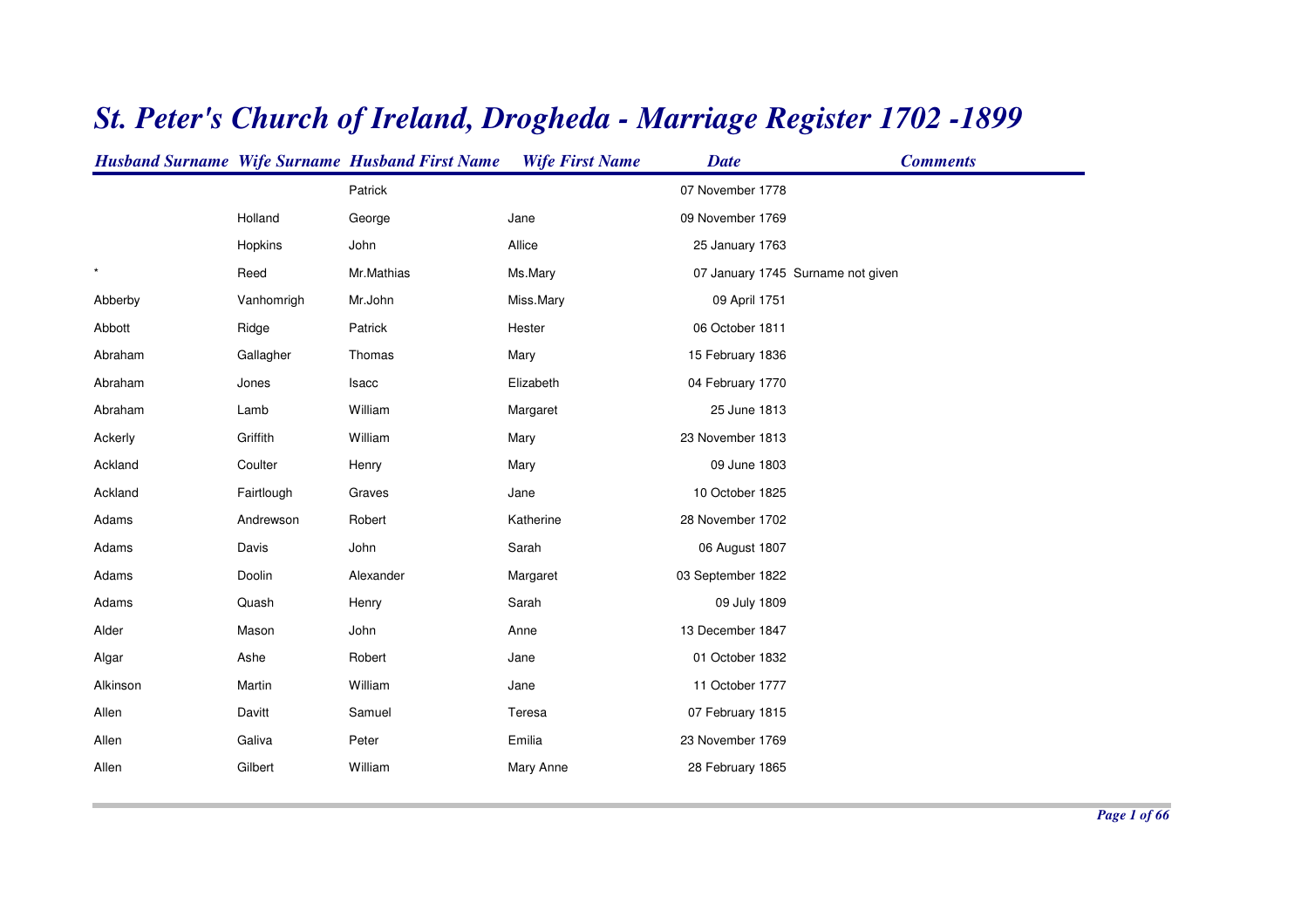# St. Peter's Church of Ireland, Drogheda - Marriage Register 1702 -1899

| Husband Surname | Wife Surname | Husband First Name | Wife First Name | Date | Comments |
|---|---|---|---|---|---|
| | | Patrick | | 07 November 1778 | |
| | Holland | George | Jane | 09 November 1769 | |
| | Hopkins | John | Allice | 25 January 1763 | |
| * | Reed | Mr.Mathias | Ms.Mary | 07 January 1745 | Surname not given |
| Abberby | Vanhomrigh | Mr.John | Miss.Mary | 09 April 1751 | |
| Abbott | Ridge | Patrick | Hester | 06 October 1811 | |
| Abraham | Gallagher | Thomas | Mary | 15 February 1836 | |
| Abraham | Jones | Isacc | Elizabeth | 04 February 1770 | |
| Abraham | Lamb | William | Margaret | 25 June 1813 | |
| Ackerly | Griffith | William | Mary | 23 November 1813 | |
| Ackland | Coulter | Henry | Mary | 09 June 1803 | |
| Ackland | Fairtlough | Graves | Jane | 10 October 1825 | |
| Adams | Andrewson | Robert | Katherine | 28 November 1702 | |
| Adams | Davis | John | Sarah | 06 August 1807 | |
| Adams | Doolin | Alexander | Margaret | 03 September 1822 | |
| Adams | Quash | Henry | Sarah | 09 July 1809 | |
| Alder | Mason | John | Anne | 13 December 1847 | |
| Algar | Ashe | Robert | Jane | 01 October 1832 | |
| Alkinson | Martin | William | Jane | 11 October 1777 | |
| Allen | Davitt | Samuel | Teresa | 07 February 1815 | |
| Allen | Galiva | Peter | Emilia | 23 November 1769 | |
| Allen | Gilbert | William | Mary Anne | 28 February 1865 | |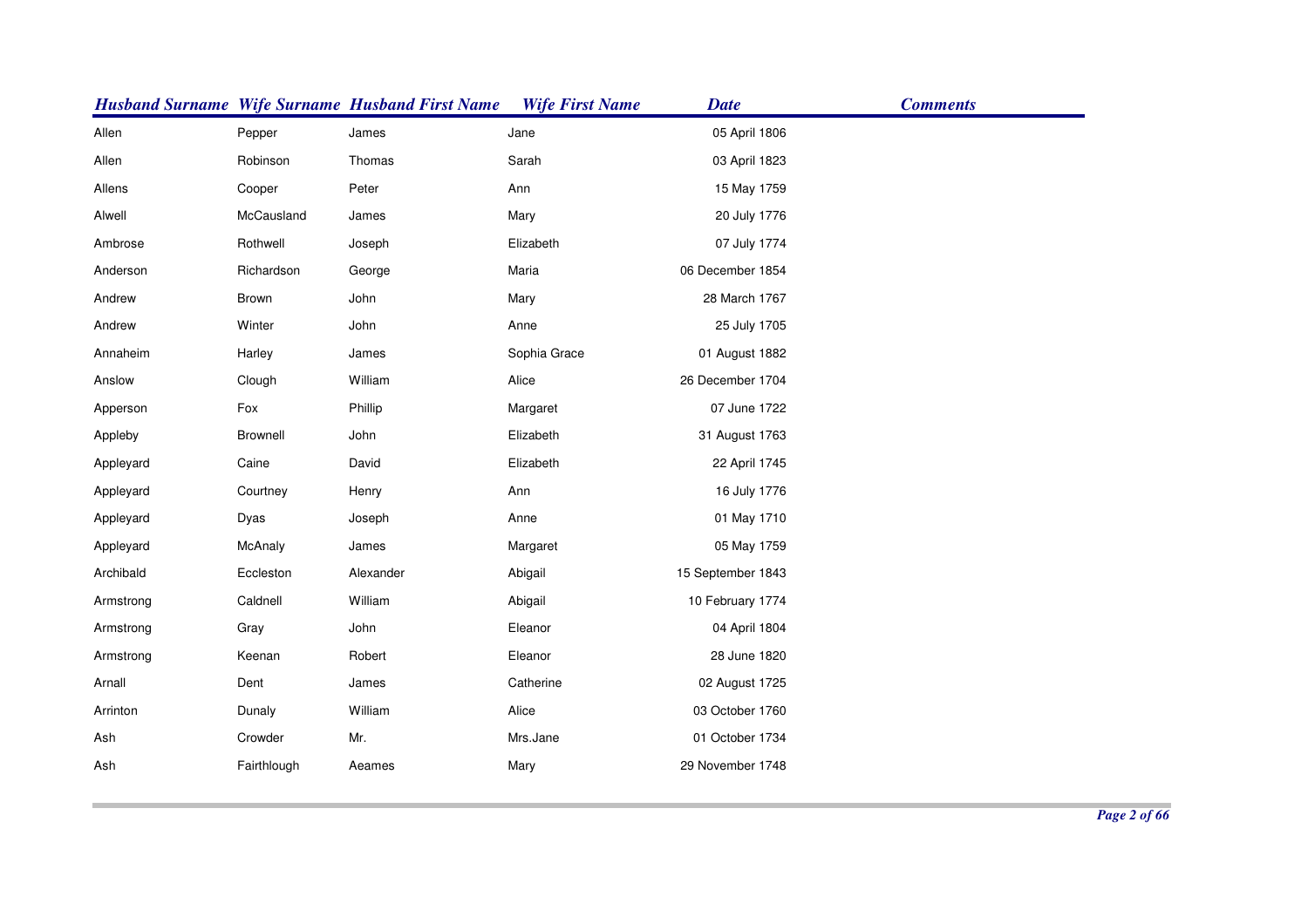| Husband Surname | Wife Surname | Husband First Name | Wife First Name | Date | Comments |
|---|---|---|---|---|---|
| Allen | Pepper | James | Jane | 05 April 1806 | |
| Allen | Robinson | Thomas | Sarah | 03 April 1823 | |
| Allens | Cooper | Peter | Ann | 15 May 1759 | |
| Alwell | McCausland | James | Mary | 20 July 1776 | |
| Ambrose | Rothwell | Joseph | Elizabeth | 07 July 1774 | |
| Anderson | Richardson | George | Maria | 06 December 1854 | |
| Andrew | Brown | John | Mary | 28 March 1767 | |
| Andrew | Winter | John | Anne | 25 July 1705 | |
| Annaheim | Harley | James | Sophia Grace | 01 August 1882 | |
| Anslow | Clough | William | Alice | 26 December 1704 | |
| Apperson | Fox | Phillip | Margaret | 07 June 1722 | |
| Appleby | Brownell | John | Elizabeth | 31 August 1763 | |
| Appleyard | Caine | David | Elizabeth | 22 April 1745 | |
| Appleyard | Courtney | Henry | Ann | 16 July 1776 | |
| Appleyard | Dyas | Joseph | Anne | 01 May 1710 | |
| Appleyard | McAnaly | James | Margaret | 05 May 1759 | |
| Archibald | Eccleston | Alexander | Abigail | 15 September 1843 | |
| Armstrong | Caldnell | William | Abigail | 10 February 1774 | |
| Armstrong | Gray | John | Eleanor | 04 April 1804 | |
| Armstrong | Keenan | Robert | Eleanor | 28 June 1820 | |
| Arnall | Dent | James | Catherine | 02 August 1725 | |
| Arrinton | Dunaly | William | Alice | 03 October 1760 | |
| Ash | Crowder | Mr. | Mrs.Jane | 01 October 1734 | |
| Ash | Fairthlough | Aeames | Mary | 29 November 1748 | |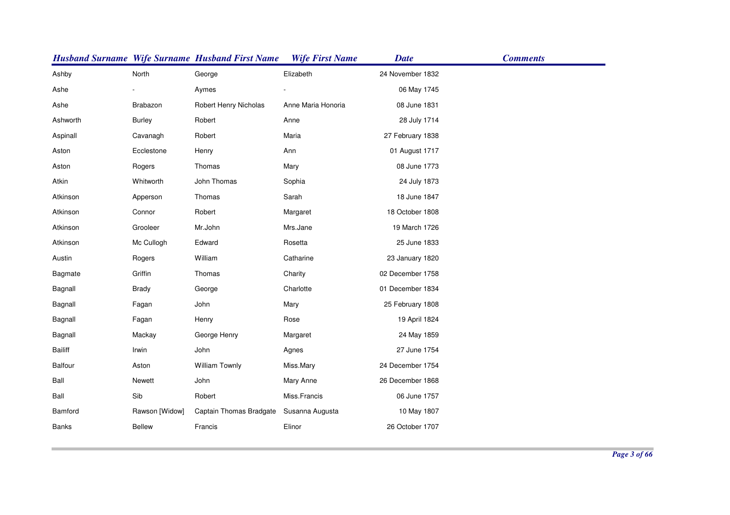| Husband Surname | Wife Surname | Husband First Name | Wife First Name | Date | Comments |
|---|---|---|---|---|---|
| Ashby | North | George | Elizabeth | 24 November 1832 | |
| Ashe | - | Aymes | - | 06 May 1745 | |
| Ashe | Brabazon | Robert Henry Nicholas | Anne Maria Honoria | 08 June 1831 | |
| Ashworth | Burley | Robert | Anne | 28 July 1714 | |
| Aspinall | Cavanagh | Robert | Maria | 27 February 1838 | |
| Aston | Ecclestone | Henry | Ann | 01 August 1717 | |
| Aston | Rogers | Thomas | Mary | 08 June 1773 | |
| Atkin | Whitworth | John Thomas | Sophia | 24 July 1873 | |
| Atkinson | Apperson | Thomas | Sarah | 18 June 1847 | |
| Atkinson | Connor | Robert | Margaret | 18 October 1808 | |
| Atkinson | Grooleer | Mr.John | Mrs.Jane | 19 March 1726 | |
| Atkinson | Mc Cullogh | Edward | Rosetta | 25 June 1833 | |
| Austin | Rogers | William | Catharine | 23 January 1820 | |
| Bagmate | Griffin | Thomas | Charity | 02 December 1758 | |
| Bagnall | Brady | George | Charlotte | 01 December 1834 | |
| Bagnall | Fagan | John | Mary | 25 February 1808 | |
| Bagnall | Fagan | Henry | Rose | 19 April 1824 | |
| Bagnall | Mackay | George Henry | Margaret | 24 May 1859 | |
| Bailiff | Irwin | John | Agnes | 27 June 1754 | |
| Balfour | Aston | William Townly | Miss.Mary | 24 December 1754 | |
| Ball | Newett | John | Mary Anne | 26 December 1868 | |
| Ball | Sib | Robert | Miss.Francis | 06 June 1757 | |
| Bamford | Rawson [Widow] | Captain Thomas Bradgate | Susanna Augusta | 10 May 1807 | |
| Banks | Bellew | Francis | Elinor | 26 October 1707 | |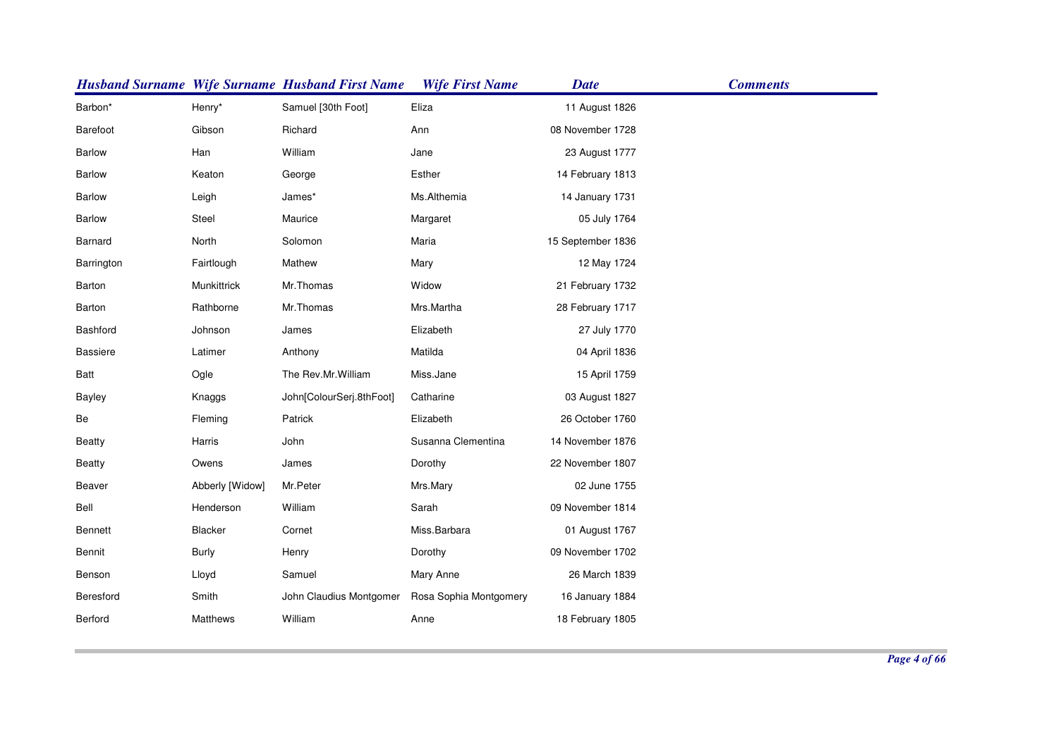| Husband Surname | Wife Surname | Husband First Name | Wife First Name | Date | Comments |
|---|---|---|---|---|---|
| Barbon* | Henry* | Samuel [30th Foot] | Eliza | 11 August 1826 | |
| Barefoot | Gibson | Richard | Ann | 08 November 1728 | |
| Barlow | Han | William | Jane | 23 August 1777 | |
| Barlow | Keaton | George | Esther | 14 February 1813 | |
| Barlow | Leigh | James* | Ms.Althemia | 14 January 1731 | |
| Barlow | Steel | Maurice | Margaret | 05 July 1764 | |
| Barnard | North | Solomon | Maria | 15 September 1836 | |
| Barrington | Fairtlough | Mathew | Mary | 12 May 1724 | |
| Barton | Munkittrick | Mr.Thomas | Widow | 21 February 1732 | |
| Barton | Rathborne | Mr.Thomas | Mrs.Martha | 28 February 1717 | |
| Bashford | Johnson | James | Elizabeth | 27 July 1770 | |
| Bassiere | Latimer | Anthony | Matilda | 04 April 1836 | |
| Batt | Ogle | The Rev.Mr.William | Miss.Jane | 15 April 1759 | |
| Bayley | Knaggs | John[ColourSerj.8thFoot] | Catharine | 03 August 1827 | |
| Be | Fleming | Patrick | Elizabeth | 26 October 1760 | |
| Beatty | Harris | John | Susanna Clementina | 14 November 1876 | |
| Beatty | Owens | James | Dorothy | 22 November 1807 | |
| Beaver | Abberly [Widow] | Mr.Peter | Mrs.Mary | 02 June 1755 | |
| Bell | Henderson | William | Sarah | 09 November 1814 | |
| Bennett | Blacker | Cornet | Miss.Barbara | 01 August 1767 | |
| Bennit | Burly | Henry | Dorothy | 09 November 1702 | |
| Benson | Lloyd | Samuel | Mary Anne | 26 March 1839 | |
| Beresford | Smith | John Claudius Montgomer | Rosa Sophia Montgomery | 16 January 1884 | |
| Berford | Matthews | William | Anne | 18 February 1805 | |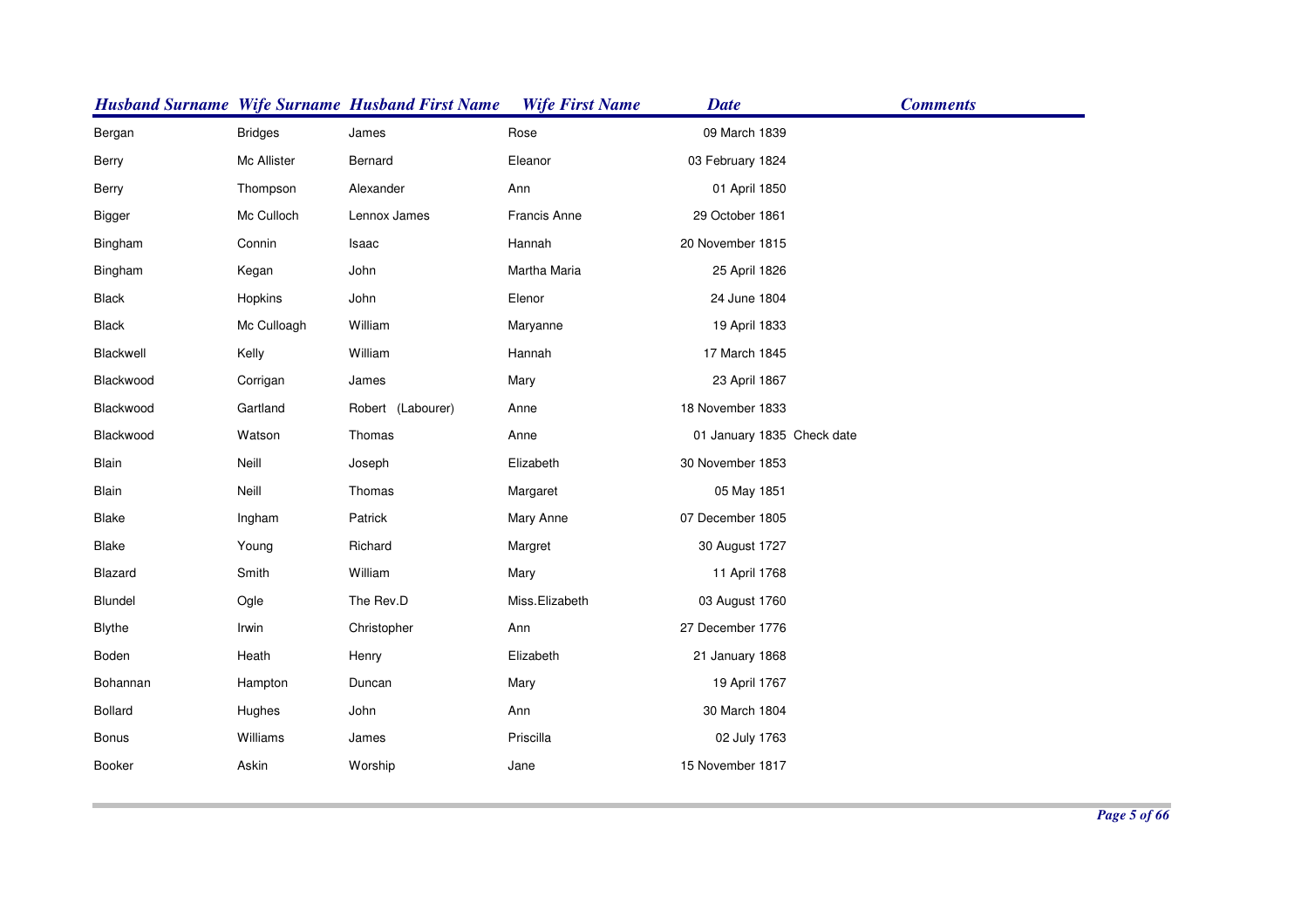| Husband Surname | Wife Surname | Husband First Name | Wife First Name | Date | Comments |
|---|---|---|---|---|---|
| Bergan | Bridges | James | Rose | 09 March 1839 | |
| Berry | Mc Allister | Bernard | Eleanor | 03 February 1824 | |
| Berry | Thompson | Alexander | Ann | 01 April 1850 | |
| Bigger | Mc Culloch | Lennox James | Francis Anne | 29 October 1861 | |
| Bingham | Connin | Isaac | Hannah | 20 November 1815 | |
| Bingham | Kegan | John | Martha Maria | 25 April 1826 | |
| Black | Hopkins | John | Elenor | 24 June 1804 | |
| Black | Mc Culloagh | William | Maryanne | 19 April 1833 | |
| Blackwell | Kelly | William | Hannah | 17 March 1845 | |
| Blackwood | Corrigan | James | Mary | 23 April 1867 | |
| Blackwood | Gartland | Robert (Labourer) | Anne | 18 November 1833 | |
| Blackwood | Watson | Thomas | Anne | 01 January 1835 | Check date |
| Blain | Neill | Joseph | Elizabeth | 30 November 1853 | |
| Blain | Neill | Thomas | Margaret | 05 May 1851 | |
| Blake | Ingham | Patrick | Mary Anne | 07 December 1805 | |
| Blake | Young | Richard | Margret | 30 August 1727 | |
| Blazard | Smith | William | Mary | 11 April 1768 | |
| Blundel | Ogle | The Rev.D | Miss.Elizabeth | 03 August 1760 | |
| Blythe | Irwin | Christopher | Ann | 27 December 1776 | |
| Boden | Heath | Henry | Elizabeth | 21 January 1868 | |
| Bohannan | Hampton | Duncan | Mary | 19 April 1767 | |
| Bollard | Hughes | John | Ann | 30 March 1804 | |
| Bonus | Williams | James | Priscilla | 02 July 1763 | |
| Booker | Askin | Worship | Jane | 15 November 1817 | |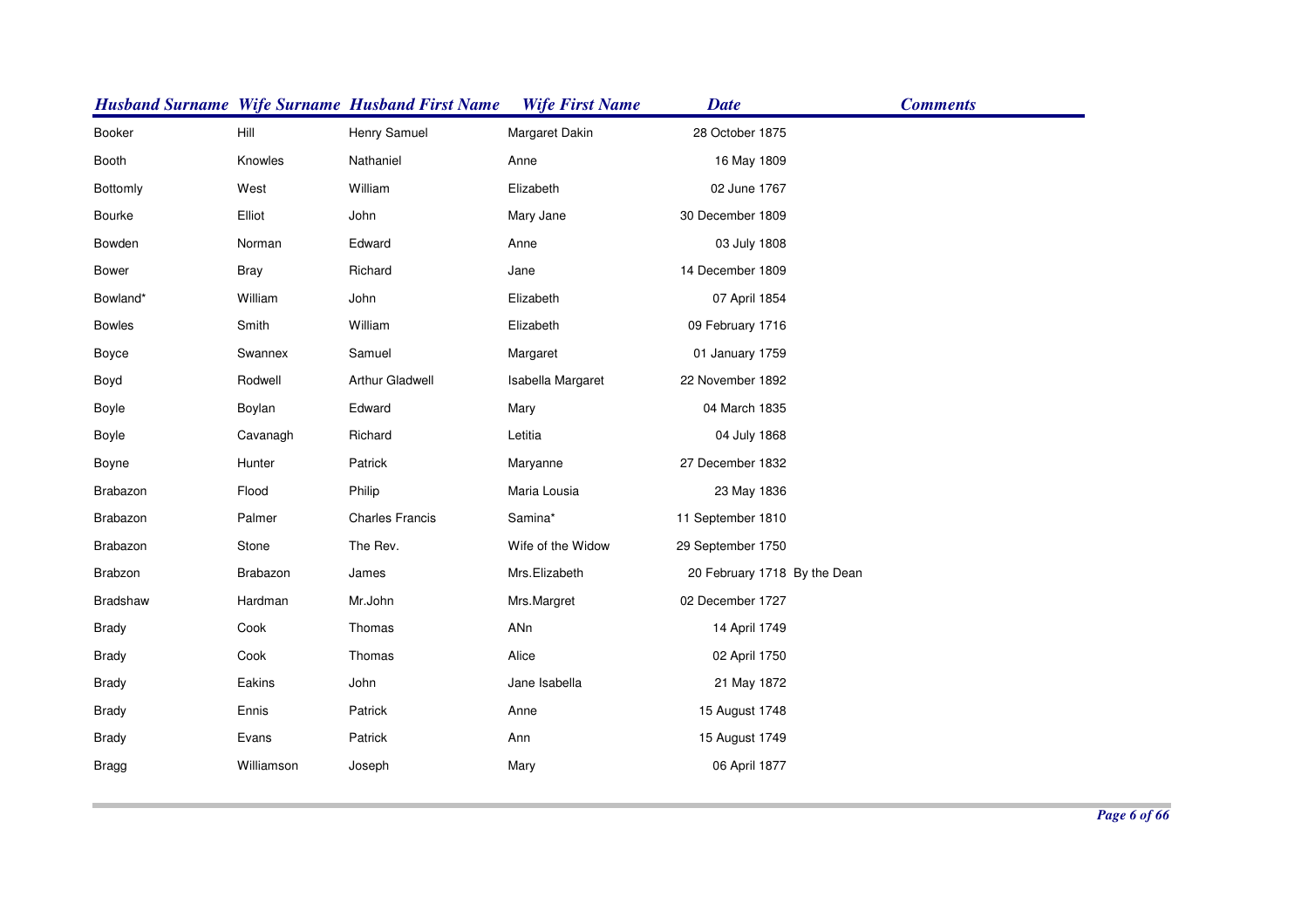| Husband Surname | Wife Surname | Husband First Name | Wife First Name | Date | Comments |
|---|---|---|---|---|---|
| Booker | Hill | Henry Samuel | Margaret Dakin | 28 October 1875 | |
| Booth | Knowles | Nathaniel | Anne | 16 May 1809 | |
| Bottomly | West | William | Elizabeth | 02 June 1767 | |
| Bourke | Elliot | John | Mary Jane | 30 December 1809 | |
| Bowden | Norman | Edward | Anne | 03 July 1808 | |
| Bower | Bray | Richard | Jane | 14 December 1809 | |
| Bowland* | William | John | Elizabeth | 07 April 1854 | |
| Bowles | Smith | William | Elizabeth | 09 February 1716 | |
| Boyce | Swannex | Samuel | Margaret | 01 January 1759 | |
| Boyd | Rodwell | Arthur Gladwell | Isabella Margaret | 22 November 1892 | |
| Boyle | Boylan | Edward | Mary | 04 March 1835 | |
| Boyle | Cavanagh | Richard | Letitia | 04 July 1868 | |
| Boyne | Hunter | Patrick | Maryanne | 27 December 1832 | |
| Brabazon | Flood | Philip | Maria Lousia | 23 May 1836 | |
| Brabazon | Palmer | Charles Francis | Samina* | 11 September 1810 | |
| Brabazon | Stone | The Rev. | Wife of the Widow | 29 September 1750 | |
| Brabzon | Brabazon | James | Mrs.Elizabeth | 20 February 1718 | By the Dean |
| Bradshaw | Hardman | Mr.John | Mrs.Margret | 02 December 1727 | |
| Brady | Cook | Thomas | ANn | 14 April 1749 | |
| Brady | Cook | Thomas | Alice | 02 April 1750 | |
| Brady | Eakins | John | Jane Isabella | 21 May 1872 | |
| Brady | Ennis | Patrick | Anne | 15 August 1748 | |
| Brady | Evans | Patrick | Ann | 15 August 1749 | |
| Bragg | Williamson | Joseph | Mary | 06 April 1877 | |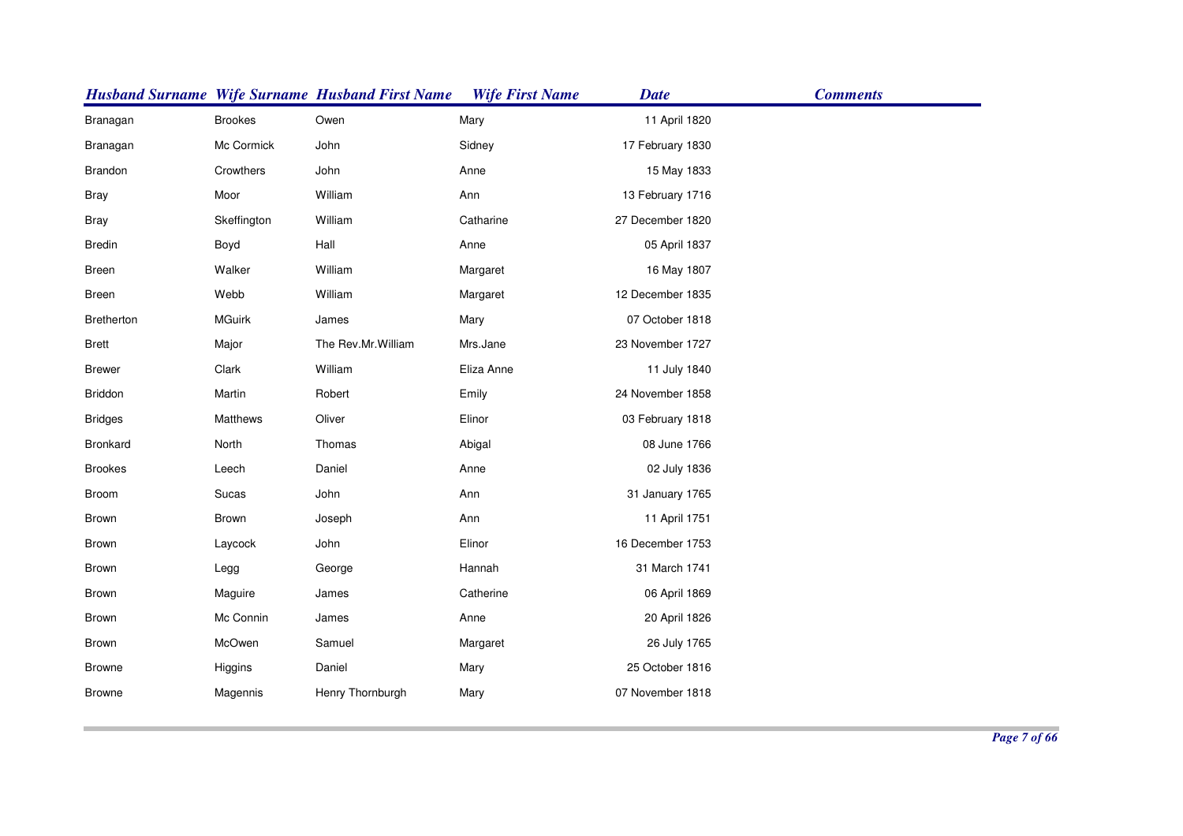| Husband Surname | Wife Surname | Husband First Name | Wife First Name | Date | Comments |
|---|---|---|---|---|---|
| Branagan | Brookes | Owen | Mary | 11 April 1820 | |
| Branagan | Mc Cormick | John | Sidney | 17 February 1830 | |
| Brandon | Crowthers | John | Anne | 15 May 1833 | |
| Bray | Moor | William | Ann | 13 February 1716 | |
| Bray | Skeffington | William | Catharine | 27 December 1820 | |
| Bredin | Boyd | Hall | Anne | 05 April 1837 | |
| Breen | Walker | William | Margaret | 16 May 1807 | |
| Breen | Webb | William | Margaret | 12 December 1835 | |
| Bretherton | MGuirk | James | Mary | 07 October 1818 | |
| Brett | Major | The Rev.Mr.William | Mrs.Jane | 23 November 1727 | |
| Brewer | Clark | William | Eliza Anne | 11 July 1840 | |
| Briddon | Martin | Robert | Emily | 24 November 1858 | |
| Bridges | Matthews | Oliver | Elinor | 03 February 1818 | |
| Bronkard | North | Thomas | Abigal | 08 June 1766 | |
| Brookes | Leech | Daniel | Anne | 02 July 1836 | |
| Broom | Sucas | John | Ann | 31 January 1765 | |
| Brown | Brown | Joseph | Ann | 11 April 1751 | |
| Brown | Laycock | John | Elinor | 16 December 1753 | |
| Brown | Legg | George | Hannah | 31 March 1741 | |
| Brown | Maguire | James | Catherine | 06 April 1869 | |
| Brown | Mc Connin | James | Anne | 20 April 1826 | |
| Brown | McOwen | Samuel | Margaret | 26 July 1765 | |
| Browne | Higgins | Daniel | Mary | 25 October 1816 | |
| Browne | Magennis | Henry Thornburgh | Mary | 07 November 1818 | |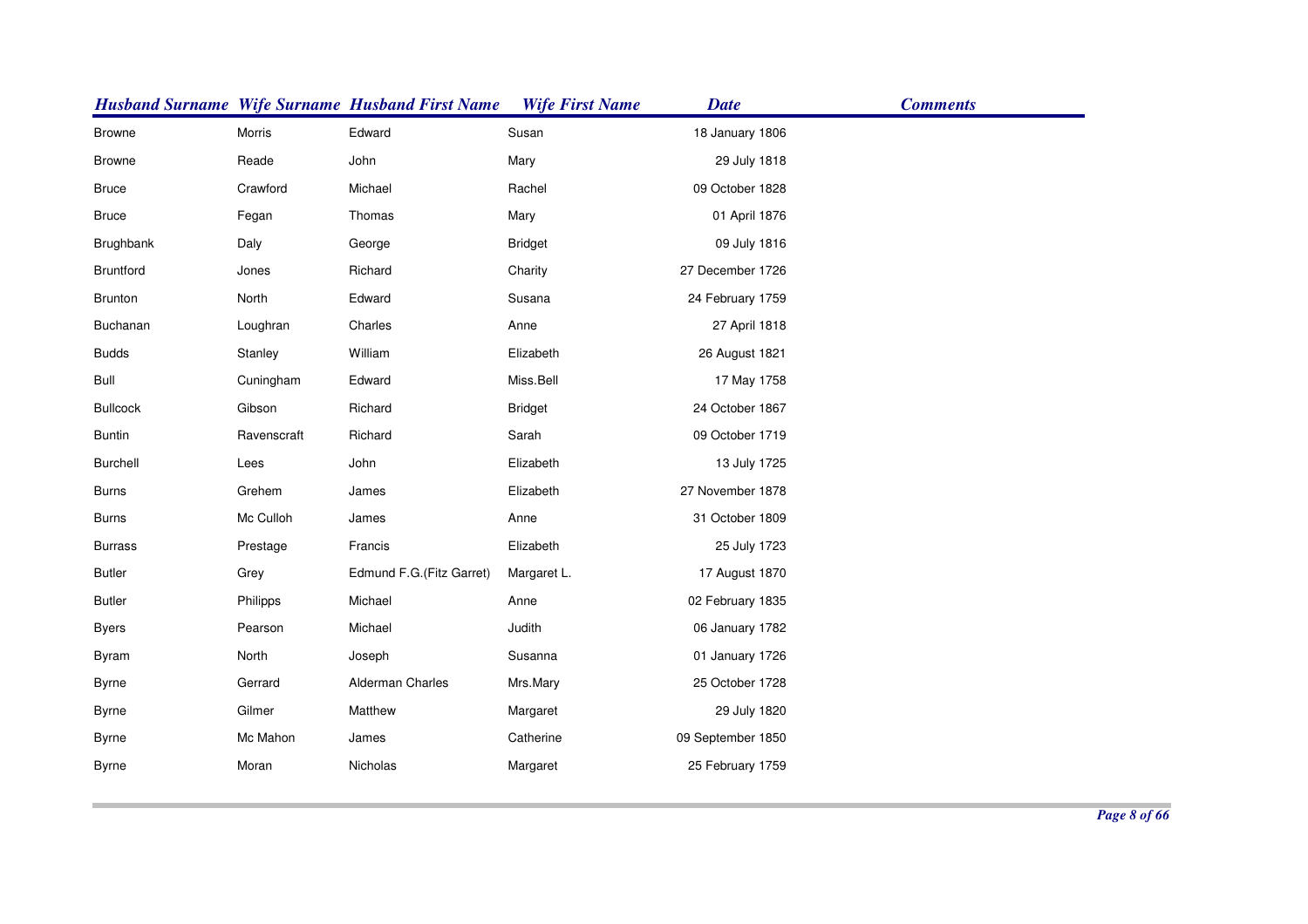| Husband Surname | Wife Surname | Husband First Name | Wife First Name | Date | Comments |
|---|---|---|---|---|---|
| Browne | Morris | Edward | Susan | 18 January 1806 | |
| Browne | Reade | John | Mary | 29 July 1818 | |
| Bruce | Crawford | Michael | Rachel | 09 October 1828 | |
| Bruce | Fegan | Thomas | Mary | 01 April 1876 | |
| Brughbank | Daly | George | Bridget | 09 July 1816 | |
| Bruntford | Jones | Richard | Charity | 27 December 1726 | |
| Brunton | North | Edward | Susana | 24 February 1759 | |
| Buchanan | Loughran | Charles | Anne | 27 April 1818 | |
| Budds | Stanley | William | Elizabeth | 26 August 1821 | |
| Bull | Cuningham | Edward | Miss.Bell | 17 May 1758 | |
| Bullcock | Gibson | Richard | Bridget | 24 October 1867 | |
| Buntin | Ravenscraft | Richard | Sarah | 09 October 1719 | |
| Burchell | Lees | John | Elizabeth | 13 July 1725 | |
| Burns | Grehem | James | Elizabeth | 27 November 1878 | |
| Burns | Mc Culloh | James | Anne | 31 October 1809 | |
| Burrass | Prestage | Francis | Elizabeth | 25 July 1723 | |
| Butler | Grey | Edmund F.G.(Fitz Garret) | Margaret L. | 17 August 1870 | |
| Butler | Philipps | Michael | Anne | 02 February 1835 | |
| Byers | Pearson | Michael | Judith | 06 January 1782 | |
| Byram | North | Joseph | Susanna | 01 January 1726 | |
| Byrne | Gerrard | Alderman Charles | Mrs.Mary | 25 October 1728 | |
| Byrne | Gilmer | Matthew | Margaret | 29 July 1820 | |
| Byrne | Mc Mahon | James | Catherine | 09 September 1850 | |
| Byrne | Moran | Nicholas | Margaret | 25 February 1759 | |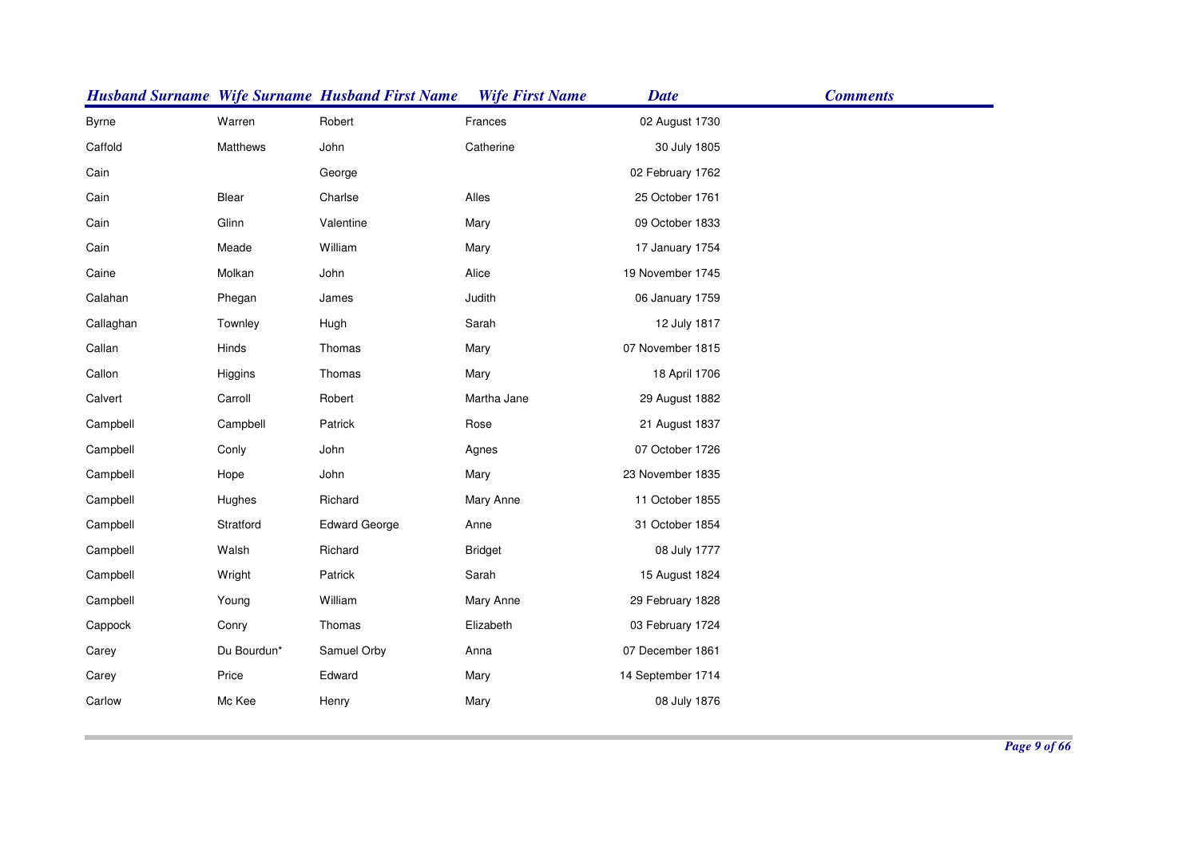| Husband Surname | Wife Surname | Husband First Name | Wife First Name | Date | Comments |
|---|---|---|---|---|---|
| Byrne | Warren | Robert | Frances | 02 August 1730 | |
| Caffold | Matthews | John | Catherine | 30 July 1805 | |
| Cain | | George | | 02 February 1762 | |
| Cain | Blear | Charlse | Alles | 25 October 1761 | |
| Cain | Glinn | Valentine | Mary | 09 October 1833 | |
| Cain | Meade | William | Mary | 17 January 1754 | |
| Caine | Molkan | John | Alice | 19 November 1745 | |
| Calahan | Phegan | James | Judith | 06 January 1759 | |
| Callaghan | Townley | Hugh | Sarah | 12 July 1817 | |
| Callan | Hinds | Thomas | Mary | 07 November 1815 | |
| Callon | Higgins | Thomas | Mary | 18 April 1706 | |
| Calvert | Carroll | Robert | Martha Jane | 29 August 1882 | |
| Campbell | Campbell | Patrick | Rose | 21 August 1837 | |
| Campbell | Conly | John | Agnes | 07 October 1726 | |
| Campbell | Hope | John | Mary | 23 November 1835 | |
| Campbell | Hughes | Richard | Mary Anne | 11 October 1855 | |
| Campbell | Stratford | Edward George | Anne | 31 October 1854 | |
| Campbell | Walsh | Richard | Bridget | 08 July 1777 | |
| Campbell | Wright | Patrick | Sarah | 15 August 1824 | |
| Campbell | Young | William | Mary Anne | 29 February 1828 | |
| Cappock | Conry | Thomas | Elizabeth | 03 February 1724 | |
| Carey | Du Bourdun* | Samuel Orby | Anna | 07 December 1861 | |
| Carey | Price | Edward | Mary | 14 September 1714 | |
| Carlow | Mc Kee | Henry | Mary | 08 July 1876 | |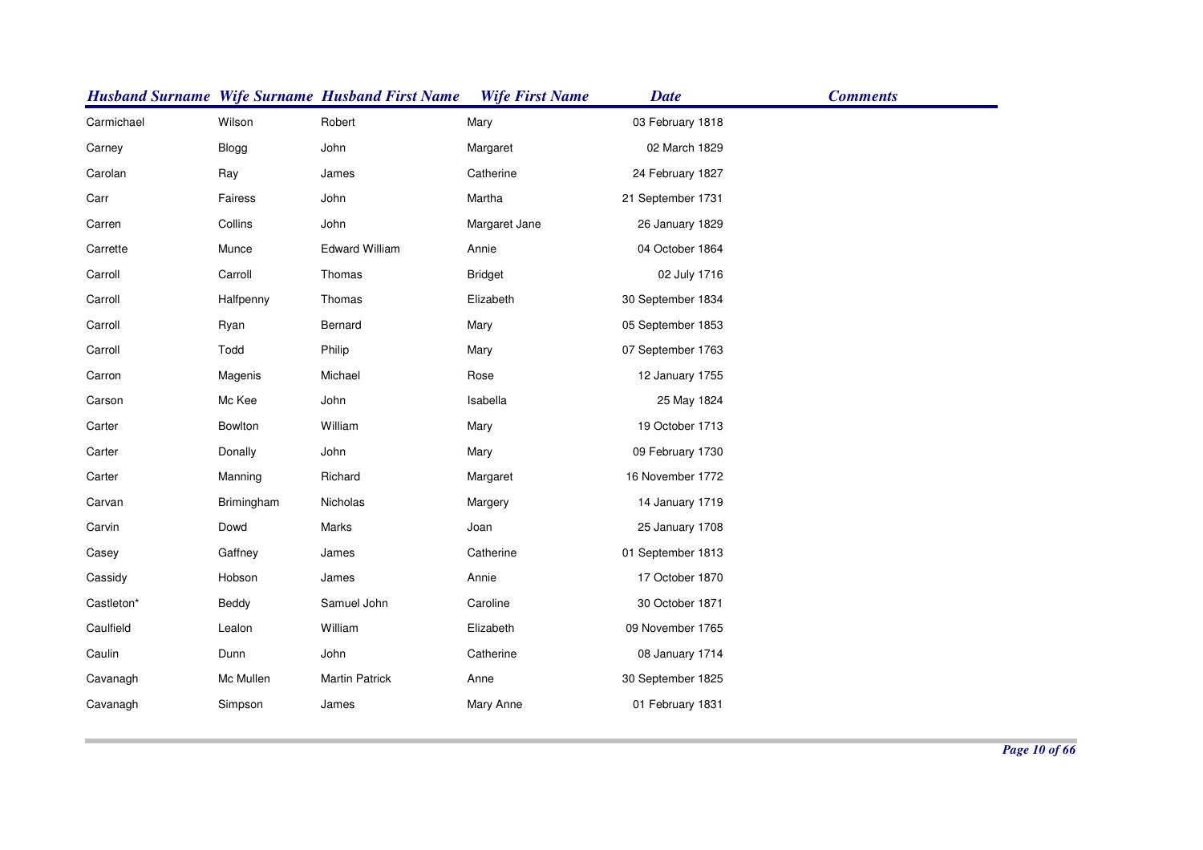| Husband Surname | Wife Surname | Husband First Name | Wife First Name | Date | Comments |
|---|---|---|---|---|---|
| Carmichael | Wilson | Robert | Mary | 03 February 1818 | |
| Carney | Blogg | John | Margaret | 02 March 1829 | |
| Carolan | Ray | James | Catherine | 24 February 1827 | |
| Carr | Fairess | John | Martha | 21 September 1731 | |
| Carren | Collins | John | Margaret Jane | 26 January 1829 | |
| Carrette | Munce | Edward William | Annie | 04 October 1864 | |
| Carroll | Carroll | Thomas | Bridget | 02 July 1716 | |
| Carroll | Halfpenny | Thomas | Elizabeth | 30 September 1834 | |
| Carroll | Ryan | Bernard | Mary | 05 September 1853 | |
| Carroll | Todd | Philip | Mary | 07 September 1763 | |
| Carron | Magenis | Michael | Rose | 12 January 1755 | |
| Carson | Mc Kee | John | Isabella | 25 May 1824 | |
| Carter | Bowlton | William | Mary | 19 October 1713 | |
| Carter | Donally | John | Mary | 09 February 1730 | |
| Carter | Manning | Richard | Margaret | 16 November 1772 | |
| Carvan | Brimingham | Nicholas | Margery | 14 January 1719 | |
| Carvin | Dowd | Marks | Joan | 25 January 1708 | |
| Casey | Gaffney | James | Catherine | 01 September 1813 | |
| Cassidy | Hobson | James | Annie | 17 October 1870 | |
| Castleton* | Beddy | Samuel John | Caroline | 30 October 1871 | |
| Caulfield | Lealon | William | Elizabeth | 09 November 1765 | |
| Caulin | Dunn | John | Catherine | 08 January 1714 | |
| Cavanagh | Mc Mullen | Martin Patrick | Anne | 30 September 1825 | |
| Cavanagh | Simpson | James | Mary Anne | 01 February 1831 | |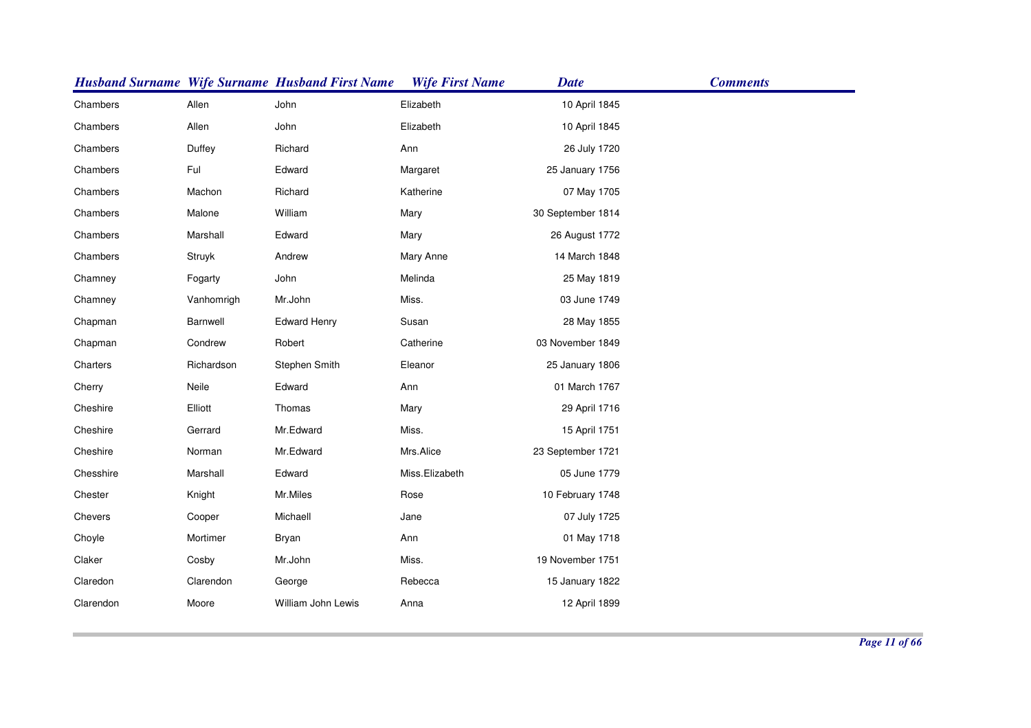| Husband Surname | Wife Surname | Husband First Name | Wife First Name | Date | Comments |
|---|---|---|---|---|---|
| Chambers | Allen | John | Elizabeth | 10 April 1845 | |
| Chambers | Allen | John | Elizabeth | 10 April 1845 | |
| Chambers | Duffey | Richard | Ann | 26 July 1720 | |
| Chambers | Ful | Edward | Margaret | 25 January 1756 | |
| Chambers | Machon | Richard | Katherine | 07 May 1705 | |
| Chambers | Malone | William | Mary | 30 September 1814 | |
| Chambers | Marshall | Edward | Mary | 26 August 1772 | |
| Chambers | Struyk | Andrew | Mary Anne | 14 March 1848 | |
| Chamney | Fogarty | John | Melinda | 25 May 1819 | |
| Chamney | Vanhomrigh | Mr.John | Miss. | 03 June 1749 | |
| Chapman | Barnwell | Edward Henry | Susan | 28 May 1855 | |
| Chapman | Condrew | Robert | Catherine | 03 November 1849 | |
| Charters | Richardson | Stephen Smith | Eleanor | 25 January 1806 | |
| Cherry | Neile | Edward | Ann | 01 March 1767 | |
| Cheshire | Elliott | Thomas | Mary | 29 April 1716 | |
| Cheshire | Gerrard | Mr.Edward | Miss. | 15 April 1751 | |
| Cheshire | Norman | Mr.Edward | Mrs.Alice | 23 September 1721 | |
| Chesshire | Marshall | Edward | Miss.Elizabeth | 05 June 1779 | |
| Chester | Knight | Mr.Miles | Rose | 10 February 1748 | |
| Chevers | Cooper | Michaell | Jane | 07 July 1725 | |
| Choyle | Mortimer | Bryan | Ann | 01 May 1718 | |
| Claker | Cosby | Mr.John | Miss. | 19 November 1751 | |
| Claredon | Clarendon | George | Rebecca | 15 January 1822 | |
| Clarendon | Moore | William John Lewis | Anna | 12 April 1899 | |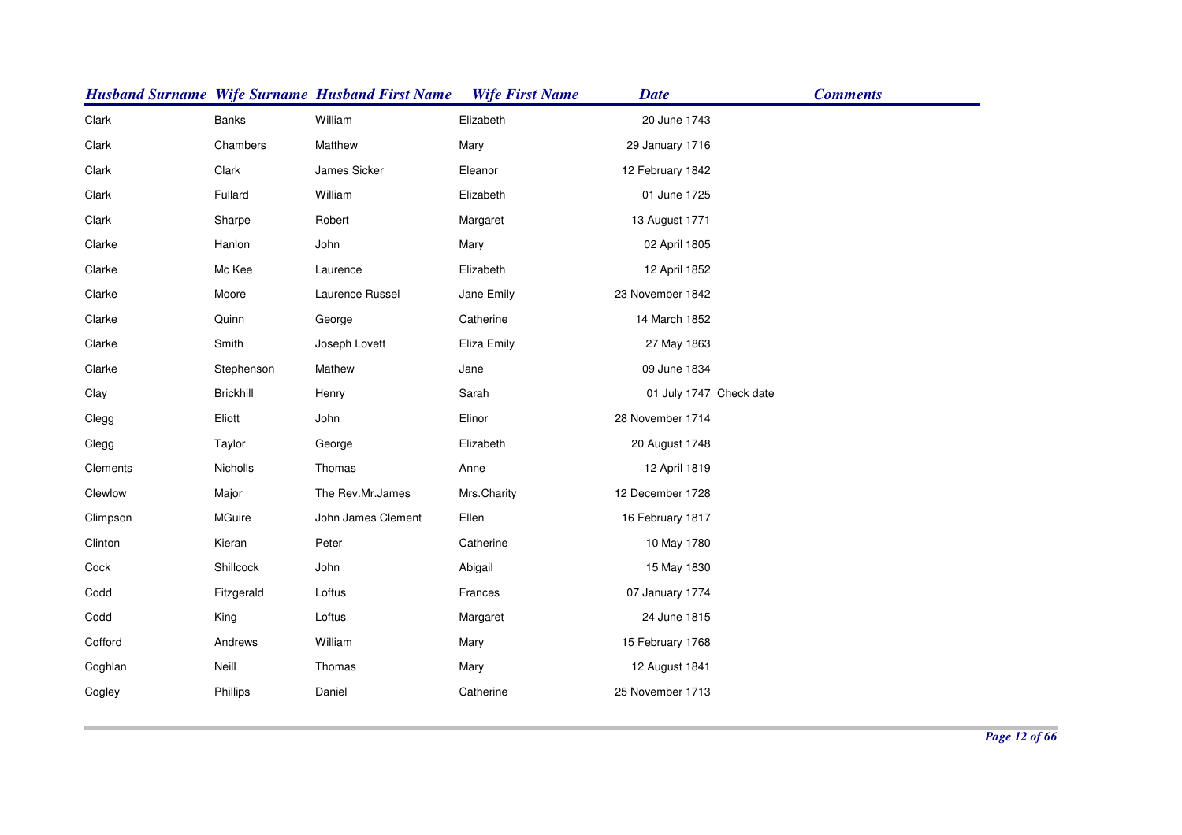| Husband Surname | Wife Surname | Husband First Name | Wife First Name | Date | Comments |
|---|---|---|---|---|---|
| Clark | Banks | William | Elizabeth | 20 June 1743 | |
| Clark | Chambers | Matthew | Mary | 29 January 1716 | |
| Clark | Clark | James Sicker | Eleanor | 12 February 1842 | |
| Clark | Fullard | William | Elizabeth | 01 June 1725 | |
| Clark | Sharpe | Robert | Margaret | 13 August 1771 | |
| Clarke | Hanlon | John | Mary | 02 April 1805 | |
| Clarke | Mc Kee | Laurence | Elizabeth | 12 April 1852 | |
| Clarke | Moore | Laurence Russel | Jane Emily | 23 November 1842 | |
| Clarke | Quinn | George | Catherine | 14 March 1852 | |
| Clarke | Smith | Joseph Lovett | Eliza Emily | 27 May 1863 | |
| Clarke | Stephenson | Mathew | Jane | 09 June 1834 | |
| Clay | Brickhill | Henry | Sarah | 01 July 1747 | Check date |
| Clegg | Eliott | John | Elinor | 28 November 1714 | |
| Clegg | Taylor | George | Elizabeth | 20 August 1748 | |
| Clements | Nicholls | Thomas | Anne | 12 April 1819 | |
| Clewlow | Major | The Rev.Mr.James | Mrs.Charity | 12 December 1728 | |
| Climpson | MGuire | John James Clement | Ellen | 16 February 1817 | |
| Clinton | Kieran | Peter | Catherine | 10 May 1780 | |
| Cock | Shillcock | John | Abigail | 15 May 1830 | |
| Codd | Fitzgerald | Loftus | Frances | 07 January 1774 | |
| Codd | King | Loftus | Margaret | 24 June 1815 | |
| Cofford | Andrews | William | Mary | 15 February 1768 | |
| Coghlan | Neill | Thomas | Mary | 12 August 1841 | |
| Cogley | Phillips | Daniel | Catherine | 25 November 1713 | |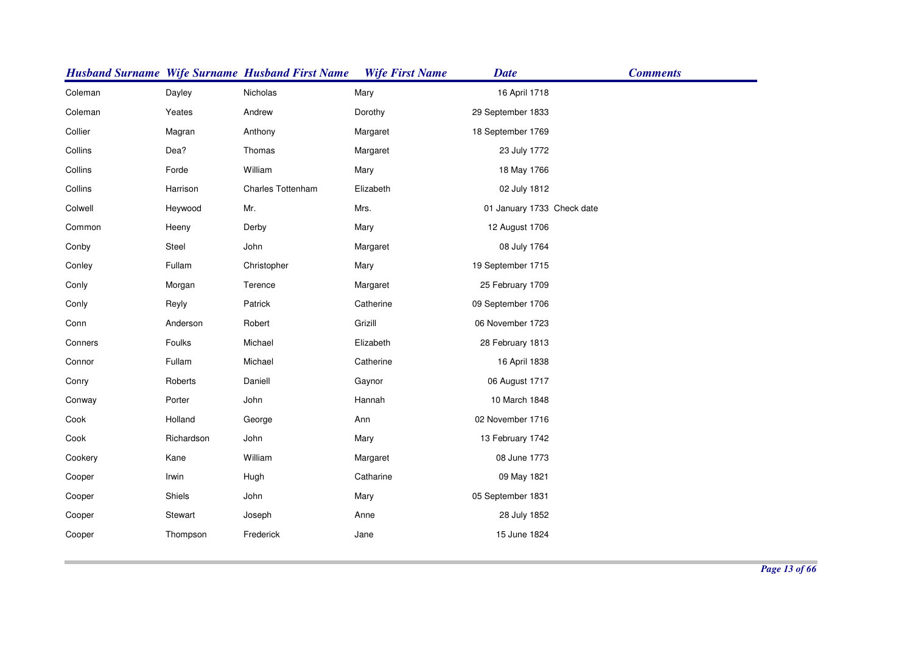| Husband Surname | Wife Surname | Husband First Name | Wife First Name | Date | Comments |
|---|---|---|---|---|---|
| Coleman | Dayley | Nicholas | Mary | 16 April 1718 | |
| Coleman | Yeates | Andrew | Dorothy | 29 September 1833 | |
| Collier | Magran | Anthony | Margaret | 18 September 1769 | |
| Collins | Dea? | Thomas | Margaret | 23 July 1772 | |
| Collins | Forde | William | Mary | 18 May 1766 | |
| Collins | Harrison | Charles Tottenham | Elizabeth | 02 July 1812 | |
| Colwell | Heywood | Mr. | Mrs. | 01 January 1733 | Check date |
| Common | Heeny | Derby | Mary | 12 August 1706 | |
| Conby | Steel | John | Margaret | 08 July 1764 | |
| Conley | Fullam | Christopher | Mary | 19 September 1715 | |
| Conly | Morgan | Terence | Margaret | 25 February 1709 | |
| Conly | Reyly | Patrick | Catherine | 09 September 1706 | |
| Conn | Anderson | Robert | Grizill | 06 November 1723 | |
| Conners | Foulks | Michael | Elizabeth | 28 February 1813 | |
| Connor | Fullam | Michael | Catherine | 16 April 1838 | |
| Conry | Roberts | Daniell | Gaynor | 06 August 1717 | |
| Conway | Porter | John | Hannah | 10 March 1848 | |
| Cook | Holland | George | Ann | 02 November 1716 | |
| Cook | Richardson | John | Mary | 13 February 1742 | |
| Cookery | Kane | William | Margaret | 08 June 1773 | |
| Cooper | Irwin | Hugh | Catharine | 09 May 1821 | |
| Cooper | Shiels | John | Mary | 05 September 1831 | |
| Cooper | Stewart | Joseph | Anne | 28 July 1852 | |
| Cooper | Thompson | Frederick | Jane | 15 June 1824 | |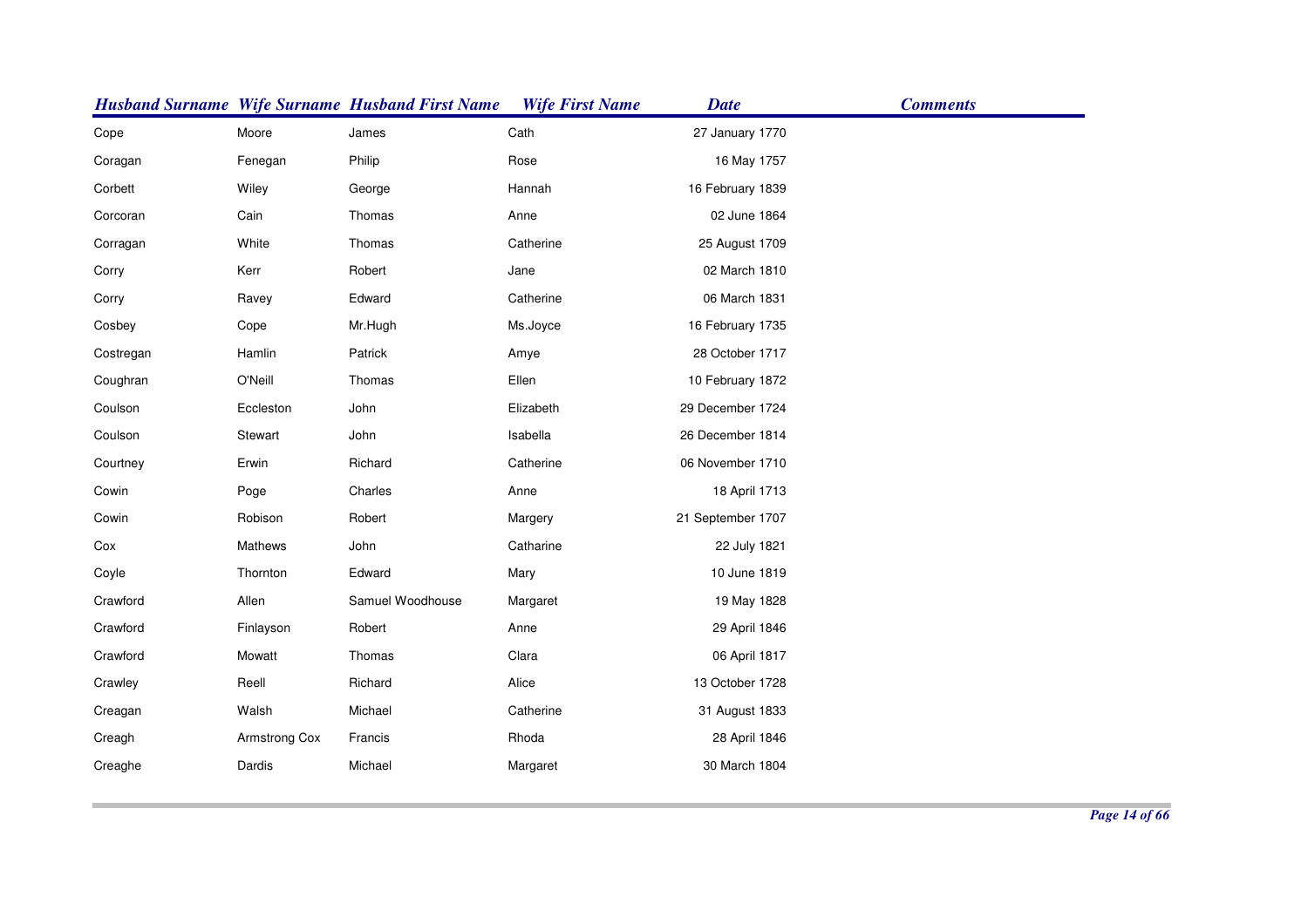| Husband Surname | Wife Surname | Husband First Name | Wife First Name | Date | Comments |
|---|---|---|---|---|---|
| Cope | Moore | James | Cath | 27 January 1770 | |
| Coragan | Fenegan | Philip | Rose | 16 May 1757 | |
| Corbett | Wiley | George | Hannah | 16 February 1839 | |
| Corcoran | Cain | Thomas | Anne | 02 June 1864 | |
| Corragan | White | Thomas | Catherine | 25 August 1709 | |
| Corry | Kerr | Robert | Jane | 02 March 1810 | |
| Corry | Ravey | Edward | Catherine | 06 March 1831 | |
| Cosbey | Cope | Mr.Hugh | Ms.Joyce | 16 February 1735 | |
| Costregan | Hamlin | Patrick | Amye | 28 October 1717 | |
| Coughran | O'Neill | Thomas | Ellen | 10 February 1872 | |
| Coulson | Eccleston | John | Elizabeth | 29 December 1724 | |
| Coulson | Stewart | John | Isabella | 26 December 1814 | |
| Courtney | Erwin | Richard | Catherine | 06 November 1710 | |
| Cowin | Poge | Charles | Anne | 18 April 1713 | |
| Cowin | Robison | Robert | Margery | 21 September 1707 | |
| Cox | Mathews | John | Catharine | 22 July 1821 | |
| Coyle | Thornton | Edward | Mary | 10 June 1819 | |
| Crawford | Allen | Samuel Woodhouse | Margaret | 19 May 1828 | |
| Crawford | Finlayson | Robert | Anne | 29 April 1846 | |
| Crawford | Mowatt | Thomas | Clara | 06 April 1817 | |
| Crawley | Reell | Richard | Alice | 13 October 1728 | |
| Creagan | Walsh | Michael | Catherine | 31 August 1833 | |
| Creagh | Armstrong Cox | Francis | Rhoda | 28 April 1846 | |
| Creaghe | Dardis | Michael | Margaret | 30 March 1804 | |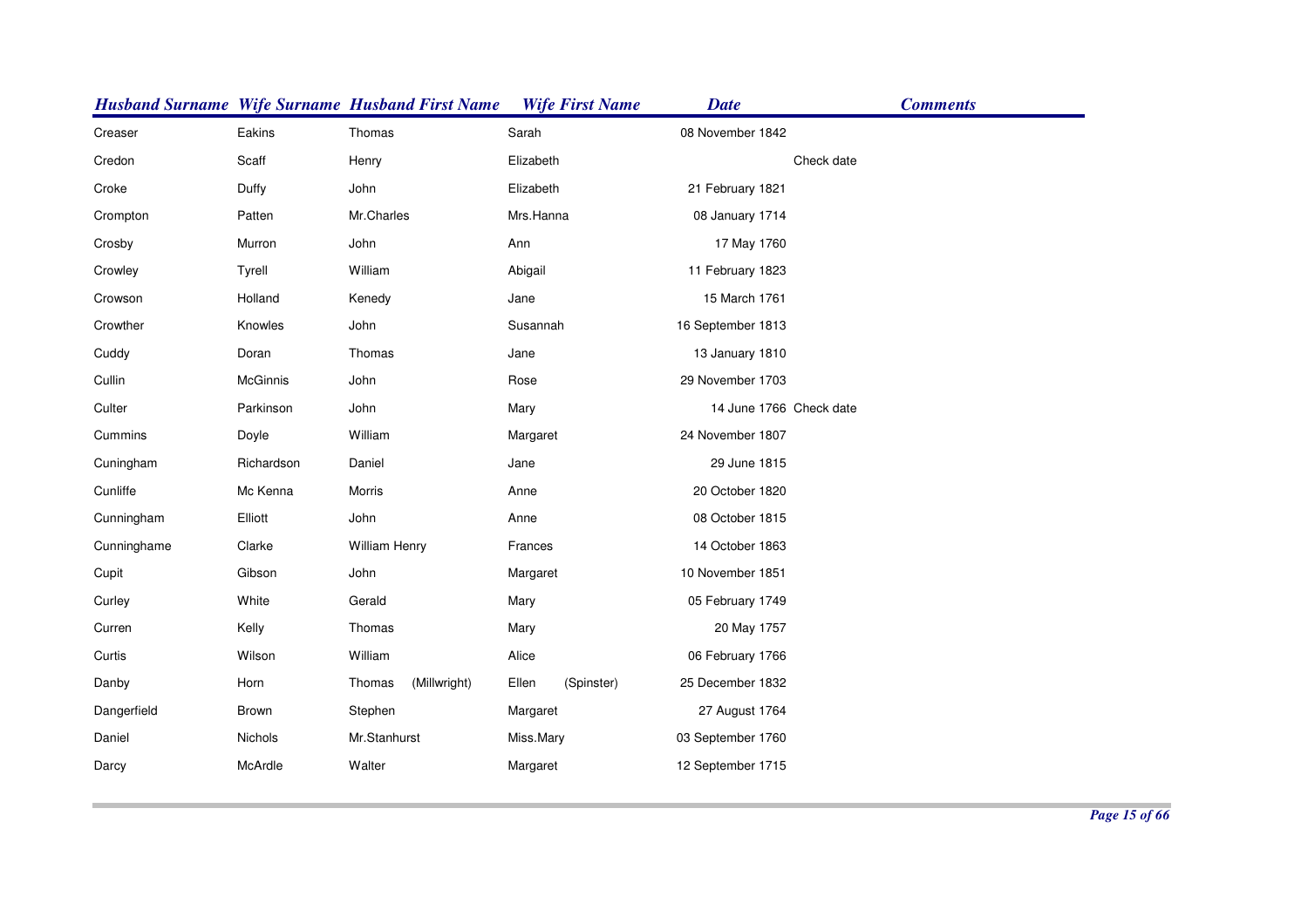| Husband Surname | Wife Surname | Husband First Name | Wife First Name | Date | Comments |
|---|---|---|---|---|---|
| Creaser | Eakins | Thomas | Sarah | 08 November 1842 | |
| Credon | Scaff | Henry | Elizabeth | | Check date |
| Croke | Duffy | John | Elizabeth | 21 February 1821 | |
| Crompton | Patten | Mr.Charles | Mrs.Hanna | 08 January 1714 | |
| Crosby | Murron | John | Ann | 17 May 1760 | |
| Crowley | Tyrell | William | Abigail | 11 February 1823 | |
| Crowson | Holland | Kenedy | Jane | 15 March 1761 | |
| Crowther | Knowles | John | Susannah | 16 September 1813 | |
| Cuddy | Doran | Thomas | Jane | 13 January 1810 | |
| Cullin | McGinnis | John | Rose | 29 November 1703 | |
| Culter | Parkinson | John | Mary | 14 June 1766 | Check date |
| Cummins | Doyle | William | Margaret | 24 November 1807 | |
| Cuningham | Richardson | Daniel | Jane | 29 June 1815 | |
| Cunliffe | Mc Kenna | Morris | Anne | 20 October 1820 | |
| Cunningham | Elliott | John | Anne | 08 October 1815 | |
| Cunninghame | Clarke | William Henry | Frances | 14 October 1863 | |
| Cupit | Gibson | John | Margaret | 10 November 1851 | |
| Curley | White | Gerald | Mary | 05 February 1749 | |
| Curren | Kelly | Thomas | Mary | 20 May 1757 | |
| Curtis | Wilson | William | Alice | 06 February 1766 | |
| Danby | Horn | Thomas (Millwright) | Ellen (Spinster) | 25 December 1832 | |
| Dangerfield | Brown | Stephen | Margaret | 27 August 1764 | |
| Daniel | Nichols | Mr.Stanhurst | Miss.Mary | 03 September 1760 | |
| Darcy | McArdle | Walter | Margaret | 12 September 1715 | |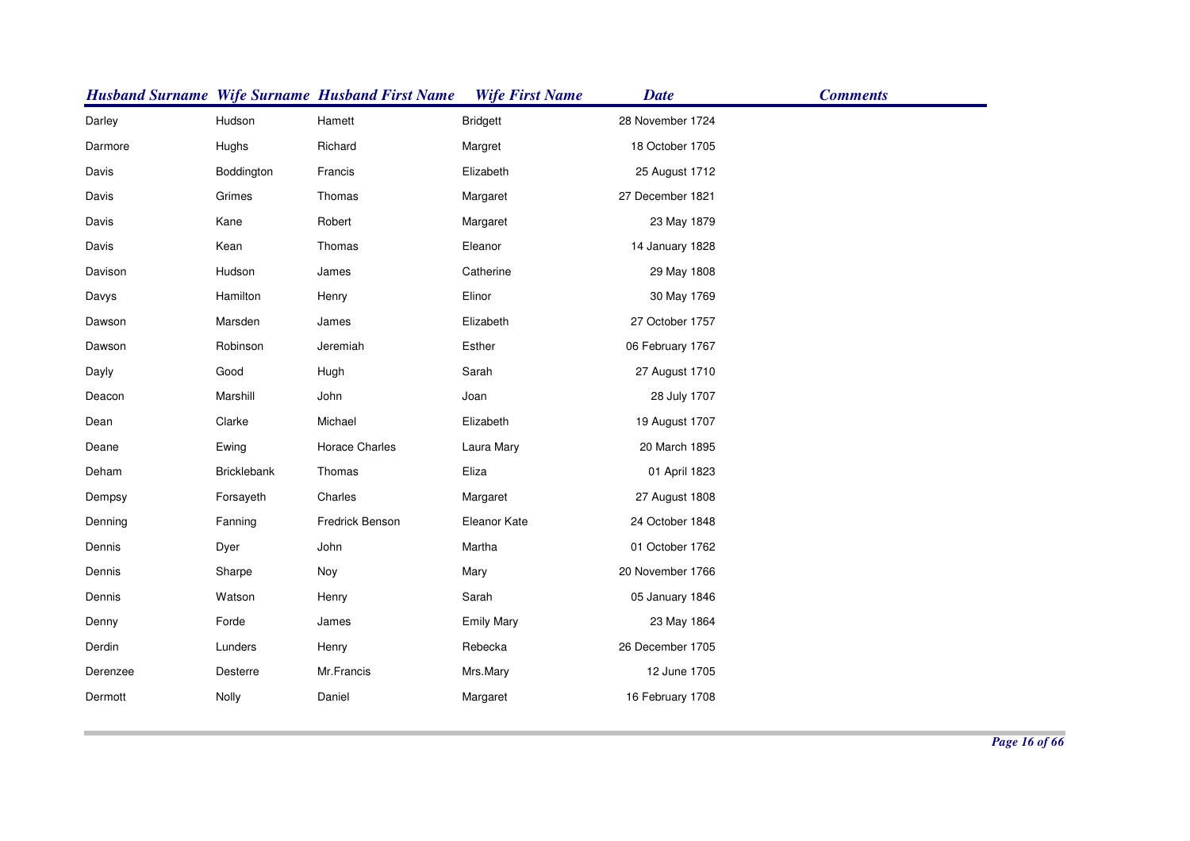| Husband Surname | Wife Surname | Husband First Name | Wife First Name | Date | Comments |
| --- | --- | --- | --- | --- | --- |
| Darley | Hudson | Hamett | Bridgett | 28 November 1724 | |
| Darmore | Hughs | Richard | Margret | 18 October 1705 | |
| Davis | Boddington | Francis | Elizabeth | 25 August 1712 | |
| Davis | Grimes | Thomas | Margaret | 27 December 1821 | |
| Davis | Kane | Robert | Margaret | 23 May 1879 | |
| Davis | Kean | Thomas | Eleanor | 14 January 1828 | |
| Davison | Hudson | James | Catherine | 29 May 1808 | |
| Davys | Hamilton | Henry | Elinor | 30 May 1769 | |
| Dawson | Marsden | James | Elizabeth | 27 October 1757 | |
| Dawson | Robinson | Jeremiah | Esther | 06 February 1767 | |
| Dayly | Good | Hugh | Sarah | 27 August 1710 | |
| Deacon | Marshill | John | Joan | 28 July 1707 | |
| Dean | Clarke | Michael | Elizabeth | 19 August 1707 | |
| Deane | Ewing | Horace Charles | Laura Mary | 20 March 1895 | |
| Deham | Bricklebank | Thomas | Eliza | 01 April 1823 | |
| Dempsy | Forsayeth | Charles | Margaret | 27 August 1808 | |
| Denning | Fanning | Fredrick Benson | Eleanor Kate | 24 October 1848 | |
| Dennis | Dyer | John | Martha | 01 October 1762 | |
| Dennis | Sharpe | Noy | Mary | 20 November 1766 | |
| Dennis | Watson | Henry | Sarah | 05 January 1846 | |
| Denny | Forde | James | Emily Mary | 23 May 1864 | |
| Derdin | Lunders | Henry | Rebecka | 26 December 1705 | |
| Derenzee | Desterre | Mr.Francis | Mrs.Mary | 12 June 1705 | |
| Dermott | Nolly | Daniel | Margaret | 16 February 1708 | |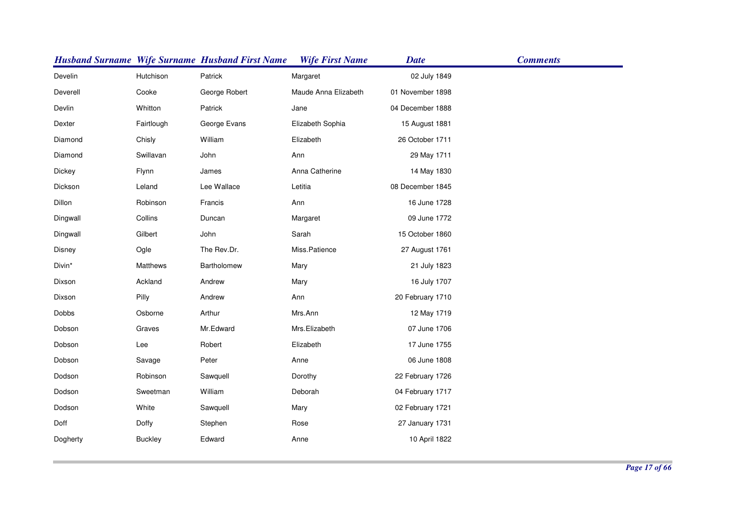| Husband Surname | Wife Surname | Husband First Name | Wife First Name | Date | Comments |
|---|---|---|---|---|---|
| Develin | Hutchison | Patrick | Margaret | 02 July 1849 | |
| Deverell | Cooke | George Robert | Maude Anna Elizabeth | 01 November 1898 | |
| Devlin | Whitton | Patrick | Jane | 04 December 1888 | |
| Dexter | Fairtlough | George Evans | Elizabeth Sophia | 15 August 1881 | |
| Diamond | Chisly | William | Elizabeth | 26 October 1711 | |
| Diamond | Swillavan | John | Ann | 29 May 1711 | |
| Dickey | Flynn | James | Anna Catherine | 14 May 1830 | |
| Dickson | Leland | Lee Wallace | Letitia | 08 December 1845 | |
| Dillon | Robinson | Francis | Ann | 16 June 1728 | |
| Dingwall | Collins | Duncan | Margaret | 09 June 1772 | |
| Dingwall | Gilbert | John | Sarah | 15 October 1860 | |
| Disney | Ogle | The Rev.Dr. | Miss.Patience | 27 August 1761 | |
| Divin* | Matthews | Bartholomew | Mary | 21 July 1823 | |
| Dixson | Ackland | Andrew | Mary | 16 July 1707 | |
| Dixson | Pilly | Andrew | Ann | 20 February 1710 | |
| Dobbs | Osborne | Arthur | Mrs.Ann | 12 May 1719 | |
| Dobson | Graves | Mr.Edward | Mrs.Elizabeth | 07 June 1706 | |
| Dobson | Lee | Robert | Elizabeth | 17 June 1755 | |
| Dobson | Savage | Peter | Anne | 06 June 1808 | |
| Dodson | Robinson | Sawquell | Dorothy | 22 February 1726 | |
| Dodson | Sweetman | William | Deborah | 04 February 1717 | |
| Dodson | White | Sawquell | Mary | 02 February 1721 | |
| Doff | Doffy | Stephen | Rose | 27 January 1731 | |
| Dogherty | Buckley | Edward | Anne | 10 April 1822 | |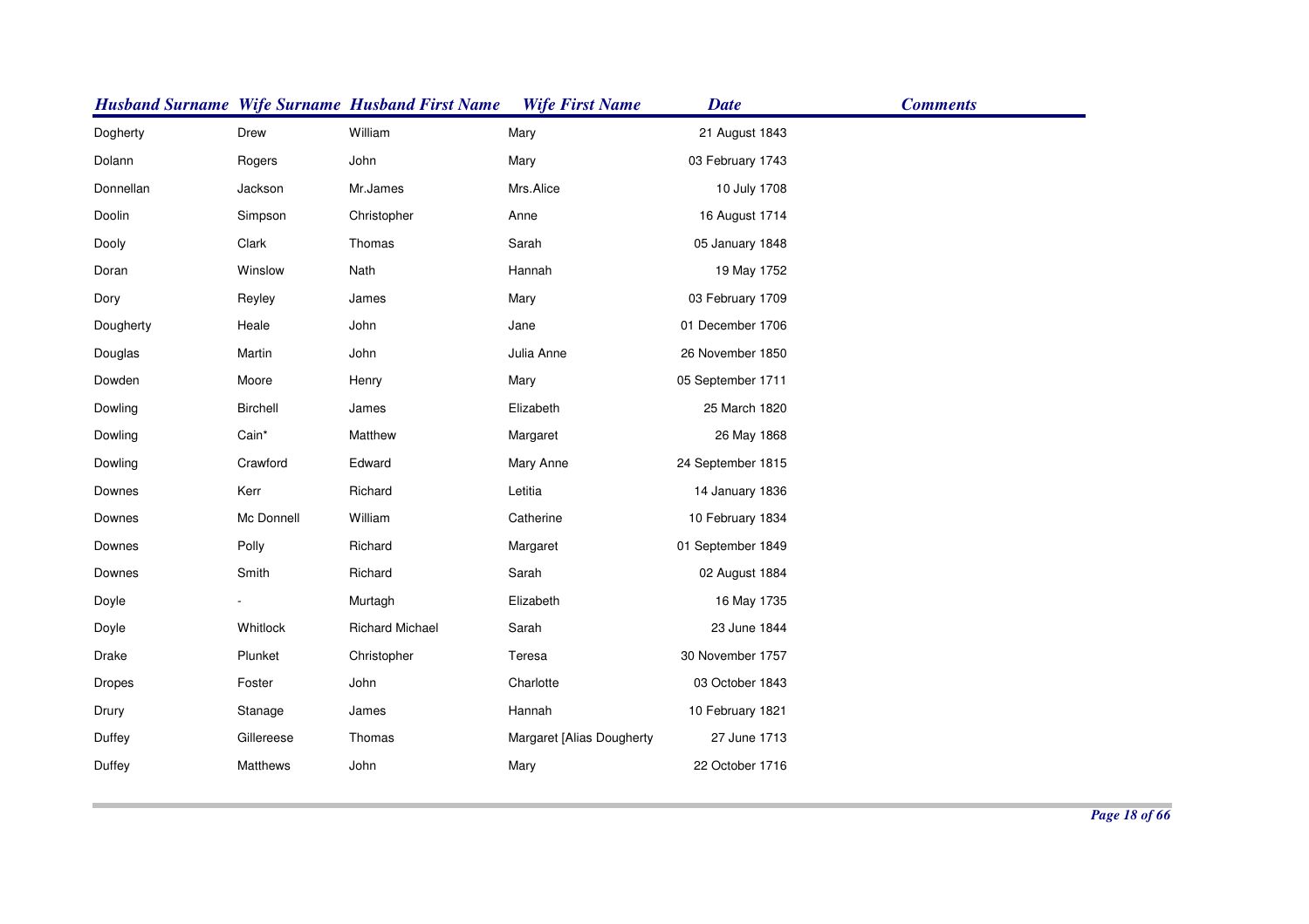| Husband Surname | Wife Surname | Husband First Name | Wife First Name | Date | Comments |
|---|---|---|---|---|---|
| Dogherty | Drew | William | Mary | 21 August 1843 | |
| Dolann | Rogers | John | Mary | 03 February 1743 | |
| Donnellan | Jackson | Mr.James | Mrs.Alice | 10 July 1708 | |
| Doolin | Simpson | Christopher | Anne | 16 August 1714 | |
| Dooly | Clark | Thomas | Sarah | 05 January 1848 | |
| Doran | Winslow | Nath | Hannah | 19 May 1752 | |
| Dory | Reyley | James | Mary | 03 February 1709 | |
| Dougherty | Heale | John | Jane | 01 December 1706 | |
| Douglas | Martin | John | Julia Anne | 26 November 1850 | |
| Dowden | Moore | Henry | Mary | 05 September 1711 | |
| Dowling | Birchell | James | Elizabeth | 25 March 1820 | |
| Dowling | Cain* | Matthew | Margaret | 26 May 1868 | |
| Dowling | Crawford | Edward | Mary Anne | 24 September 1815 | |
| Downes | Kerr | Richard | Letitia | 14 January 1836 | |
| Downes | Mc Donnell | William | Catherine | 10 February 1834 | |
| Downes | Polly | Richard | Margaret | 01 September 1849 | |
| Downes | Smith | Richard | Sarah | 02 August 1884 | |
| Doyle | - | Murtagh | Elizabeth | 16 May 1735 | |
| Doyle | Whitlock | Richard Michael | Sarah | 23 June 1844 | |
| Drake | Plunket | Christopher | Teresa | 30 November 1757 | |
| Dropes | Foster | John | Charlotte | 03 October 1843 | |
| Drury | Stanage | James | Hannah | 10 February 1821 | |
| Duffey | Gillereese | Thomas | Margaret [Alias Dougherty | 27 June 1713 | |
| Duffey | Matthews | John | Mary | 22 October 1716 | |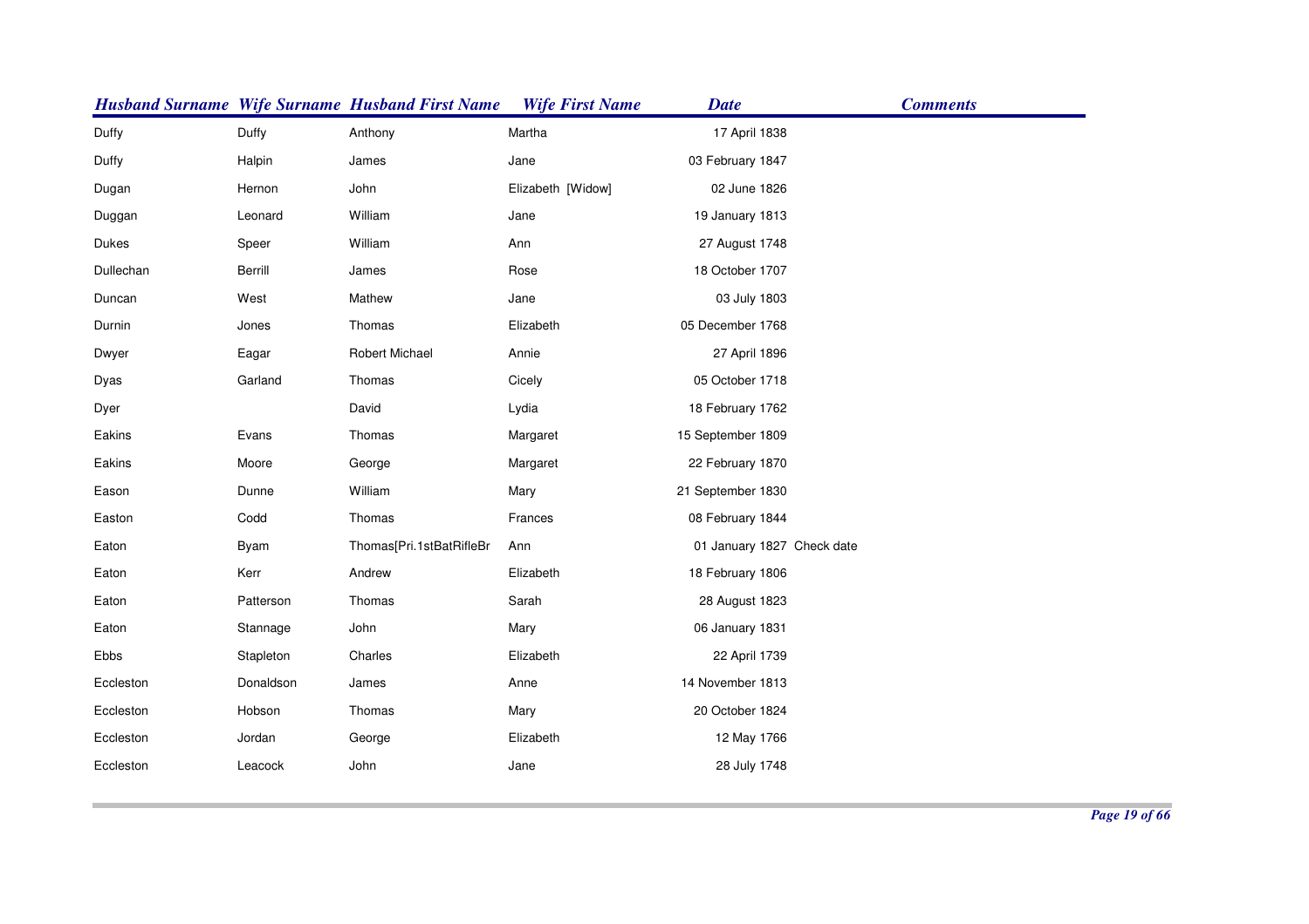| Husband Surname | Wife Surname | Husband First Name | Wife First Name | Date | Comments |
|---|---|---|---|---|---|
| Duffy | Duffy | Anthony | Martha | 17 April 1838 | |
| Duffy | Halpin | James | Jane | 03 February 1847 | |
| Dugan | Hernon | John | Elizabeth [Widow] | 02 June 1826 | |
| Duggan | Leonard | William | Jane | 19 January 1813 | |
| Dukes | Speer | William | Ann | 27 August 1748 | |
| Dullechan | Berrill | James | Rose | 18 October 1707 | |
| Duncan | West | Mathew | Jane | 03 July 1803 | |
| Durnin | Jones | Thomas | Elizabeth | 05 December 1768 | |
| Dwyer | Eagar | Robert Michael | Annie | 27 April 1896 | |
| Dyas | Garland | Thomas | Cicely | 05 October 1718 | |
| Dyer | | David | Lydia | 18 February 1762 | |
| Eakins | Evans | Thomas | Margaret | 15 September 1809 | |
| Eakins | Moore | George | Margaret | 22 February 1870 | |
| Eason | Dunne | William | Mary | 21 September 1830 | |
| Easton | Codd | Thomas | Frances | 08 February 1844 | |
| Eaton | Byam | Thomas[Pri.1stBatRifleBr | Ann | 01 January 1827 | Check date |
| Eaton | Kerr | Andrew | Elizabeth | 18 February 1806 | |
| Eaton | Patterson | Thomas | Sarah | 28 August 1823 | |
| Eaton | Stannage | John | Mary | 06 January 1831 | |
| Ebbs | Stapleton | Charles | Elizabeth | 22 April 1739 | |
| Eccleston | Donaldson | James | Anne | 14 November 1813 | |
| Eccleston | Hobson | Thomas | Mary | 20 October 1824 | |
| Eccleston | Jordan | George | Elizabeth | 12 May 1766 | |
| Eccleston | Leacock | John | Jane | 28 July 1748 | |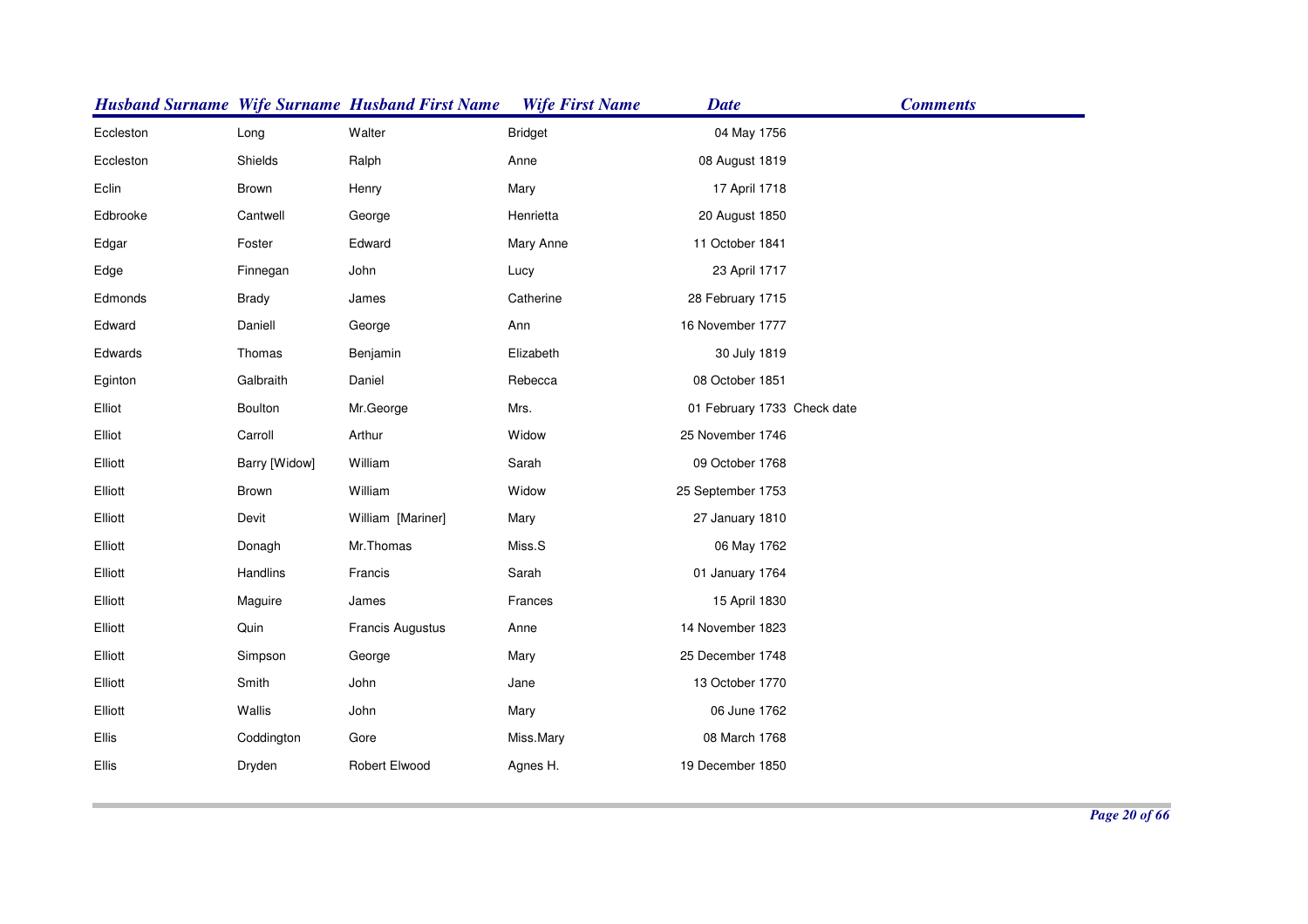| Husband Surname | Wife Surname | Husband First Name | Wife First Name | Date | Comments |
|---|---|---|---|---|---|
| Eccleston | Long | Walter | Bridget | 04 May 1756 | |
| Eccleston | Shields | Ralph | Anne | 08 August 1819 | |
| Eclin | Brown | Henry | Mary | 17 April 1718 | |
| Edbrooke | Cantwell | George | Henrietta | 20 August 1850 | |
| Edgar | Foster | Edward | Mary Anne | 11 October 1841 | |
| Edge | Finnegan | John | Lucy | 23 April 1717 | |
| Edmonds | Brady | James | Catherine | 28 February 1715 | |
| Edward | Daniell | George | Ann | 16 November 1777 | |
| Edwards | Thomas | Benjamin | Elizabeth | 30 July 1819 | |
| Eginton | Galbraith | Daniel | Rebecca | 08 October 1851 | |
| Elliot | Boulton | Mr.George | Mrs. | 01 February 1733 | Check date |
| Elliot | Carroll | Arthur | Widow | 25 November 1746 | |
| Elliott | Barry [Widow] | William | Sarah | 09 October 1768 | |
| Elliott | Brown | William | Widow | 25 September 1753 | |
| Elliott | Devit | William [Mariner] | Mary | 27 January 1810 | |
| Elliott | Donagh | Mr.Thomas | Miss.S | 06 May 1762 | |
| Elliott | Handlins | Francis | Sarah | 01 January 1764 | |
| Elliott | Maguire | James | Frances | 15 April 1830 | |
| Elliott | Quin | Francis Augustus | Anne | 14 November 1823 | |
| Elliott | Simpson | George | Mary | 25 December 1748 | |
| Elliott | Smith | John | Jane | 13 October 1770 | |
| Elliott | Wallis | John | Mary | 06 June 1762 | |
| Ellis | Coddington | Gore | Miss.Mary | 08 March 1768 | |
| Ellis | Dryden | Robert Elwood | Agnes H. | 19 December 1850 | |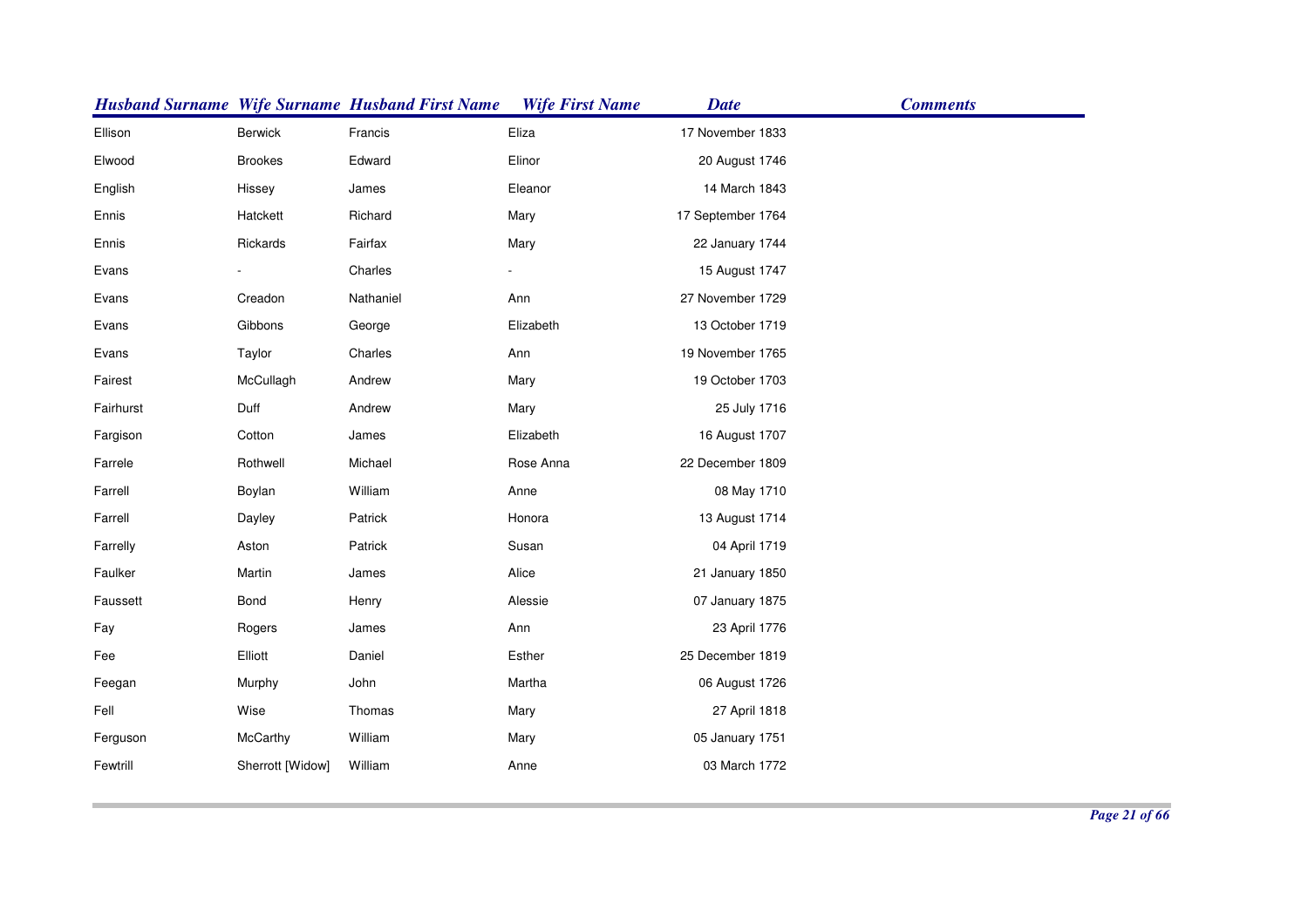| Husband Surname | Wife Surname | Husband First Name | Wife First Name | Date | Comments |
|---|---|---|---|---|---|
| Ellison | Berwick | Francis | Eliza | 17 November 1833 | |
| Elwood | Brookes | Edward | Elinor | 20 August 1746 | |
| English | Hissey | James | Eleanor | 14 March 1843 | |
| Ennis | Hatckett | Richard | Mary | 17 September 1764 | |
| Ennis | Rickards | Fairfax | Mary | 22 January 1744 | |
| Evans | - | Charles | - | 15 August 1747 | |
| Evans | Creadon | Nathaniel | Ann | 27 November 1729 | |
| Evans | Gibbons | George | Elizabeth | 13 October 1719 | |
| Evans | Taylor | Charles | Ann | 19 November 1765 | |
| Fairest | McCullagh | Andrew | Mary | 19 October 1703 | |
| Fairhurst | Duff | Andrew | Mary | 25 July 1716 | |
| Fargison | Cotton | James | Elizabeth | 16 August 1707 | |
| Farrele | Rothwell | Michael | Rose Anna | 22 December 1809 | |
| Farrell | Boylan | William | Anne | 08 May 1710 | |
| Farrell | Dayley | Patrick | Honora | 13 August 1714 | |
| Farrelly | Aston | Patrick | Susan | 04 April 1719 | |
| Faulker | Martin | James | Alice | 21 January 1850 | |
| Faussett | Bond | Henry | Alessie | 07 January 1875 | |
| Fay | Rogers | James | Ann | 23 April 1776 | |
| Fee | Elliott | Daniel | Esther | 25 December 1819 | |
| Feegan | Murphy | John | Martha | 06 August 1726 | |
| Fell | Wise | Thomas | Mary | 27 April 1818 | |
| Ferguson | McCarthy | William | Mary | 05 January 1751 | |
| Fewtrill | Sherrott [Widow] | William | Anne | 03 March 1772 | |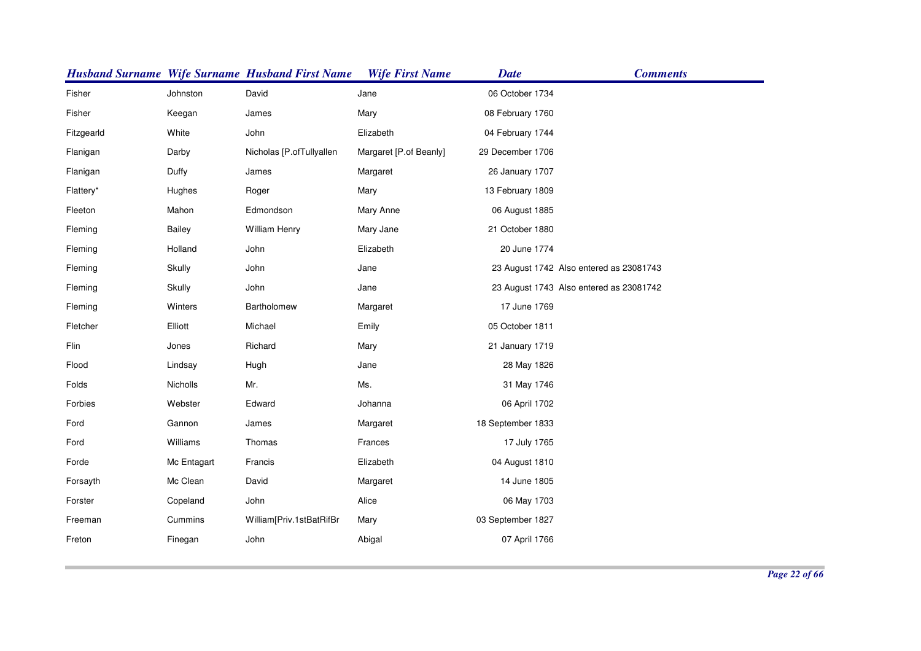| Husband Surname | Wife Surname | Husband First Name | Wife First Name | Date | Comments |
|---|---|---|---|---|---|
| Fisher | Johnston | David | Jane | 06 October 1734 | |
| Fisher | Keegan | James | Mary | 08 February 1760 | |
| Fitzgearld | White | John | Elizabeth | 04 February 1744 | |
| Flanigan | Darby | Nicholas [P.ofTullyallen | Margaret [P.of Beanly] | 29 December 1706 | |
| Flanigan | Duffy | James | Margaret | 26 January 1707 | |
| Flattery* | Hughes | Roger | Mary | 13 February 1809 | |
| Fleeton | Mahon | Edmondson | Mary Anne | 06 August 1885 | |
| Fleming | Bailey | William Henry | Mary Jane | 21 October 1880 | |
| Fleming | Holland | John | Elizabeth | 20 June 1774 | |
| Fleming | Skully | John | Jane | 23 August 1742 | Also entered as 23081743 |
| Fleming | Skully | John | Jane | 23 August 1743 | Also entered as 23081742 |
| Fleming | Winters | Bartholomew | Margaret | 17 June 1769 | |
| Fletcher | Elliott | Michael | Emily | 05 October 1811 | |
| Flin | Jones | Richard | Mary | 21 January 1719 | |
| Flood | Lindsay | Hugh | Jane | 28 May 1826 | |
| Folds | Nicholls | Mr. | Ms. | 31 May 1746 | |
| Forbies | Webster | Edward | Johanna | 06 April 1702 | |
| Ford | Gannon | James | Margaret | 18 September 1833 | |
| Ford | Williams | Thomas | Frances | 17 July 1765 | |
| Forde | Mc Entagart | Francis | Elizabeth | 04 August 1810 | |
| Forsayth | Mc Clean | David | Margaret | 14 June 1805 | |
| Forster | Copeland | John | Alice | 06 May 1703 | |
| Freeman | Cummins | William[Priv.1stBatRifBr | Mary | 03 September 1827 | |
| Freton | Finegan | John | Abigal | 07 April 1766 | |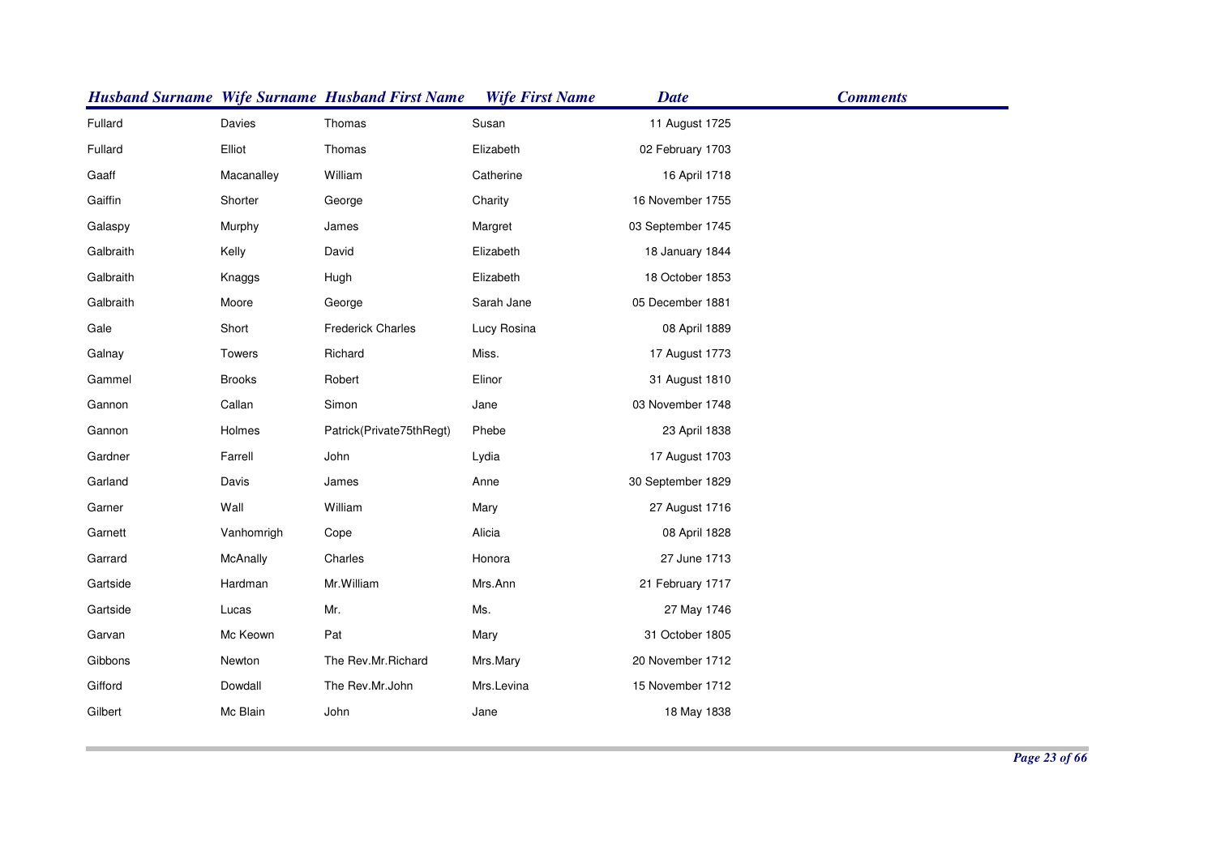| Husband Surname | Wife Surname | Husband First Name | Wife First Name | Date | Comments |
|---|---|---|---|---|---|
| Fullard | Davies | Thomas | Susan | 11 August 1725 | |
| Fullard | Elliot | Thomas | Elizabeth | 02 February 1703 | |
| Gaaff | Macanalley | William | Catherine | 16 April 1718 | |
| Gaiffin | Shorter | George | Charity | 16 November 1755 | |
| Galaspy | Murphy | James | Margret | 03 September 1745 | |
| Galbraith | Kelly | David | Elizabeth | 18 January 1844 | |
| Galbraith | Knaggs | Hugh | Elizabeth | 18 October 1853 | |
| Galbraith | Moore | George | Sarah Jane | 05 December 1881 | |
| Gale | Short | Frederick Charles | Lucy Rosina | 08 April 1889 | |
| Galnay | Towers | Richard | Miss. | 17 August 1773 | |
| Gammel | Brooks | Robert | Elinor | 31 August 1810 | |
| Gannon | Callan | Simon | Jane | 03 November 1748 | |
| Gannon | Holmes | Patrick(Private75thRegt) | Phebe | 23 April 1838 | |
| Gardner | Farrell | John | Lydia | 17 August 1703 | |
| Garland | Davis | James | Anne | 30 September 1829 | |
| Garner | Wall | William | Mary | 27 August 1716 | |
| Garnett | Vanhomrigh | Cope | Alicia | 08 April 1828 | |
| Garrard | McAnally | Charles | Honora | 27 June 1713 | |
| Gartside | Hardman | Mr.William | Mrs.Ann | 21 February 1717 | |
| Gartside | Lucas | Mr. | Ms. | 27 May 1746 | |
| Garvan | Mc Keown | Pat | Mary | 31 October 1805 | |
| Gibbons | Newton | The Rev.Mr.Richard | Mrs.Mary | 20 November 1712 | |
| Gifford | Dowdall | The Rev.Mr.John | Mrs.Levina | 15 November 1712 | |
| Gilbert | Mc Blain | John | Jane | 18 May 1838 | |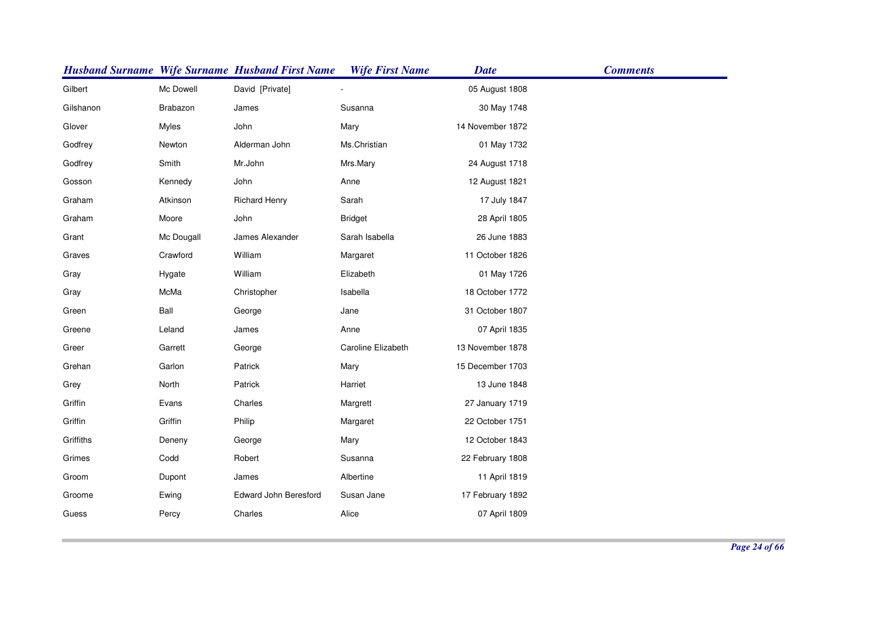| Husband Surname | Wife Surname | Husband First Name | Wife First Name | Date | Comments |
|---|---|---|---|---|---|
| Gilbert | Mc Dowell | David [Private] | - | 05 August 1808 | |
| Gilshanon | Brabazon | James | Susanna | 30 May 1748 | |
| Glover | Myles | John | Mary | 14 November 1872 | |
| Godfrey | Newton | Alderman John | Ms.Christian | 01 May 1732 | |
| Godfrey | Smith | Mr.John | Mrs.Mary | 24 August 1718 | |
| Gosson | Kennedy | John | Anne | 12 August 1821 | |
| Graham | Atkinson | Richard Henry | Sarah | 17 July 1847 | |
| Graham | Moore | John | Bridget | 28 April 1805 | |
| Grant | Mc Dougall | James Alexander | Sarah Isabella | 26 June 1883 | |
| Graves | Crawford | William | Margaret | 11 October 1826 | |
| Gray | Hygate | William | Elizabeth | 01 May 1726 | |
| Gray | McMa | Christopher | Isabella | 18 October 1772 | |
| Green | Ball | George | Jane | 31 October 1807 | |
| Greene | Leland | James | Anne | 07 April 1835 | |
| Greer | Garrett | George | Caroline Elizabeth | 13 November 1878 | |
| Grehan | Garlon | Patrick | Mary | 15 December 1703 | |
| Grey | North | Patrick | Harriet | 13 June 1848 | |
| Griffin | Evans | Charles | Margrett | 27 January 1719 | |
| Griffin | Griffin | Philip | Margaret | 22 October 1751 | |
| Griffiths | Deneny | George | Mary | 12 October 1843 | |
| Grimes | Codd | Robert | Susanna | 22 February 1808 | |
| Groom | Dupont | James | Albertine | 11 April 1819 | |
| Groome | Ewing | Edward John Beresford | Susan Jane | 17 February 1892 | |
| Guess | Percy | Charles | Alice | 07 April 1809 | |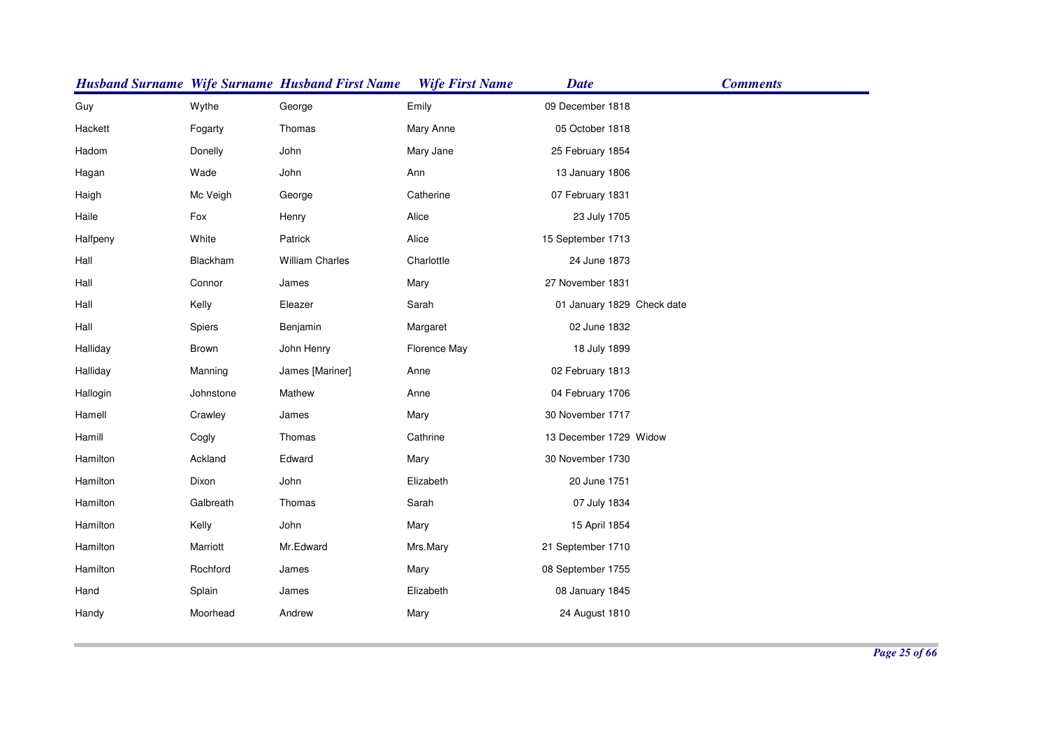| Husband Surname | Wife Surname | Husband First Name | Wife First Name | Date | Comments |
|---|---|---|---|---|---|
| Guy | Wythe | George | Emily | 09 December 1818 | |
| Hackett | Fogarty | Thomas | Mary Anne | 05 October 1818 | |
| Hadom | Donelly | John | Mary Jane | 25 February 1854 | |
| Hagan | Wade | John | Ann | 13 January 1806 | |
| Haigh | Mc Veigh | George | Catherine | 07 February 1831 | |
| Haile | Fox | Henry | Alice | 23 July 1705 | |
| Halfpeny | White | Patrick | Alice | 15 September 1713 | |
| Hall | Blackham | William Charles | Charlottle | 24 June 1873 | |
| Hall | Connor | James | Mary | 27 November 1831 | |
| Hall | Kelly | Eleazer | Sarah | 01 January 1829 | Check date |
| Hall | Spiers | Benjamin | Margaret | 02 June 1832 | |
| Halliday | Brown | John Henry | Florence May | 18 July 1899 | |
| Halliday | Manning | James [Mariner] | Anne | 02 February 1813 | |
| Hallogin | Johnstone | Mathew | Anne | 04 February 1706 | |
| Hamell | Crawley | James | Mary | 30 November 1717 | |
| Hamill | Cogly | Thomas | Cathrine | 13 December 1729 | Widow |
| Hamilton | Ackland | Edward | Mary | 30 November 1730 | |
| Hamilton | Dixon | John | Elizabeth | 20 June 1751 | |
| Hamilton | Galbreath | Thomas | Sarah | 07 July 1834 | |
| Hamilton | Kelly | John | Mary | 15 April 1854 | |
| Hamilton | Marriott | Mr.Edward | Mrs.Mary | 21 September 1710 | |
| Hamilton | Rochford | James | Mary | 08 September 1755 | |
| Hand | Splain | James | Elizabeth | 08 January 1845 | |
| Handy | Moorhead | Andrew | Mary | 24 August 1810 | |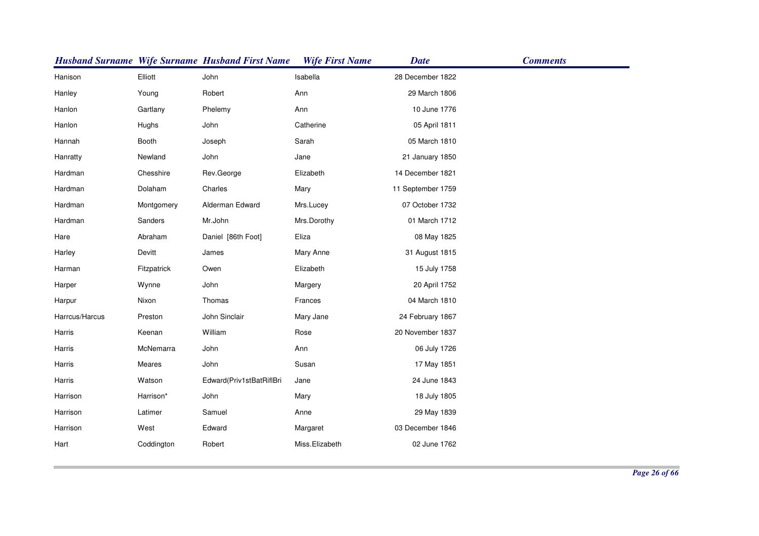| Husband Surname | Wife Surname | Husband First Name | Wife First Name | Date | Comments |
|---|---|---|---|---|---|
| Hanison | Elliott | John | Isabella | 28 December 1822 | |
| Hanley | Young | Robert | Ann | 29 March 1806 | |
| Hanlon | Gartlany | Phelemy | Ann | 10 June 1776 | |
| Hanlon | Hughs | John | Catherine | 05 April 1811 | |
| Hannah | Booth | Joseph | Sarah | 05 March 1810 | |
| Hanratty | Newland | John | Jane | 21 January 1850 | |
| Hardman | Chesshire | Rev.George | Elizabeth | 14 December 1821 | |
| Hardman | Dolaham | Charles | Mary | 11 September 1759 | |
| Hardman | Montgomery | Alderman Edward | Mrs.Lucey | 07 October 1732 | |
| Hardman | Sanders | Mr.John | Mrs.Dorothy | 01 March 1712 | |
| Hare | Abraham | Daniel [86th Foot] | Eliza | 08 May 1825 | |
| Harley | Devitt | James | Mary Anne | 31 August 1815 | |
| Harman | Fitzpatrick | Owen | Elizabeth | 15 July 1758 | |
| Harper | Wynne | John | Margery | 20 April 1752 | |
| Harpur | Nixon | Thomas | Frances | 04 March 1810 | |
| Harrcus/Harcus | Preston | John Sinclair | Mary Jane | 24 February 1867 | |
| Harris | Keenan | William | Rose | 20 November 1837 | |
| Harris | McNemarra | John | Ann | 06 July 1726 | |
| Harris | Meares | John | Susan | 17 May 1851 | |
| Harris | Watson | Edward(Priv1stBatRiflBri | Jane | 24 June 1843 | |
| Harrison | Harrison* | John | Mary | 18 July 1805 | |
| Harrison | Latimer | Samuel | Anne | 29 May 1839 | |
| Harrison | West | Edward | Margaret | 03 December 1846 | |
| Hart | Coddington | Robert | Miss.Elizabeth | 02 June 1762 | |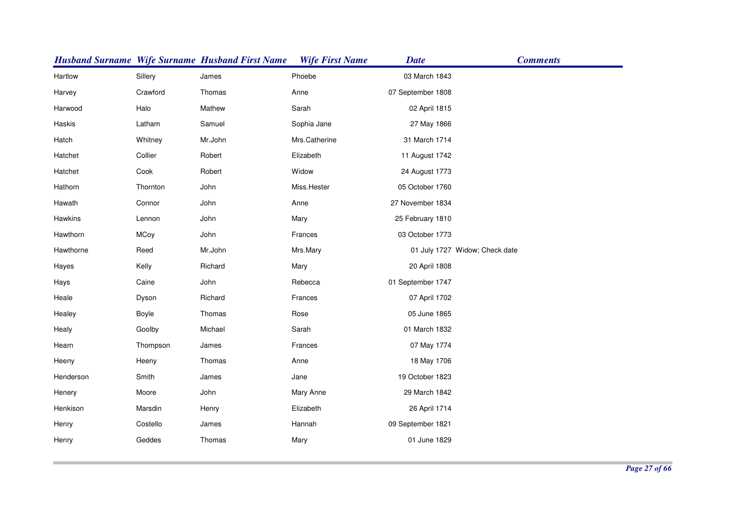| Husband Surname | Wife Surname | Husband First Name | Wife First Name | Date | Comments |
|---|---|---|---|---|---|
| Hartlow | Sillery | James | Phoebe | 03 March 1843 | |
| Harvey | Crawford | Thomas | Anne | 07 September 1808 | |
| Harwood | Halo | Mathew | Sarah | 02 April 1815 | |
| Haskis | Latham | Samuel | Sophia Jane | 27 May 1866 | |
| Hatch | Whitney | Mr.John | Mrs.Catherine | 31 March 1714 | |
| Hatchet | Collier | Robert | Elizabeth | 11 August 1742 | |
| Hatchet | Cook | Robert | Widow | 24 August 1773 | |
| Hathorn | Thornton | John | Miss.Hester | 05 October 1760 | |
| Hawath | Connor | John | Anne | 27 November 1834 | |
| Hawkins | Lennon | John | Mary | 25 February 1810 | |
| Hawthorn | MCoy | John | Frances | 03 October 1773 | |
| Hawthorne | Reed | Mr.John | Mrs.Mary | 01 July 1727 | Widow; Check date |
| Hayes | Kelly | Richard | Mary | 20 April 1808 | |
| Hays | Caine | John | Rebecca | 01 September 1747 | |
| Heale | Dyson | Richard | Frances | 07 April 1702 | |
| Healey | Boyle | Thomas | Rose | 05 June 1865 | |
| Healy | Goolby | Michael | Sarah | 01 March 1832 | |
| Hearn | Thompson | James | Frances | 07 May 1774 | |
| Heeny | Heeny | Thomas | Anne | 18 May 1706 | |
| Henderson | Smith | James | Jane | 19 October 1823 | |
| Henery | Moore | John | Mary Anne | 29 March 1842 | |
| Henkison | Marsdin | Henry | Elizabeth | 26 April 1714 | |
| Henry | Costello | James | Hannah | 09 September 1821 | |
| Henry | Geddes | Thomas | Mary | 01 June 1829 | |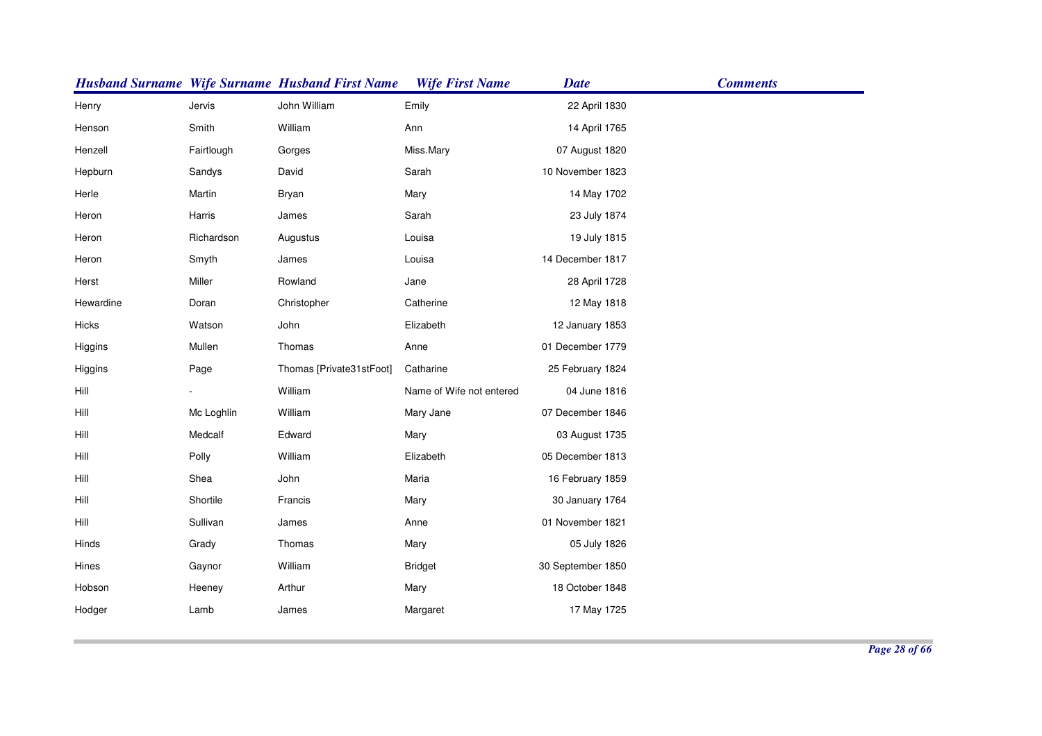| Husband Surname | Wife Surname | Husband First Name | Wife First Name | Date | Comments |
|---|---|---|---|---|---|
| Henry | Jervis | John William | Emily | 22 April 1830 | |
| Henson | Smith | William | Ann | 14 April 1765 | |
| Henzell | Fairtlough | Gorges | Miss.Mary | 07 August 1820 | |
| Hepburn | Sandys | David | Sarah | 10 November 1823 | |
| Herle | Martin | Bryan | Mary | 14 May 1702 | |
| Heron | Harris | James | Sarah | 23 July 1874 | |
| Heron | Richardson | Augustus | Louisa | 19 July 1815 | |
| Heron | Smyth | James | Louisa | 14 December 1817 | |
| Herst | Miller | Rowland | Jane | 28 April 1728 | |
| Hewardine | Doran | Christopher | Catherine | 12 May 1818 | |
| Hicks | Watson | John | Elizabeth | 12 January 1853 | |
| Higgins | Mullen | Thomas | Anne | 01 December 1779 | |
| Higgins | Page | Thomas [Private31stFoot] | Catharine | 25 February 1824 | |
| Hill | - | William | Name of Wife not entered | 04 June 1816 | |
| Hill | Mc Loghlin | William | Mary Jane | 07 December 1846 | |
| Hill | Medcalf | Edward | Mary | 03 August 1735 | |
| Hill | Polly | William | Elizabeth | 05 December 1813 | |
| Hill | Shea | John | Maria | 16 February 1859 | |
| Hill | Shortile | Francis | Mary | 30 January 1764 | |
| Hill | Sullivan | James | Anne | 01 November 1821 | |
| Hinds | Grady | Thomas | Mary | 05 July 1826 | |
| Hines | Gaynor | William | Bridget | 30 September 1850 | |
| Hobson | Heeney | Arthur | Mary | 18 October 1848 | |
| Hodger | Lamb | James | Margaret | 17 May 1725 | |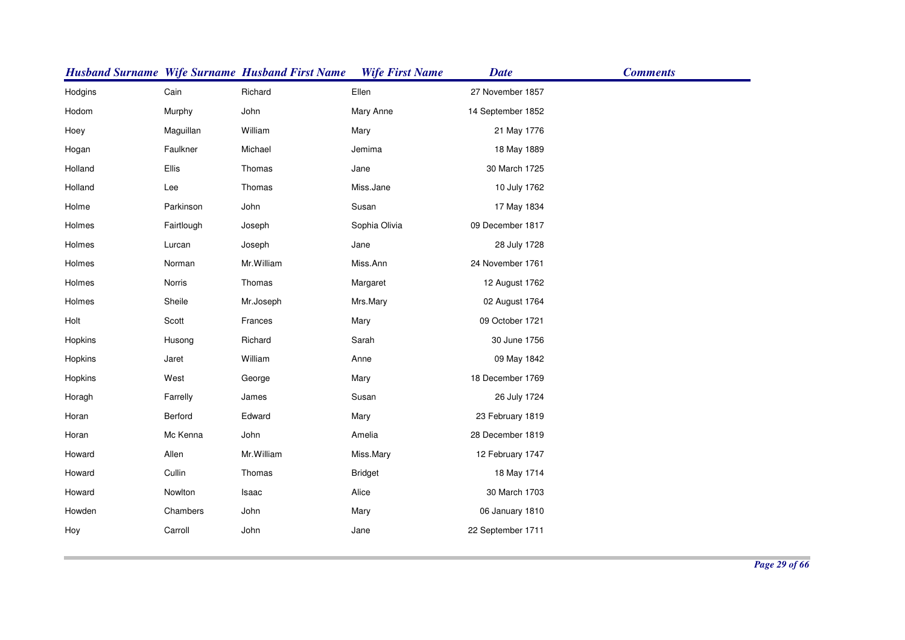| Husband Surname | Wife Surname | Husband First Name | Wife First Name | Date | Comments |
|---|---|---|---|---|---|
| Hodgins | Cain | Richard | Ellen | 27 November 1857 | |
| Hodom | Murphy | John | Mary Anne | 14 September 1852 | |
| Hoey | Maguillan | William | Mary | 21 May 1776 | |
| Hogan | Faulkner | Michael | Jemima | 18 May 1889 | |
| Holland | Ellis | Thomas | Jane | 30 March 1725 | |
| Holland | Lee | Thomas | Miss.Jane | 10 July 1762 | |
| Holme | Parkinson | John | Susan | 17 May 1834 | |
| Holmes | Fairtlough | Joseph | Sophia Olivia | 09 December 1817 | |
| Holmes | Lurcan | Joseph | Jane | 28 July 1728 | |
| Holmes | Norman | Mr.William | Miss.Ann | 24 November 1761 | |
| Holmes | Norris | Thomas | Margaret | 12 August 1762 | |
| Holmes | Sheile | Mr.Joseph | Mrs.Mary | 02 August 1764 | |
| Holt | Scott | Frances | Mary | 09 October 1721 | |
| Hopkins | Husong | Richard | Sarah | 30 June 1756 | |
| Hopkins | Jaret | William | Anne | 09 May 1842 | |
| Hopkins | West | George | Mary | 18 December 1769 | |
| Horagh | Farrelly | James | Susan | 26 July 1724 | |
| Horan | Berford | Edward | Mary | 23 February 1819 | |
| Horan | Mc Kenna | John | Amelia | 28 December 1819 | |
| Howard | Allen | Mr.William | Miss.Mary | 12 February 1747 | |
| Howard | Cullin | Thomas | Bridget | 18 May 1714 | |
| Howard | Nowlton | Isaac | Alice | 30 March 1703 | |
| Howden | Chambers | John | Mary | 06 January 1810 | |
| Hoy | Carroll | John | Jane | 22 September 1711 | |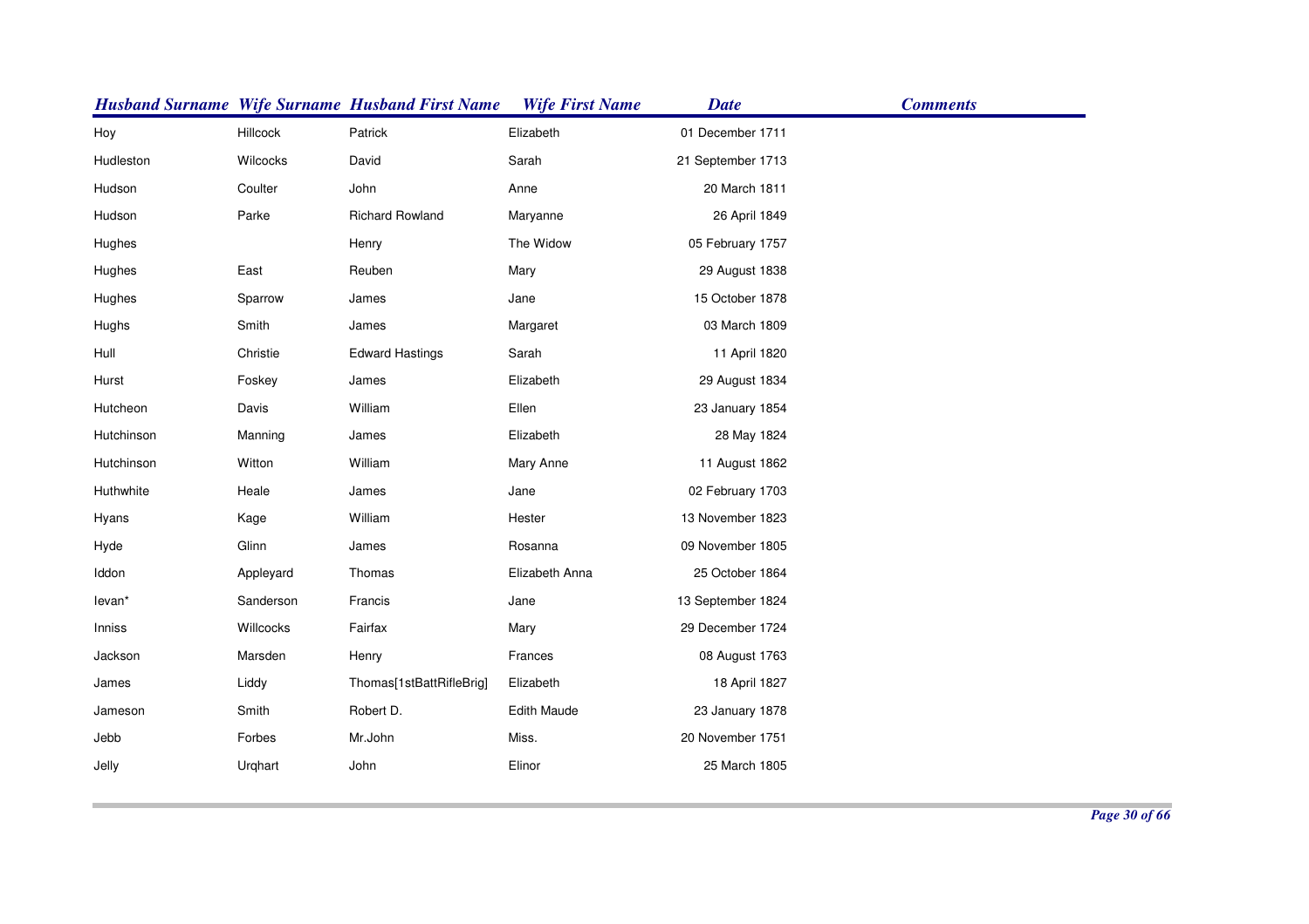| Husband Surname | Wife Surname | Husband First Name | Wife First Name | Date | Comments |
| --- | --- | --- | --- | --- | --- |
| Hoy | Hillcock | Patrick | Elizabeth | 01 December 1711 | |
| Hudleston | Wilcocks | David | Sarah | 21 September 1713 | |
| Hudson | Coulter | John | Anne | 20 March 1811 | |
| Hudson | Parke | Richard Rowland | Maryanne | 26 April 1849 | |
| Hughes | | Henry | The Widow | 05 February 1757 | |
| Hughes | East | Reuben | Mary | 29 August 1838 | |
| Hughes | Sparrow | James | Jane | 15 October 1878 | |
| Hughs | Smith | James | Margaret | 03 March 1809 | |
| Hull | Christie | Edward Hastings | Sarah | 11 April 1820 | |
| Hurst | Foskey | James | Elizabeth | 29 August 1834 | |
| Hutcheon | Davis | William | Ellen | 23 January 1854 | |
| Hutchinson | Manning | James | Elizabeth | 28 May 1824 | |
| Hutchinson | Witton | William | Mary Anne | 11 August 1862 | |
| Huthwhite | Heale | James | Jane | 02 February 1703 | |
| Hyans | Kage | William | Hester | 13 November 1823 | |
| Hyde | Glinn | James | Rosanna | 09 November 1805 | |
| Iddon | Appleyard | Thomas | Elizabeth Anna | 25 October 1864 | |
| Ievan* | Sanderson | Francis | Jane | 13 September 1824 | |
| Inniss | Willcocks | Fairfax | Mary | 29 December 1724 | |
| Jackson | Marsden | Henry | Frances | 08 August 1763 | |
| James | Liddy | Thomas[1stBattRifleBrig] | Elizabeth | 18 April 1827 | |
| Jameson | Smith | Robert D. | Edith Maude | 23 January 1878 | |
| Jebb | Forbes | Mr.John | Miss. | 20 November 1751 | |
| Jelly | Urqhart | John | Elinor | 25 March 1805 | |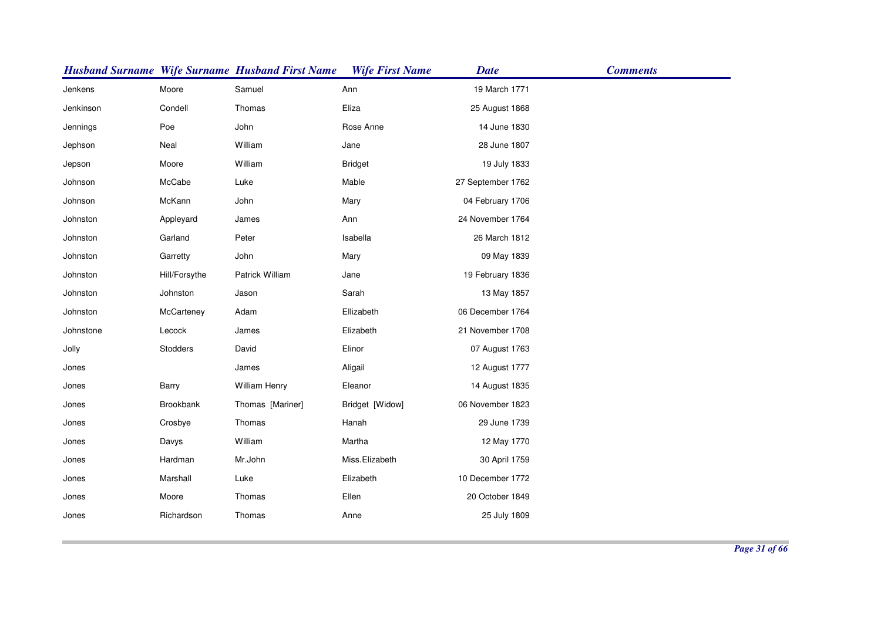| Husband Surname | Wife Surname | Husband First Name | Wife First Name | Date | Comments |
|---|---|---|---|---|---|
| Jenkens | Moore | Samuel | Ann | 19 March 1771 | |
| Jenkinson | Condell | Thomas | Eliza | 25 August 1868 | |
| Jennings | Poe | John | Rose Anne | 14 June 1830 | |
| Jephson | Neal | William | Jane | 28 June 1807 | |
| Jepson | Moore | William | Bridget | 19 July 1833 | |
| Johnson | McCabe | Luke | Mable | 27 September 1762 | |
| Johnson | McKann | John | Mary | 04 February 1706 | |
| Johnston | Appleyard | James | Ann | 24 November 1764 | |
| Johnston | Garland | Peter | Isabella | 26 March 1812 | |
| Johnston | Garretty | John | Mary | 09 May 1839 | |
| Johnston | Hill/Forsythe | Patrick William | Jane | 19 February 1836 | |
| Johnston | Johnston | Jason | Sarah | 13 May 1857 | |
| Johnston | McCarteney | Adam | Ellizabeth | 06 December 1764 | |
| Johnstone | Lecock | James | Elizabeth | 21 November 1708 | |
| Jolly | Stodders | David | Elinor | 07 August 1763 | |
| Jones | | James | Aligail | 12 August 1777 | |
| Jones | Barry | William Henry | Eleanor | 14 August 1835 | |
| Jones | Brookbank | Thomas [Mariner] | Bridget [Widow] | 06 November 1823 | |
| Jones | Crosbye | Thomas | Hanah | 29 June 1739 | |
| Jones | Davys | William | Martha | 12 May 1770 | |
| Jones | Hardman | Mr.John | Miss.Elizabeth | 30 April 1759 | |
| Jones | Marshall | Luke | Elizabeth | 10 December 1772 | |
| Jones | Moore | Thomas | Ellen | 20 October 1849 | |
| Jones | Richardson | Thomas | Anne | 25 July 1809 | |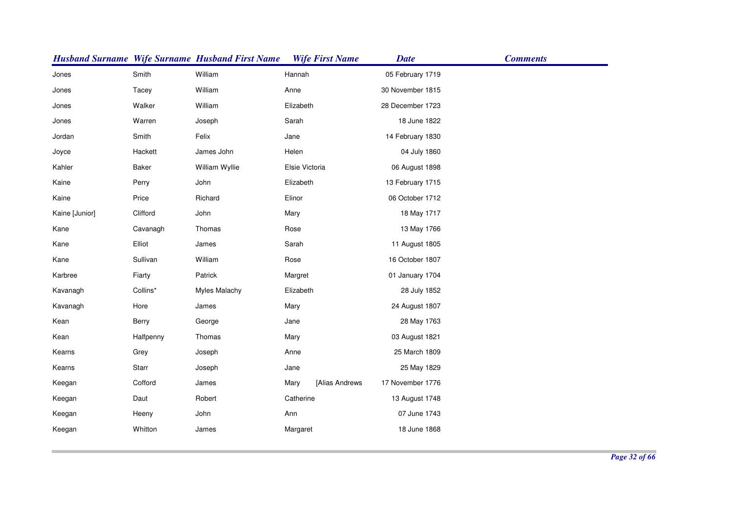| *Husband Surname* | *Wife Surname* | *Husband First Name* | *Wife First Name* | *Date* | *Comments* |
|---|---|---|---|---|---|
| Jones | Smith | William | Hannah | 05 February 1719 | |
| Jones | Tacey | William | Anne | 30 November 1815 | |
| Jones | Walker | William | Elizabeth | 28 December 1723 | |
| Jones | Warren | Joseph | Sarah | 18 June 1822 | |
| Jordan | Smith | Felix | Jane | 14 February 1830 | |
| Joyce | Hackett | James John | Helen | 04 July 1860 | |
| Kahler | Baker | William Wyllie | Elsie Victoria | 06 August 1898 | |
| Kaine | Perry | John | Elizabeth | 13 February 1715 | |
| Kaine | Price | Richard | Elinor | 06 October 1712 | |
| Kaine [Junior] | Clifford | John | Mary | 18 May 1717 | |
| Kane | Cavanagh | Thomas | Rose | 13 May 1766 | |
| Kane | Elliot | James | Sarah | 11 August 1805 | |
| Kane | Sullivan | William | Rose | 16 October 1807 | |
| Karbree | Fiarty | Patrick | Margret | 01 January 1704 | |
| Kavanagh | Collins* | Myles Malachy | Elizabeth | 28 July 1852 | |
| Kavanagh | Hore | James | Mary | 24 August 1807 | |
| Kean | Berry | George | Jane | 28 May 1763 | |
| Kean | Halfpenny | Thomas | Mary | 03 August 1821 | |
| Kearns | Grey | Joseph | Anne | 25 March 1809 | |
| Kearns | Starr | Joseph | Jane | 25 May 1829 | |
| Keegan | Cofford | James | Mary [Alias Andrews | 17 November 1776 | |
| Keegan | Daut | Robert | Catherine | 13 August 1748 | |
| Keegan | Heeny | John | Ann | 07 June 1743 | |
| Keegan | Whitton | James | Margaret | 18 June 1868 | |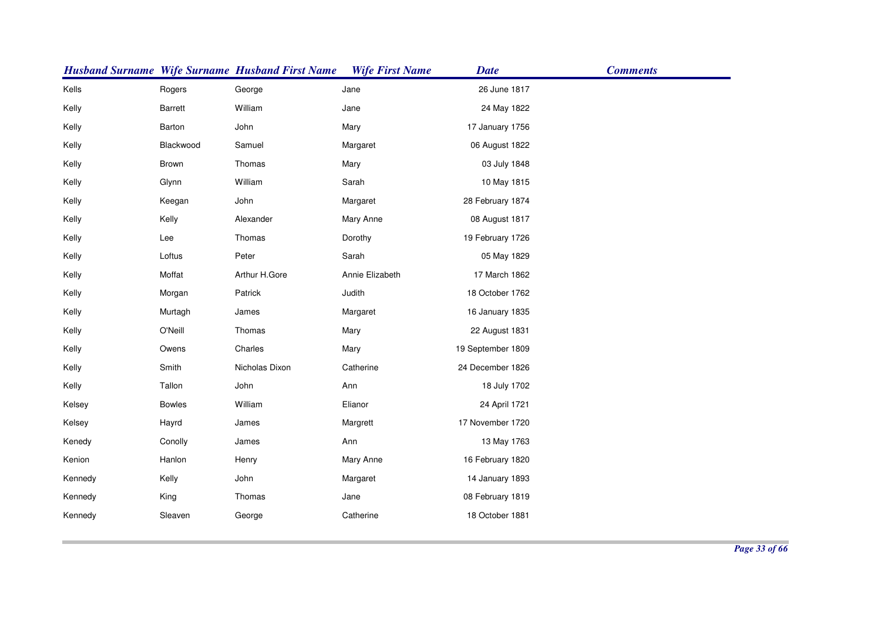| Husband Surname | Wife Surname | Husband First Name | Wife First Name | Date | Comments |
| --- | --- | --- | --- | --- | --- |
| Kells | Rogers | George | Jane | 26 June 1817 | |
| Kelly | Barrett | William | Jane | 24 May 1822 | |
| Kelly | Barton | John | Mary | 17 January 1756 | |
| Kelly | Blackwood | Samuel | Margaret | 06 August 1822 | |
| Kelly | Brown | Thomas | Mary | 03 July 1848 | |
| Kelly | Glynn | William | Sarah | 10 May 1815 | |
| Kelly | Keegan | John | Margaret | 28 February 1874 | |
| Kelly | Kelly | Alexander | Mary Anne | 08 August 1817 | |
| Kelly | Lee | Thomas | Dorothy | 19 February 1726 | |
| Kelly | Loftus | Peter | Sarah | 05 May 1829 | |
| Kelly | Moffat | Arthur H.Gore | Annie Elizabeth | 17 March 1862 | |
| Kelly | Morgan | Patrick | Judith | 18 October 1762 | |
| Kelly | Murtagh | James | Margaret | 16 January 1835 | |
| Kelly | O'Neill | Thomas | Mary | 22 August 1831 | |
| Kelly | Owens | Charles | Mary | 19 September 1809 | |
| Kelly | Smith | Nicholas Dixon | Catherine | 24 December 1826 | |
| Kelly | Tallon | John | Ann | 18 July 1702 | |
| Kelsey | Bowles | William | Elianor | 24 April 1721 | |
| Kelsey | Hayrd | James | Margrett | 17 November 1720 | |
| Kenedy | Conolly | James | Ann | 13 May 1763 | |
| Kenion | Hanlon | Henry | Mary Anne | 16 February 1820 | |
| Kennedy | Kelly | John | Margaret | 14 January 1893 | |
| Kennedy | King | Thomas | Jane | 08 February 1819 | |
| Kennedy | Sleaven | George | Catherine | 18 October 1881 | |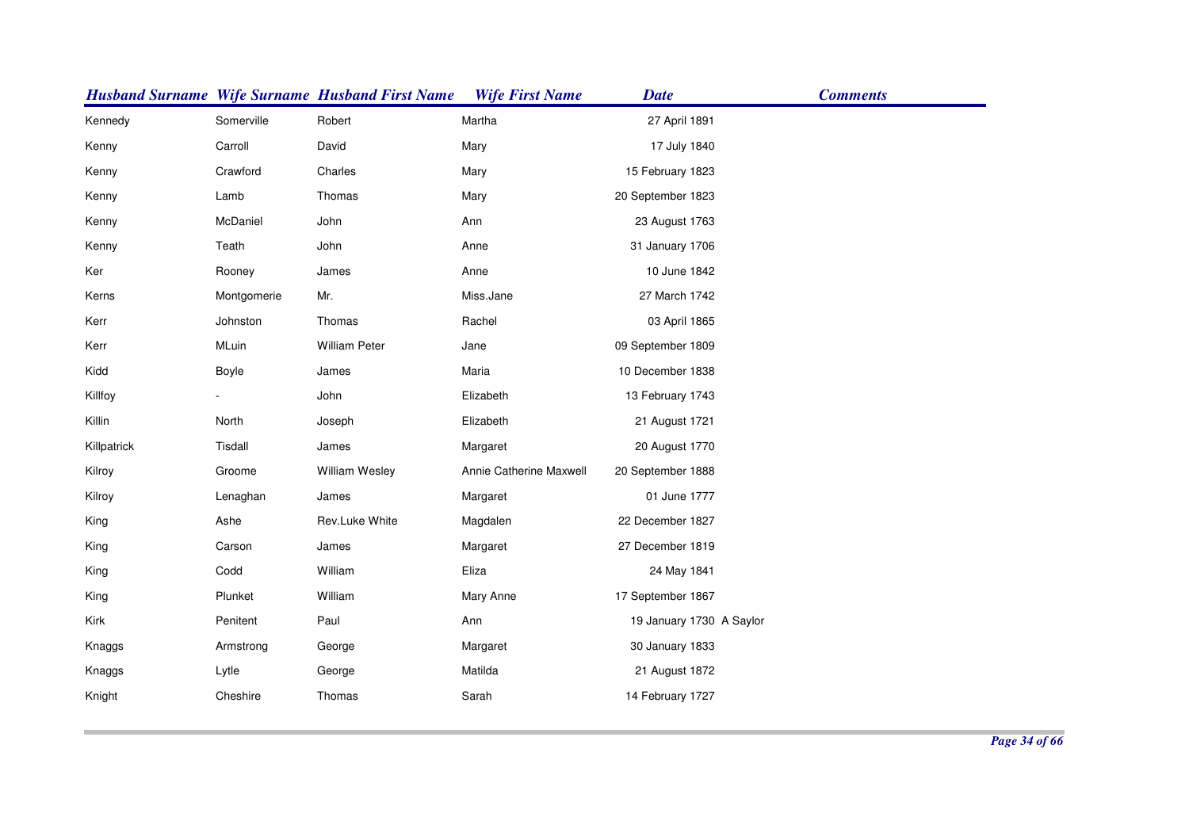| Husband Surname | Wife Surname | Husband First Name | Wife First Name | Date | Comments |
|---|---|---|---|---|---|
| Kennedy | Somerville | Robert | Martha | 27 April 1891 | |
| Kenny | Carroll | David | Mary | 17 July 1840 | |
| Kenny | Crawford | Charles | Mary | 15 February 1823 | |
| Kenny | Lamb | Thomas | Mary | 20 September 1823 | |
| Kenny | McDaniel | John | Ann | 23 August 1763 | |
| Kenny | Teath | John | Anne | 31 January 1706 | |
| Ker | Rooney | James | Anne | 10 June 1842 | |
| Kerns | Montgomerie | Mr. | Miss.Jane | 27 March 1742 | |
| Kerr | Johnston | Thomas | Rachel | 03 April 1865 | |
| Kerr | MLuin | William Peter | Jane | 09 September 1809 | |
| Kidd | Boyle | James | Maria | 10 December 1838 | |
| Killfoy | - | John | Elizabeth | 13 February 1743 | |
| Killin | North | Joseph | Elizabeth | 21 August 1721 | |
| Killpatrick | Tisdall | James | Margaret | 20 August 1770 | |
| Kilroy | Groome | William Wesley | Annie Catherine Maxwell | 20 September 1888 | |
| Kilroy | Lenaghan | James | Margaret | 01 June 1777 | |
| King | Ashe | Rev.Luke White | Magdalen | 22 December 1827 | |
| King | Carson | James | Margaret | 27 December 1819 | |
| King | Codd | William | Eliza | 24 May 1841 | |
| King | Plunket | William | Mary Anne | 17 September 1867 | |
| Kirk | Penitent | Paul | Ann | 19 January 1730 | A Saylor |
| Knaggs | Armstrong | George | Margaret | 30 January 1833 | |
| Knaggs | Lytle | George | Matilda | 21 August 1872 | |
| Knight | Cheshire | Thomas | Sarah | 14 February 1727 | |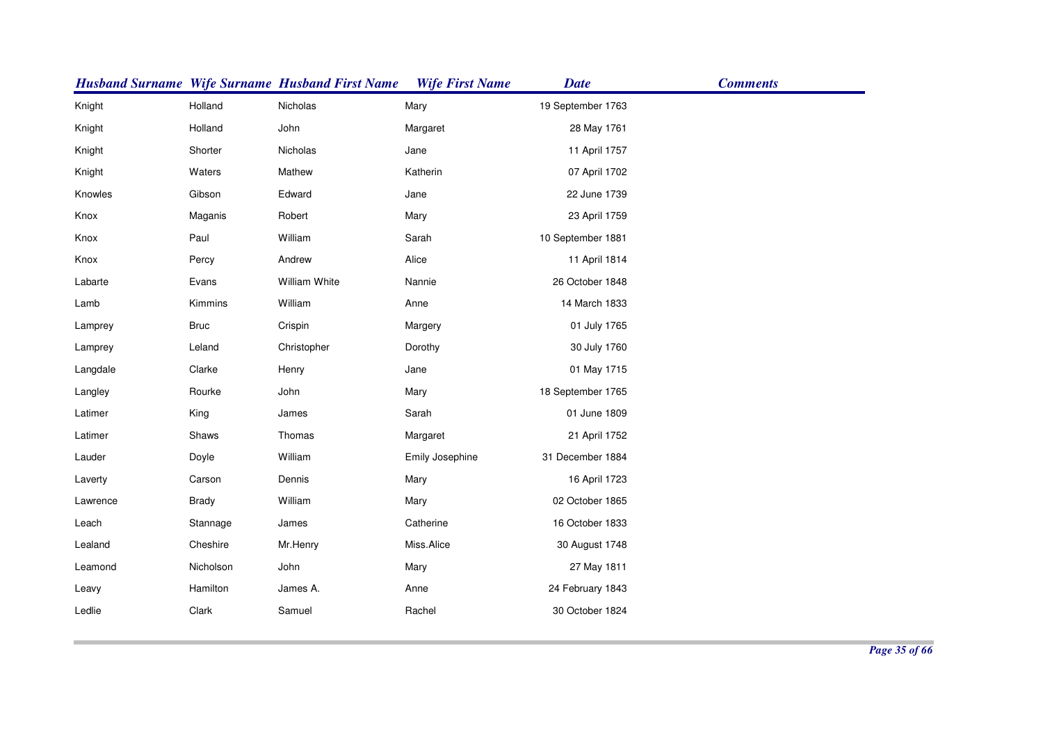| Husband Surname | Wife Surname | Husband First Name | Wife First Name | Date | Comments |
| --- | --- | --- | --- | --- | --- |
| Knight | Holland | Nicholas | Mary | 19 September 1763 | |
| Knight | Holland | John | Margaret | 28 May 1761 | |
| Knight | Shorter | Nicholas | Jane | 11 April 1757 | |
| Knight | Waters | Mathew | Katherin | 07 April 1702 | |
| Knowles | Gibson | Edward | Jane | 22 June 1739 | |
| Knox | Maganis | Robert | Mary | 23 April 1759 | |
| Knox | Paul | William | Sarah | 10 September 1881 | |
| Knox | Percy | Andrew | Alice | 11 April 1814 | |
| Labarte | Evans | William White | Nannie | 26 October 1848 | |
| Lamb | Kimmins | William | Anne | 14 March 1833 | |
| Lamprey | Bruc | Crispin | Margery | 01 July 1765 | |
| Lamprey | Leland | Christopher | Dorothy | 30 July 1760 | |
| Langdale | Clarke | Henry | Jane | 01 May 1715 | |
| Langley | Rourke | John | Mary | 18 September 1765 | |
| Latimer | King | James | Sarah | 01 June 1809 | |
| Latimer | Shaws | Thomas | Margaret | 21 April 1752 | |
| Lauder | Doyle | William | Emily Josephine | 31 December 1884 | |
| Laverty | Carson | Dennis | Mary | 16 April 1723 | |
| Lawrence | Brady | William | Mary | 02 October 1865 | |
| Leach | Stannage | James | Catherine | 16 October 1833 | |
| Lealand | Cheshire | Mr.Henry | Miss.Alice | 30 August 1748 | |
| Leamond | Nicholson | John | Mary | 27 May 1811 | |
| Leavy | Hamilton | James A. | Anne | 24 February 1843 | |
| Ledlie | Clark | Samuel | Rachel | 30 October 1824 | |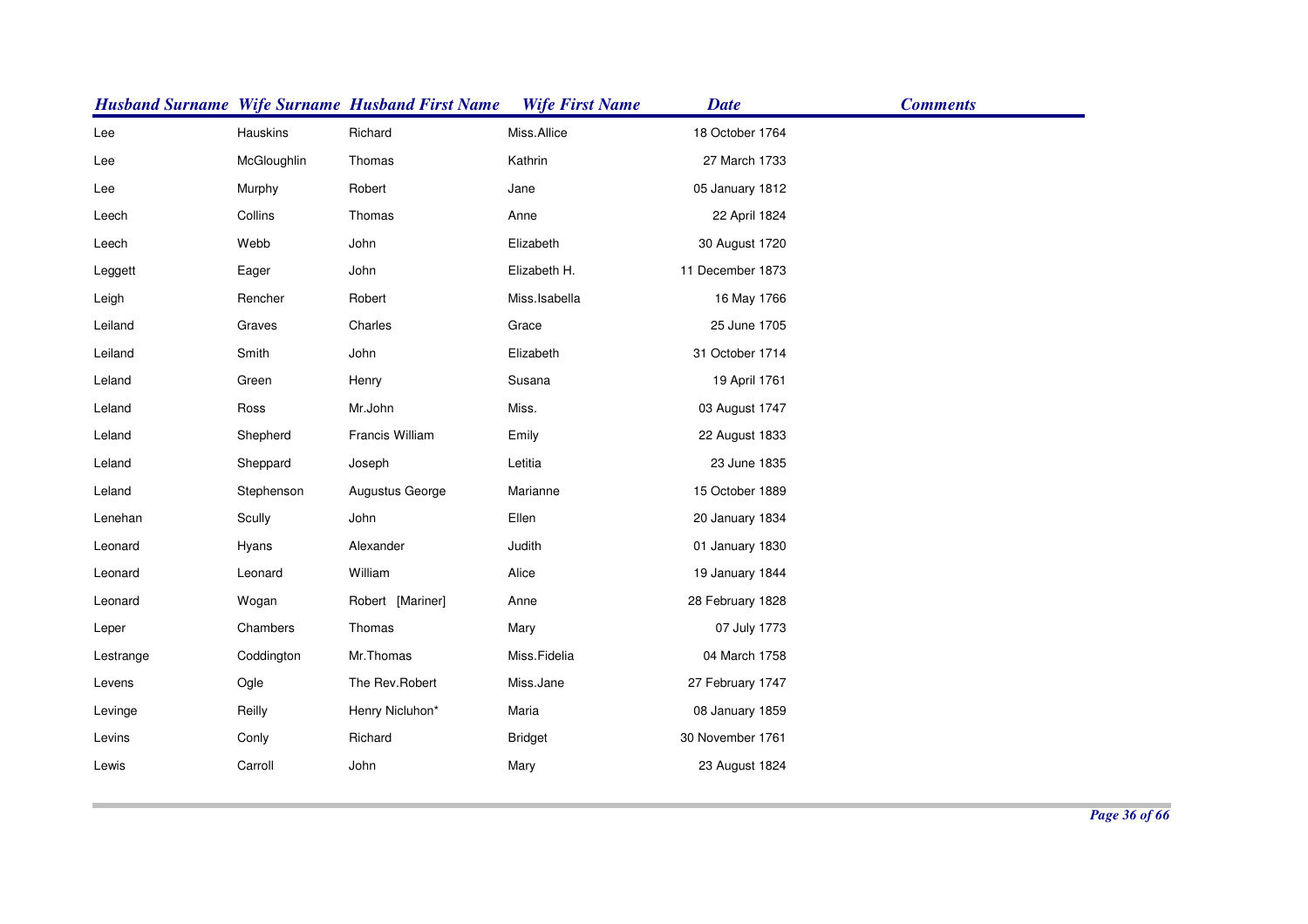| Husband Surname | Wife Surname | Husband First Name | Wife First Name | Date | Comments |
|---|---|---|---|---|---|
| Lee | Hauskins | Richard | Miss.Allice | 18 October 1764 | |
| Lee | McGloughlin | Thomas | Kathrin | 27 March 1733 | |
| Lee | Murphy | Robert | Jane | 05 January 1812 | |
| Leech | Collins | Thomas | Anne | 22 April 1824 | |
| Leech | Webb | John | Elizabeth | 30 August 1720 | |
| Leggett | Eager | John | Elizabeth H. | 11 December 1873 | |
| Leigh | Rencher | Robert | Miss.Isabella | 16 May 1766 | |
| Leiland | Graves | Charles | Grace | 25 June 1705 | |
| Leiland | Smith | John | Elizabeth | 31 October 1714 | |
| Leland | Green | Henry | Susana | 19 April 1761 | |
| Leland | Ross | Mr.John | Miss. | 03 August 1747 | |
| Leland | Shepherd | Francis William | Emily | 22 August 1833 | |
| Leland | Sheppard | Joseph | Letitia | 23 June 1835 | |
| Leland | Stephenson | Augustus George | Marianne | 15 October 1889 | |
| Lenehan | Scully | John | Ellen | 20 January 1834 | |
| Leonard | Hyans | Alexander | Judith | 01 January 1830 | |
| Leonard | Leonard | William | Alice | 19 January 1844 | |
| Leonard | Wogan | Robert [Mariner] | Anne | 28 February 1828 | |
| Leper | Chambers | Thomas | Mary | 07 July 1773 | |
| Lestrange | Coddington | Mr.Thomas | Miss.Fidelia | 04 March 1758 | |
| Levens | Ogle | The Rev.Robert | Miss.Jane | 27 February 1747 | |
| Levinge | Reilly | Henry Nicluhon* | Maria | 08 January 1859 | |
| Levins | Conly | Richard | Bridget | 30 November 1761 | |
| Lewis | Carroll | John | Mary | 23 August 1824 | |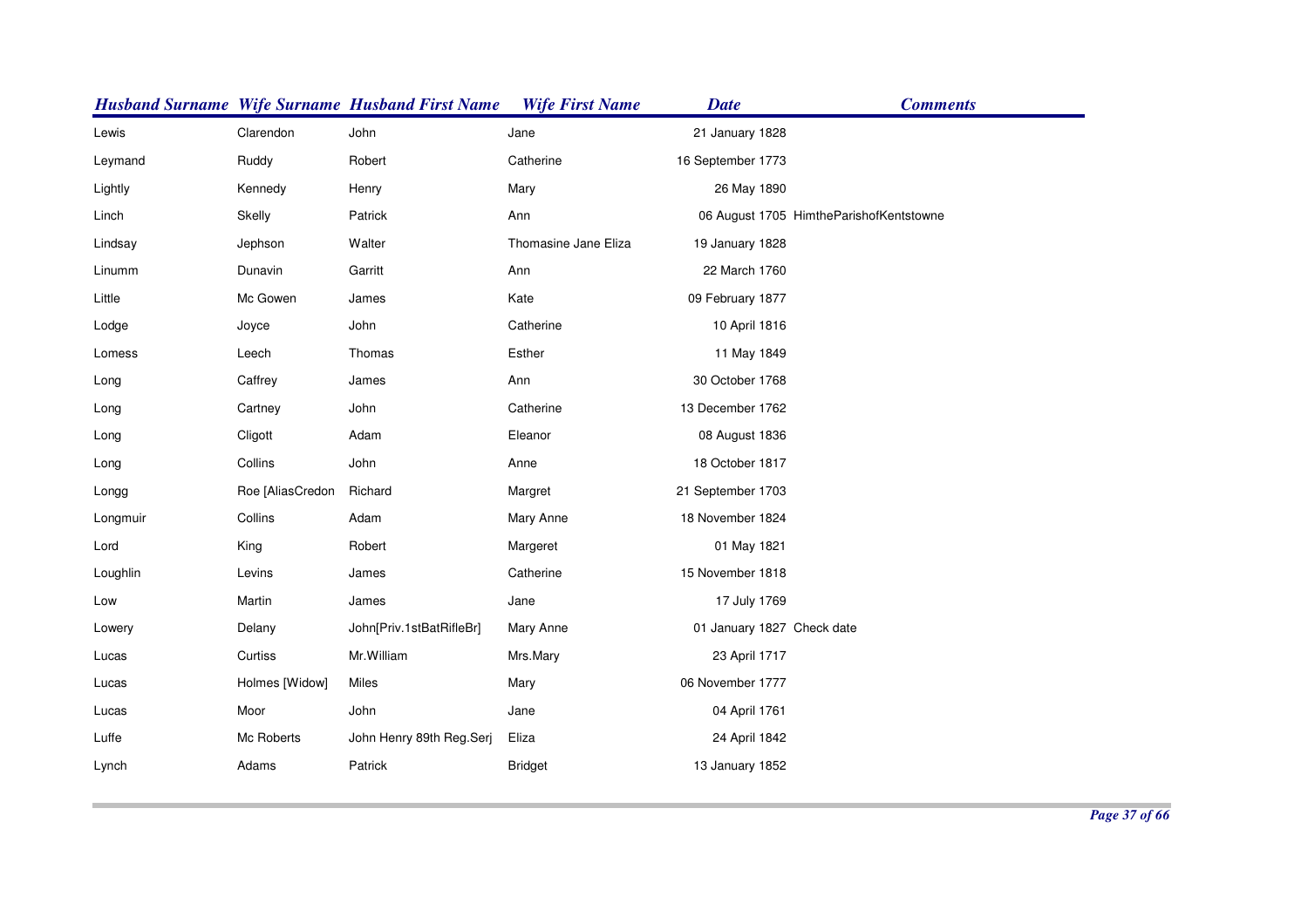| Husband Surname | Wife Surname | Husband First Name | Wife First Name | Date | Comments |
|---|---|---|---|---|---|
| Lewis | Clarendon | John | Jane | 21 January 1828 | |
| Leymand | Ruddy | Robert | Catherine | 16 September 1773 | |
| Lightly | Kennedy | Henry | Mary | 26 May 1890 | |
| Linch | Skelly | Patrick | Ann | 06 August 1705 | HimtheParishofKentstowne |
| Lindsay | Jephson | Walter | Thomasine Jane Eliza | 19 January 1828 | |
| Linumm | Dunavin | Garritt | Ann | 22 March 1760 | |
| Little | Mc Gowen | James | Kate | 09 February 1877 | |
| Lodge | Joyce | John | Catherine | 10 April 1816 | |
| Lomess | Leech | Thomas | Esther | 11 May 1849 | |
| Long | Caffrey | James | Ann | 30 October 1768 | |
| Long | Cartney | John | Catherine | 13 December 1762 | |
| Long | Cligott | Adam | Eleanor | 08 August 1836 | |
| Long | Collins | John | Anne | 18 October 1817 | |
| Longg | Roe [AliasCredon | Richard | Margret | 21 September 1703 | |
| Longmuir | Collins | Adam | Mary Anne | 18 November 1824 | |
| Lord | King | Robert | Margeret | 01 May 1821 | |
| Loughlin | Levins | James | Catherine | 15 November 1818 | |
| Low | Martin | James | Jane | 17 July 1769 | |
| Lowery | Delany | John[Priv.1stBatRifleBr] | Mary Anne | 01 January 1827 | Check date |
| Lucas | Curtiss | Mr.William | Mrs.Mary | 23 April 1717 | |
| Lucas | Holmes [Widow] | Miles | Mary | 06 November 1777 | |
| Lucas | Moor | John | Jane | 04 April 1761 | |
| Luffe | Mc Roberts | John Henry 89th Reg.Serj | Eliza | 24 April 1842 | |
| Lynch | Adams | Patrick | Bridget | 13 January 1852 | |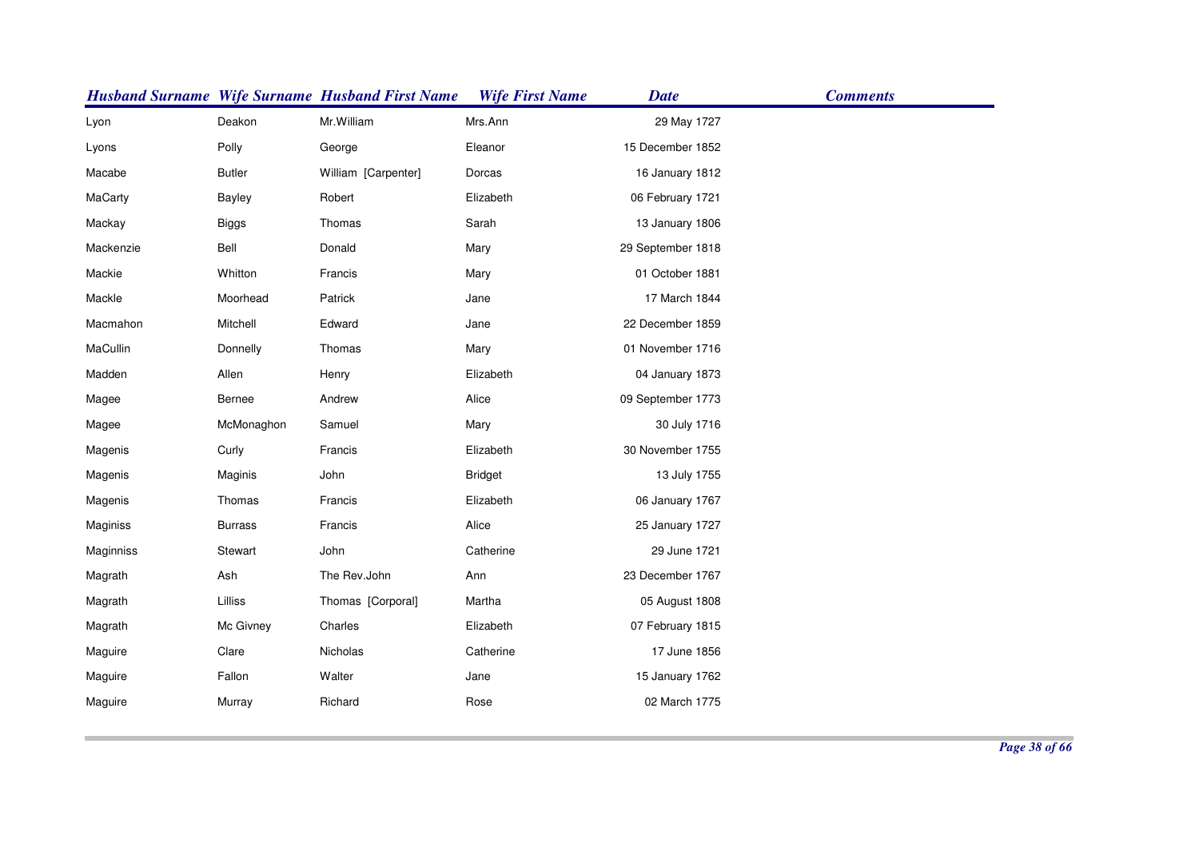| Husband Surname | Wife Surname | Husband First Name | Wife First Name | Date | Comments |
|---|---|---|---|---|---|
| Lyon | Deakon | Mr.William | Mrs.Ann | 29 May 1727 | |
| Lyons | Polly | George | Eleanor | 15 December 1852 | |
| Macabe | Butler | William [Carpenter] | Dorcas | 16 January 1812 | |
| MaCarty | Bayley | Robert | Elizabeth | 06 February 1721 | |
| Mackay | Biggs | Thomas | Sarah | 13 January 1806 | |
| Mackenzie | Bell | Donald | Mary | 29 September 1818 | |
| Mackie | Whitton | Francis | Mary | 01 October 1881 | |
| Mackle | Moorhead | Patrick | Jane | 17 March 1844 | |
| Macmahon | Mitchell | Edward | Jane | 22 December 1859 | |
| MaCullin | Donnelly | Thomas | Mary | 01 November 1716 | |
| Madden | Allen | Henry | Elizabeth | 04 January 1873 | |
| Magee | Bernee | Andrew | Alice | 09 September 1773 | |
| Magee | McMonaghon | Samuel | Mary | 30 July 1716 | |
| Magenis | Curly | Francis | Elizabeth | 30 November 1755 | |
| Magenis | Maginis | John | Bridget | 13 July 1755 | |
| Magenis | Thomas | Francis | Elizabeth | 06 January 1767 | |
| Maginiss | Burrass | Francis | Alice | 25 January 1727 | |
| Maginniss | Stewart | John | Catherine | 29 June 1721 | |
| Magrath | Ash | The Rev.John | Ann | 23 December 1767 | |
| Magrath | Lilliss | Thomas [Corporal] | Martha | 05 August 1808 | |
| Magrath | Mc Givney | Charles | Elizabeth | 07 February 1815 | |
| Maguire | Clare | Nicholas | Catherine | 17 June 1856 | |
| Maguire | Fallon | Walter | Jane | 15 January 1762 | |
| Maguire | Murray | Richard | Rose | 02 March 1775 | |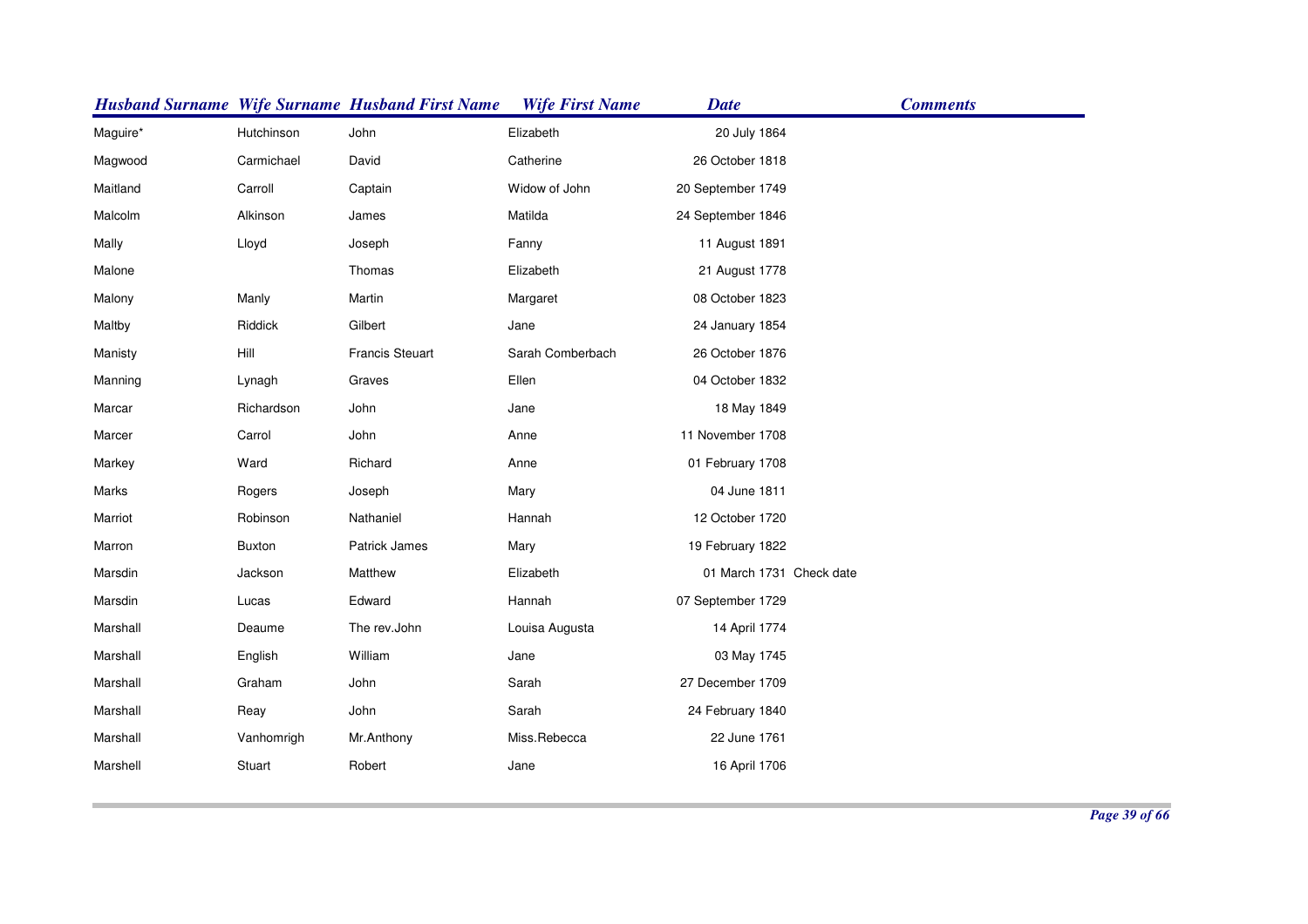| Husband Surname | Wife Surname | Husband First Name | Wife First Name | Date | Comments |
|---|---|---|---|---|---|
| Maguire* | Hutchinson | John | Elizabeth | 20 July 1864 | |
| Magwood | Carmichael | David | Catherine | 26 October 1818 | |
| Maitland | Carroll | Captain | Widow of John | 20 September 1749 | |
| Malcolm | Alkinson | James | Matilda | 24 September 1846 | |
| Mally | Lloyd | Joseph | Fanny | 11 August 1891 | |
| Malone | | Thomas | Elizabeth | 21 August 1778 | |
| Malony | Manly | Martin | Margaret | 08 October 1823 | |
| Maltby | Riddick | Gilbert | Jane | 24 January 1854 | |
| Manisty | Hill | Francis Steuart | Sarah Comberbach | 26 October 1876 | |
| Manning | Lynagh | Graves | Ellen | 04 October 1832 | |
| Marcar | Richardson | John | Jane | 18 May 1849 | |
| Marcer | Carrol | John | Anne | 11 November 1708 | |
| Markey | Ward | Richard | Anne | 01 February 1708 | |
| Marks | Rogers | Joseph | Mary | 04 June 1811 | |
| Marriot | Robinson | Nathaniel | Hannah | 12 October 1720 | |
| Marron | Buxton | Patrick James | Mary | 19 February 1822 | |
| Marsdin | Jackson | Matthew | Elizabeth | 01 March 1731 | Check date |
| Marsdin | Lucas | Edward | Hannah | 07 September 1729 | |
| Marshall | Deaume | The rev.John | Louisa Augusta | 14 April 1774 | |
| Marshall | English | William | Jane | 03 May 1745 | |
| Marshall | Graham | John | Sarah | 27 December 1709 | |
| Marshall | Reay | John | Sarah | 24 February 1840 | |
| Marshall | Vanhomrigh | Mr.Anthony | Miss.Rebecca | 22 June 1761 | |
| Marshell | Stuart | Robert | Jane | 16 April 1706 | |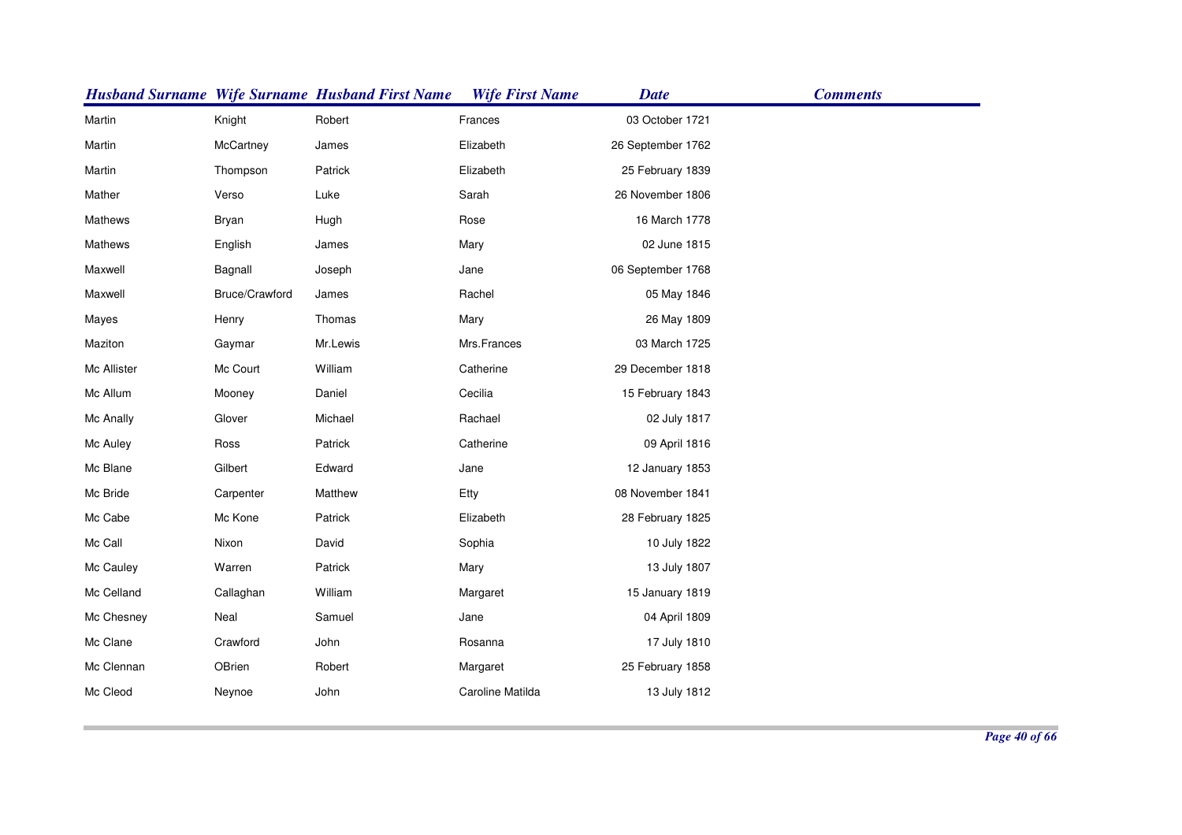| Husband Surname | Wife Surname | Husband First Name | Wife First Name | Date | Comments |
|---|---|---|---|---|---|
| Martin | Knight | Robert | Frances | 03 October 1721 | |
| Martin | McCartney | James | Elizabeth | 26 September 1762 | |
| Martin | Thompson | Patrick | Elizabeth | 25 February 1839 | |
| Mather | Verso | Luke | Sarah | 26 November 1806 | |
| Mathews | Bryan | Hugh | Rose | 16 March 1778 | |
| Mathews | English | James | Mary | 02 June 1815 | |
| Maxwell | Bagnall | Joseph | Jane | 06 September 1768 | |
| Maxwell | Bruce/Crawford | James | Rachel | 05 May 1846 | |
| Mayes | Henry | Thomas | Mary | 26 May 1809 | |
| Maziton | Gaymar | Mr.Lewis | Mrs.Frances | 03 March 1725 | |
| Mc Allister | Mc Court | William | Catherine | 29 December 1818 | |
| Mc Allum | Mooney | Daniel | Cecilia | 15 February 1843 | |
| Mc Anally | Glover | Michael | Rachael | 02 July 1817 | |
| Mc Auley | Ross | Patrick | Catherine | 09 April 1816 | |
| Mc Blane | Gilbert | Edward | Jane | 12 January 1853 | |
| Mc Bride | Carpenter | Matthew | Etty | 08 November 1841 | |
| Mc Cabe | Mc Kone | Patrick | Elizabeth | 28 February 1825 | |
| Mc Call | Nixon | David | Sophia | 10 July 1822 | |
| Mc Cauley | Warren | Patrick | Mary | 13 July 1807 | |
| Mc Celland | Callaghan | William | Margaret | 15 January 1819 | |
| Mc Chesney | Neal | Samuel | Jane | 04 April 1809 | |
| Mc Clane | Crawford | John | Rosanna | 17 July 1810 | |
| Mc Clennan | OBrien | Robert | Margaret | 25 February 1858 | |
| Mc Cleod | Neynoe | John | Caroline Matilda | 13 July 1812 | |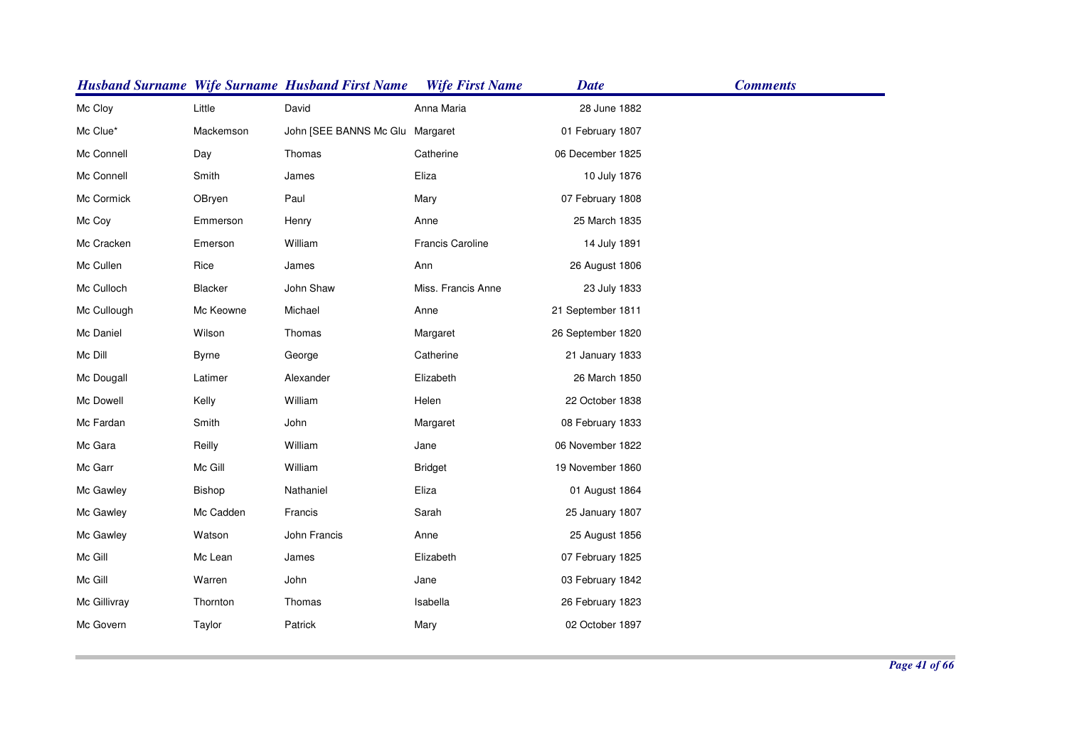| Husband Surname | Wife Surname | Husband First Name | Wife First Name | Date | Comments |
| --- | --- | --- | --- | --- | --- |
| Mc Cloy | Little | David | Anna Maria | 28 June 1882 | |
| Mc Clue* | Mackemson | John [SEE BANNS Mc Glu | Margaret | 01 February 1807 | |
| Mc Connell | Day | Thomas | Catherine | 06 December 1825 | |
| Mc Connell | Smith | James | Eliza | 10 July 1876 | |
| Mc Cormick | OBryen | Paul | Mary | 07 February 1808 | |
| Mc Coy | Emmerson | Henry | Anne | 25 March 1835 | |
| Mc Cracken | Emerson | William | Francis Caroline | 14 July 1891 | |
| Mc Cullen | Rice | James | Ann | 26 August 1806 | |
| Mc Culloch | Blacker | John Shaw | Miss. Francis Anne | 23 July 1833 | |
| Mc Cullough | Mc Keowne | Michael | Anne | 21 September 1811 | |
| Mc Daniel | Wilson | Thomas | Margaret | 26 September 1820 | |
| Mc Dill | Byrne | George | Catherine | 21 January 1833 | |
| Mc Dougall | Latimer | Alexander | Elizabeth | 26 March 1850 | |
| Mc Dowell | Kelly | William | Helen | 22 October 1838 | |
| Mc Fardan | Smith | John | Margaret | 08 February 1833 | |
| Mc Gara | Reilly | William | Jane | 06 November 1822 | |
| Mc Garr | Mc Gill | William | Bridget | 19 November 1860 | |
| Mc Gawley | Bishop | Nathaniel | Eliza | 01 August 1864 | |
| Mc Gawley | Mc Cadden | Francis | Sarah | 25 January 1807 | |
| Mc Gawley | Watson | John Francis | Anne | 25 August 1856 | |
| Mc Gill | Mc Lean | James | Elizabeth | 07 February 1825 | |
| Mc Gill | Warren | John | Jane | 03 February 1842 | |
| Mc Gillivray | Thornton | Thomas | Isabella | 26 February 1823 | |
| Mc Govern | Taylor | Patrick | Mary | 02 October 1897 | |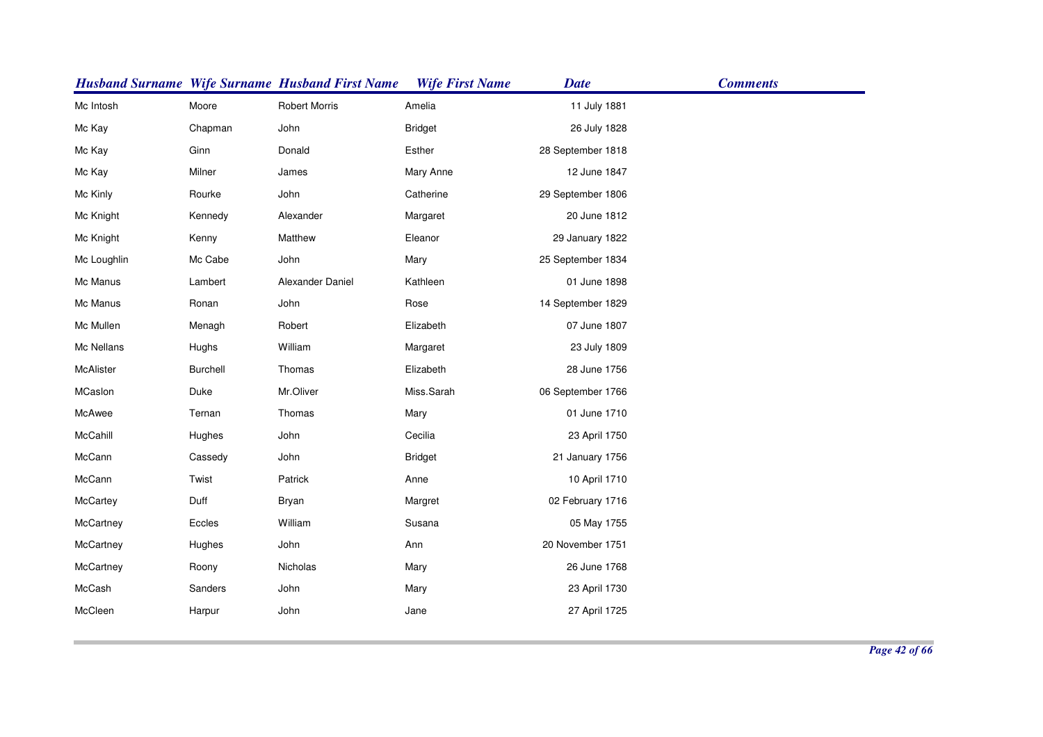| Husband Surname | Wife Surname | Husband First Name | Wife First Name | Date | Comments |
|---|---|---|---|---|---|
| Mc Intosh | Moore | Robert Morris | Amelia | 11 July 1881 | |
| Mc Kay | Chapman | John | Bridget | 26 July 1828 | |
| Mc Kay | Ginn | Donald | Esther | 28 September 1818 | |
| Mc Kay | Milner | James | Mary Anne | 12 June 1847 | |
| Mc Kinly | Rourke | John | Catherine | 29 September 1806 | |
| Mc Knight | Kennedy | Alexander | Margaret | 20 June 1812 | |
| Mc Knight | Kenny | Matthew | Eleanor | 29 January 1822 | |
| Mc Loughlin | Mc Cabe | John | Mary | 25 September 1834 | |
| Mc Manus | Lambert | Alexander Daniel | Kathleen | 01 June 1898 | |
| Mc Manus | Ronan | John | Rose | 14 September 1829 | |
| Mc Mullen | Menagh | Robert | Elizabeth | 07 June 1807 | |
| Mc Nellans | Hughs | William | Margaret | 23 July 1809 | |
| McAlister | Burchell | Thomas | Elizabeth | 28 June 1756 | |
| MCaslon | Duke | Mr.Oliver | Miss.Sarah | 06 September 1766 | |
| McAwee | Ternan | Thomas | Mary | 01 June 1710 | |
| McCahill | Hughes | John | Cecilia | 23 April 1750 | |
| McCann | Cassedy | John | Bridget | 21 January 1756 | |
| McCann | Twist | Patrick | Anne | 10 April 1710 | |
| McCartey | Duff | Bryan | Margret | 02 February 1716 | |
| McCartney | Eccles | William | Susana | 05 May 1755 | |
| McCartney | Hughes | John | Ann | 20 November 1751 | |
| McCartney | Roony | Nicholas | Mary | 26 June 1768 | |
| McCash | Sanders | John | Mary | 23 April 1730 | |
| McCleen | Harpur | John | Jane | 27 April 1725 | |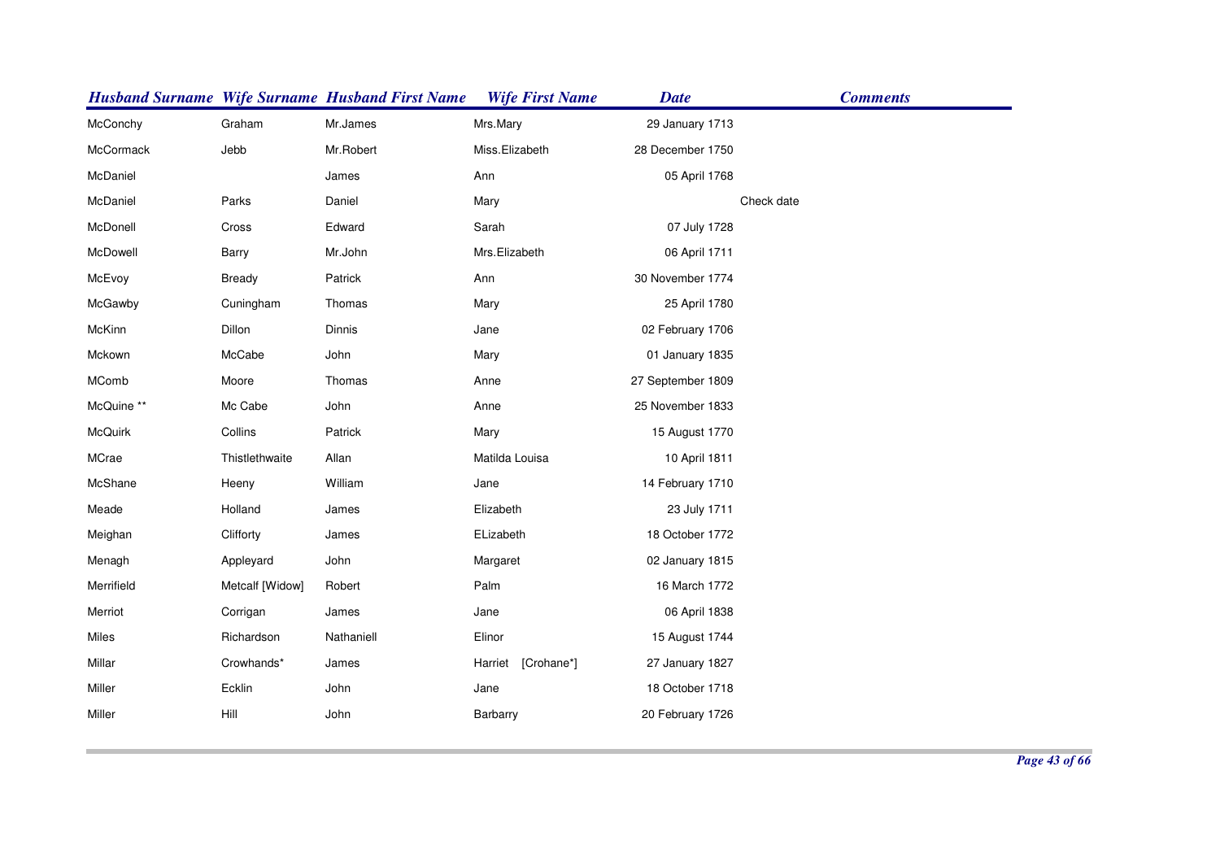| Husband Surname | Wife Surname | Husband First Name | Wife First Name | Date | Comments |
|---|---|---|---|---|---|
| McConchy | Graham | Mr.James | Mrs.Mary | 29 January 1713 | |
| McCormack | Jebb | Mr.Robert | Miss.Elizabeth | 28 December 1750 | |
| McDaniel | | James | Ann | 05 April 1768 | |
| McDaniel | Parks | Daniel | Mary | | Check date |
| McDonell | Cross | Edward | Sarah | 07 July 1728 | |
| McDowell | Barry | Mr.John | Mrs.Elizabeth | 06 April 1711 | |
| McEvoy | Bready | Patrick | Ann | 30 November 1774 | |
| McGawby | Cuningham | Thomas | Mary | 25 April 1780 | |
| McKinn | Dillon | Dinnis | Jane | 02 February 1706 | |
| Mckown | McCabe | John | Mary | 01 January 1835 | |
| MComb | Moore | Thomas | Anne | 27 September 1809 | |
| McQuine ** | Mc Cabe | John | Anne | 25 November 1833 | |
| McQuirk | Collins | Patrick | Mary | 15 August 1770 | |
| MCrae | Thistlethwaite | Allan | Matilda Louisa | 10 April 1811 | |
| McShane | Heeny | William | Jane | 14 February 1710 | |
| Meade | Holland | James | Elizabeth | 23 July 1711 | |
| Meighan | Clifforty | James | ELizabeth | 18 October 1772 | |
| Menagh | Appleyard | John | Margaret | 02 January 1815 | |
| Merrifield | Metcalf [Widow] | Robert | Palm | 16 March 1772 | |
| Merriot | Corrigan | James | Jane | 06 April 1838 | |
| Miles | Richardson | Nathaniell | Elinor | 15 August 1744 | |
| Millar | Crowhands* | James | Harriet [Crohane*] | 27 January 1827 | |
| Miller | Ecklin | John | Jane | 18 October 1718 | |
| Miller | Hill | John | Barbarry | 20 February 1726 | |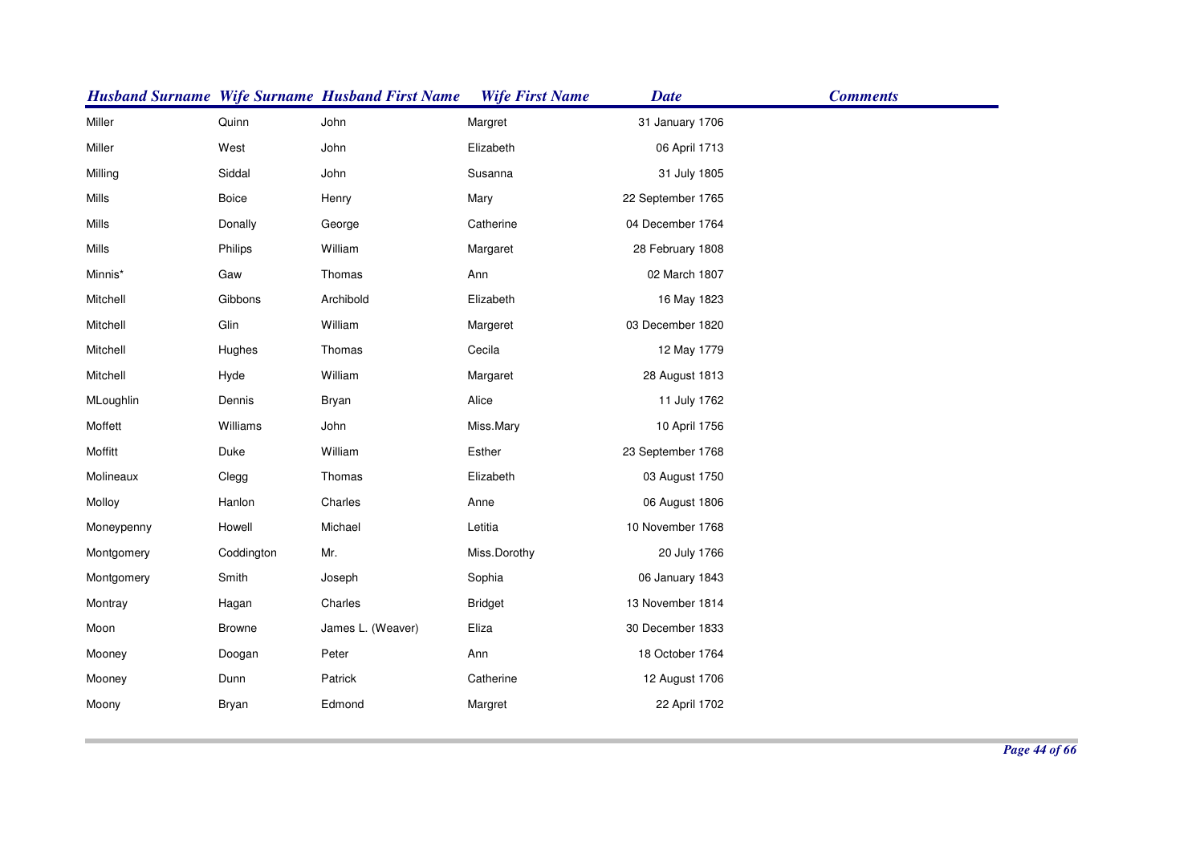| Husband Surname | Wife Surname | Husband First Name | Wife First Name | Date | Comments |
|---|---|---|---|---|---|
| Miller | Quinn | John | Margret | 31 January 1706 | |
| Miller | West | John | Elizabeth | 06 April 1713 | |
| Milling | Siddal | John | Susanna | 31 July 1805 | |
| Mills | Boice | Henry | Mary | 22 September 1765 | |
| Mills | Donally | George | Catherine | 04 December 1764 | |
| Mills | Philips | William | Margaret | 28 February 1808 | |
| Minnis* | Gaw | Thomas | Ann | 02 March 1807 | |
| Mitchell | Gibbons | Archibold | Elizabeth | 16 May 1823 | |
| Mitchell | Glin | William | Margeret | 03 December 1820 | |
| Mitchell | Hughes | Thomas | Cecila | 12 May 1779 | |
| Mitchell | Hyde | William | Margaret | 28 August 1813 | |
| MLoughlin | Dennis | Bryan | Alice | 11 July 1762 | |
| Moffett | Williams | John | Miss.Mary | 10 April 1756 | |
| Moffitt | Duke | William | Esther | 23 September 1768 | |
| Molineaux | Clegg | Thomas | Elizabeth | 03 August 1750 | |
| Molloy | Hanlon | Charles | Anne | 06 August 1806 | |
| Moneypenny | Howell | Michael | Letitia | 10 November 1768 | |
| Montgomery | Coddington | Mr. | Miss.Dorothy | 20 July 1766 | |
| Montgomery | Smith | Joseph | Sophia | 06 January 1843 | |
| Montray | Hagan | Charles | Bridget | 13 November 1814 | |
| Moon | Browne | James L. (Weaver) | Eliza | 30 December 1833 | |
| Mooney | Doogan | Peter | Ann | 18 October 1764 | |
| Mooney | Dunn | Patrick | Catherine | 12 August 1706 | |
| Moony | Bryan | Edmond | Margret | 22 April 1702 | |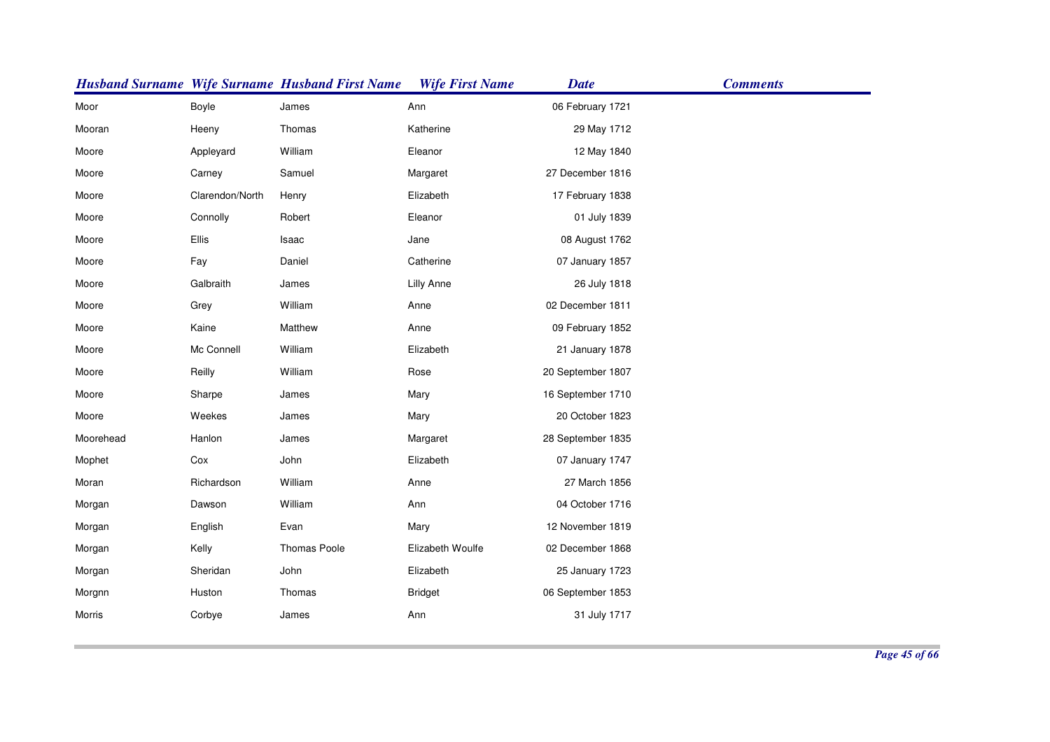| Husband Surname | Wife Surname | Husband First Name | Wife First Name | Date | Comments |
|---|---|---|---|---|---|
| Moor | Boyle | James | Ann | 06 February 1721 | |
| Mooran | Heeny | Thomas | Katherine | 29 May 1712 | |
| Moore | Appleyard | William | Eleanor | 12 May 1840 | |
| Moore | Carney | Samuel | Margaret | 27 December 1816 | |
| Moore | Clarendon/North | Henry | Elizabeth | 17 February 1838 | |
| Moore | Connolly | Robert | Eleanor | 01 July 1839 | |
| Moore | Ellis | Isaac | Jane | 08 August 1762 | |
| Moore | Fay | Daniel | Catherine | 07 January 1857 | |
| Moore | Galbraith | James | Lilly Anne | 26 July 1818 | |
| Moore | Grey | William | Anne | 02 December 1811 | |
| Moore | Kaine | Matthew | Anne | 09 February 1852 | |
| Moore | Mc Connell | William | Elizabeth | 21 January 1878 | |
| Moore | Reilly | William | Rose | 20 September 1807 | |
| Moore | Sharpe | James | Mary | 16 September 1710 | |
| Moore | Weekes | James | Mary | 20 October 1823 | |
| Moorehead | Hanlon | James | Margaret | 28 September 1835 | |
| Mophet | Cox | John | Elizabeth | 07 January 1747 | |
| Moran | Richardson | William | Anne | 27 March 1856 | |
| Morgan | Dawson | William | Ann | 04 October 1716 | |
| Morgan | English | Evan | Mary | 12 November 1819 | |
| Morgan | Kelly | Thomas Poole | Elizabeth Woulfe | 02 December 1868 | |
| Morgan | Sheridan | John | Elizabeth | 25 January 1723 | |
| Morgnn | Huston | Thomas | Bridget | 06 September 1853 | |
| Morris | Corbye | James | Ann | 31 July 1717 | |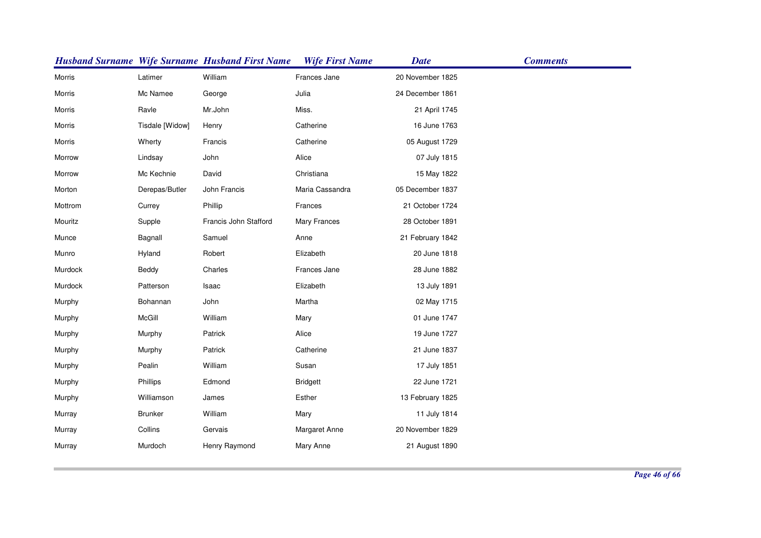| Husband Surname | Wife Surname | Husband First Name | Wife First Name | Date | Comments |
|---|---|---|---|---|---|
| Morris | Latimer | William | Frances Jane | 20 November 1825 | |
| Morris | Mc Namee | George | Julia | 24 December 1861 | |
| Morris | Ravle | Mr.John | Miss. | 21 April 1745 | |
| Morris | Tisdale [Widow] | Henry | Catherine | 16 June 1763 | |
| Morris | Wherty | Francis | Catherine | 05 August 1729 | |
| Morrow | Lindsay | John | Alice | 07 July 1815 | |
| Morrow | Mc Kechnie | David | Christiana | 15 May 1822 | |
| Morton | Derepas/Butler | John Francis | Maria Cassandra | 05 December 1837 | |
| Mottrom | Currey | Phillip | Frances | 21 October 1724 | |
| Mouritz | Supple | Francis John Stafford | Mary Frances | 28 October 1891 | |
| Munce | Bagnall | Samuel | Anne | 21 February 1842 | |
| Munro | Hyland | Robert | Elizabeth | 20 June 1818 | |
| Murdock | Beddy | Charles | Frances Jane | 28 June 1882 | |
| Murdock | Patterson | Isaac | Elizabeth | 13 July 1891 | |
| Murphy | Bohannan | John | Martha | 02 May 1715 | |
| Murphy | McGill | William | Mary | 01 June 1747 | |
| Murphy | Murphy | Patrick | Alice | 19 June 1727 | |
| Murphy | Murphy | Patrick | Catherine | 21 June 1837 | |
| Murphy | Pealin | William | Susan | 17 July 1851 | |
| Murphy | Phillips | Edmond | Bridgett | 22 June 1721 | |
| Murphy | Williamson | James | Esther | 13 February 1825 | |
| Murray | Brunker | William | Mary | 11 July 1814 | |
| Murray | Collins | Gervais | Margaret Anne | 20 November 1829 | |
| Murray | Murdoch | Henry Raymond | Mary Anne | 21 August 1890 | |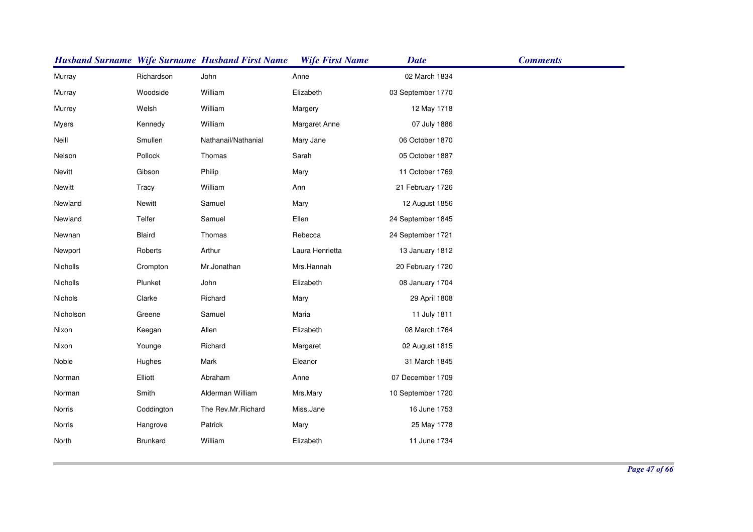| Husband Surname | Wife Surname | Husband First Name | Wife First Name | Date | Comments |
|---|---|---|---|---|---|
| Murray | Richardson | John | Anne | 02 March 1834 | |
| Murray | Woodside | William | Elizabeth | 03 September 1770 | |
| Murrey | Welsh | William | Margery | 12 May 1718 | |
| Myers | Kennedy | William | Margaret Anne | 07 July 1886 | |
| Neill | Smullen | Nathanail/Nathanial | Mary Jane | 06 October 1870 | |
| Nelson | Pollock | Thomas | Sarah | 05 October 1887 | |
| Nevitt | Gibson | Philip | Mary | 11 October 1769 | |
| Newitt | Tracy | William | Ann | 21 February 1726 | |
| Newland | Newitt | Samuel | Mary | 12 August 1856 | |
| Newland | Telfer | Samuel | Ellen | 24 September 1845 | |
| Newnan | Blaird | Thomas | Rebecca | 24 September 1721 | |
| Newport | Roberts | Arthur | Laura Henrietta | 13 January 1812 | |
| Nicholls | Crompton | Mr.Jonathan | Mrs.Hannah | 20 February 1720 | |
| Nicholls | Plunket | John | Elizabeth | 08 January 1704 | |
| Nichols | Clarke | Richard | Mary | 29 April 1808 | |
| Nicholson | Greene | Samuel | Maria | 11 July 1811 | |
| Nixon | Keegan | Allen | Elizabeth | 08 March 1764 | |
| Nixon | Younge | Richard | Margaret | 02 August 1815 | |
| Noble | Hughes | Mark | Eleanor | 31 March 1845 | |
| Norman | Elliott | Abraham | Anne | 07 December 1709 | |
| Norman | Smith | Alderman William | Mrs.Mary | 10 September 1720 | |
| Norris | Coddington | The Rev.Mr.Richard | Miss.Jane | 16 June 1753 | |
| Norris | Hangrove | Patrick | Mary | 25 May 1778 | |
| North | Brunkard | William | Elizabeth | 11 June 1734 | |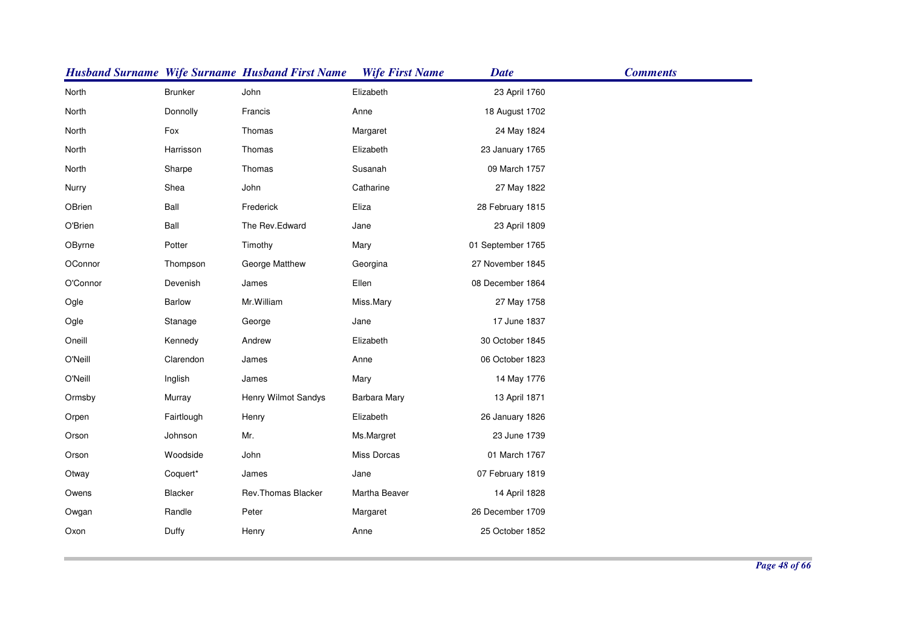| Husband Surname | Wife Surname | Husband First Name | Wife First Name | Date | Comments |
|---|---|---|---|---|---|
| North | Brunker | John | Elizabeth | 23 April 1760 | |
| North | Donnolly | Francis | Anne | 18 August 1702 | |
| North | Fox | Thomas | Margaret | 24 May 1824 | |
| North | Harrisson | Thomas | Elizabeth | 23 January 1765 | |
| North | Sharpe | Thomas | Susanah | 09 March 1757 | |
| Nurry | Shea | John | Catharine | 27 May 1822 | |
| OBrien | Ball | Frederick | Eliza | 28 February 1815 | |
| O'Brien | Ball | The Rev.Edward | Jane | 23 April 1809 | |
| OByrne | Potter | Timothy | Mary | 01 September 1765 | |
| OConnor | Thompson | George Matthew | Georgina | 27 November 1845 | |
| O'Connor | Devenish | James | Ellen | 08 December 1864 | |
| Ogle | Barlow | Mr.William | Miss.Mary | 27 May 1758 | |
| Ogle | Stanage | George | Jane | 17 June 1837 | |
| Oneill | Kennedy | Andrew | Elizabeth | 30 October 1845 | |
| O'Neill | Clarendon | James | Anne | 06 October 1823 | |
| O'Neill | Inglish | James | Mary | 14 May 1776 | |
| Ormsby | Murray | Henry Wilmot Sandys | Barbara Mary | 13 April 1871 | |
| Orpen | Fairtlough | Henry | Elizabeth | 26 January 1826 | |
| Orson | Johnson | Mr. | Ms.Margret | 23 June 1739 | |
| Orson | Woodside | John | Miss Dorcas | 01 March 1767 | |
| Otway | Coquert* | James | Jane | 07 February 1819 | |
| Owens | Blacker | Rev.Thomas Blacker | Martha Beaver | 14 April 1828 | |
| Owgan | Randle | Peter | Margaret | 26 December 1709 | |
| Oxon | Duffy | Henry | Anne | 25 October 1852 | |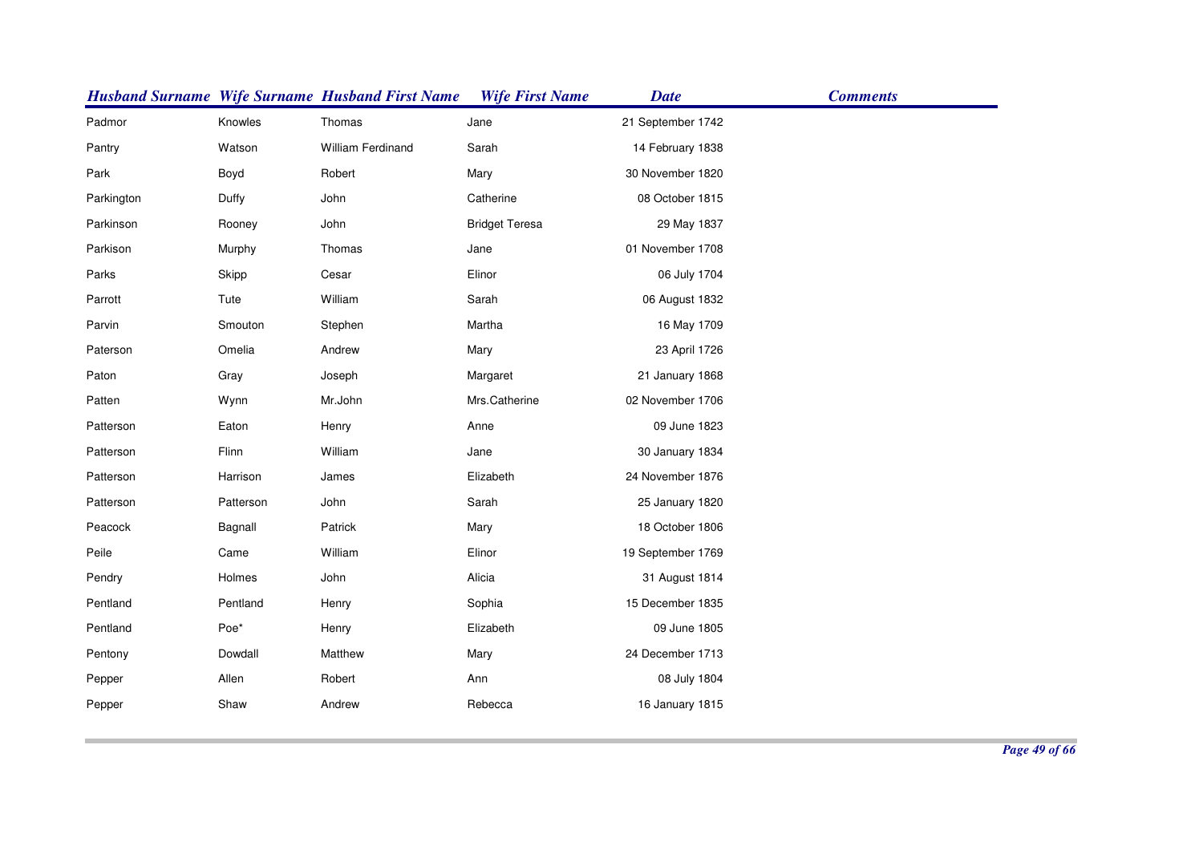| Husband Surname | Wife Surname | Husband First Name | Wife First Name | Date | Comments |
|---|---|---|---|---|---|
| Padmor | Knowles | Thomas | Jane | 21 September 1742 | |
| Pantry | Watson | William Ferdinand | Sarah | 14 February 1838 | |
| Park | Boyd | Robert | Mary | 30 November 1820 | |
| Parkington | Duffy | John | Catherine | 08 October 1815 | |
| Parkinson | Rooney | John | Bridget Teresa | 29 May 1837 | |
| Parkison | Murphy | Thomas | Jane | 01 November 1708 | |
| Parks | Skipp | Cesar | Elinor | 06 July 1704 | |
| Parrott | Tute | William | Sarah | 06 August 1832 | |
| Parvin | Smouton | Stephen | Martha | 16 May 1709 | |
| Paterson | Omelia | Andrew | Mary | 23 April 1726 | |
| Paton | Gray | Joseph | Margaret | 21 January 1868 | |
| Patten | Wynn | Mr.John | Mrs.Catherine | 02 November 1706 | |
| Patterson | Eaton | Henry | Anne | 09 June 1823 | |
| Patterson | Flinn | William | Jane | 30 January 1834 | |
| Patterson | Harrison | James | Elizabeth | 24 November 1876 | |
| Patterson | Patterson | John | Sarah | 25 January 1820 | |
| Peacock | Bagnall | Patrick | Mary | 18 October 1806 | |
| Peile | Came | William | Elinor | 19 September 1769 | |
| Pendry | Holmes | John | Alicia | 31 August 1814 | |
| Pentland | Pentland | Henry | Sophia | 15 December 1835 | |
| Pentland | Poe* | Henry | Elizabeth | 09 June 1805 | |
| Pentony | Dowdall | Matthew | Mary | 24 December 1713 | |
| Pepper | Allen | Robert | Ann | 08 July 1804 | |
| Pepper | Shaw | Andrew | Rebecca | 16 January 1815 | |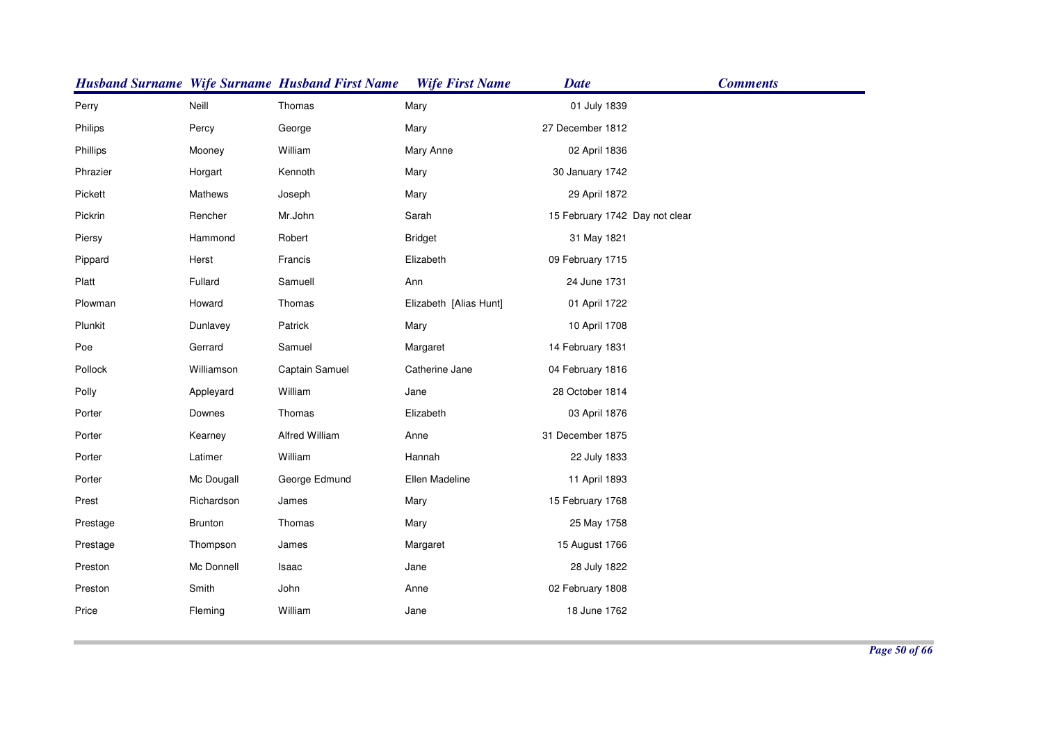| Husband Surname | Wife Surname | Husband First Name | Wife First Name | Date | Comments |
|---|---|---|---|---|---|
| Perry | Neill | Thomas | Mary | 01 July 1839 | |
| Philips | Percy | George | Mary | 27 December 1812 | |
| Phillips | Mooney | William | Mary Anne | 02 April 1836 | |
| Phrazier | Horgart | Kennoth | Mary | 30 January 1742 | |
| Pickett | Mathews | Joseph | Mary | 29 April 1872 | |
| Pickrin | Rencher | Mr.John | Sarah | 15 February 1742 | Day not clear |
| Piersy | Hammond | Robert | Bridget | 31 May 1821 | |
| Pippard | Herst | Francis | Elizabeth | 09 February 1715 | |
| Platt | Fullard | Samuell | Ann | 24 June 1731 | |
| Plowman | Howard | Thomas | Elizabeth [Alias Hunt] | 01 April 1722 | |
| Plunkit | Dunlavey | Patrick | Mary | 10 April 1708 | |
| Poe | Gerrard | Samuel | Margaret | 14 February 1831 | |
| Pollock | Williamson | Captain Samuel | Catherine Jane | 04 February 1816 | |
| Polly | Appleyard | William | Jane | 28 October 1814 | |
| Porter | Downes | Thomas | Elizabeth | 03 April 1876 | |
| Porter | Kearney | Alfred William | Anne | 31 December 1875 | |
| Porter | Latimer | William | Hannah | 22 July 1833 | |
| Porter | Mc Dougall | George Edmund | Ellen Madeline | 11 April 1893 | |
| Prest | Richardson | James | Mary | 15 February 1768 | |
| Prestage | Brunton | Thomas | Mary | 25 May 1758 | |
| Prestage | Thompson | James | Margaret | 15 August 1766 | |
| Preston | Mc Donnell | Isaac | Jane | 28 July 1822 | |
| Preston | Smith | John | Anne | 02 February 1808 | |
| Price | Fleming | William | Jane | 18 June 1762 | |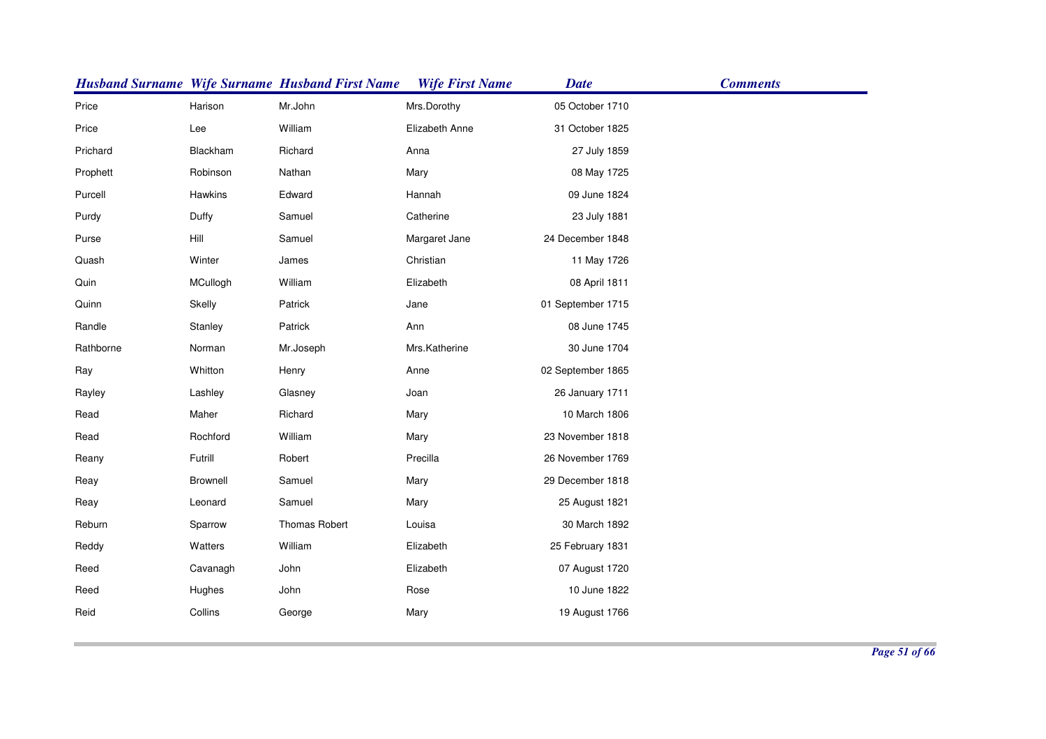| Husband Surname | Wife Surname | Husband First Name | Wife First Name | Date | Comments |
|---|---|---|---|---|---|
| Price | Harison | Mr.John | Mrs.Dorothy | 05 October 1710 | |
| Price | Lee | William | Elizabeth Anne | 31 October 1825 | |
| Prichard | Blackham | Richard | Anna | 27 July 1859 | |
| Prophett | Robinson | Nathan | Mary | 08 May 1725 | |
| Purcell | Hawkins | Edward | Hannah | 09 June 1824 | |
| Purdy | Duffy | Samuel | Catherine | 23 July 1881 | |
| Purse | Hill | Samuel | Margaret Jane | 24 December 1848 | |
| Quash | Winter | James | Christian | 11 May 1726 | |
| Quin | MCullogh | William | Elizabeth | 08 April 1811 | |
| Quinn | Skelly | Patrick | Jane | 01 September 1715 | |
| Randle | Stanley | Patrick | Ann | 08 June 1745 | |
| Rathborne | Norman | Mr.Joseph | Mrs.Katherine | 30 June 1704 | |
| Ray | Whitton | Henry | Anne | 02 September 1865 | |
| Rayley | Lashley | Glasney | Joan | 26 January 1711 | |
| Read | Maher | Richard | Mary | 10 March 1806 | |
| Read | Rochford | William | Mary | 23 November 1818 | |
| Reany | Futrill | Robert | Precilla | 26 November 1769 | |
| Reay | Brownell | Samuel | Mary | 29 December 1818 | |
| Reay | Leonard | Samuel | Mary | 25 August 1821 | |
| Reburn | Sparrow | Thomas Robert | Louisa | 30 March 1892 | |
| Reddy | Watters | William | Elizabeth | 25 February 1831 | |
| Reed | Cavanagh | John | Elizabeth | 07 August 1720 | |
| Reed | Hughes | John | Rose | 10 June 1822 | |
| Reid | Collins | George | Mary | 19 August 1766 | |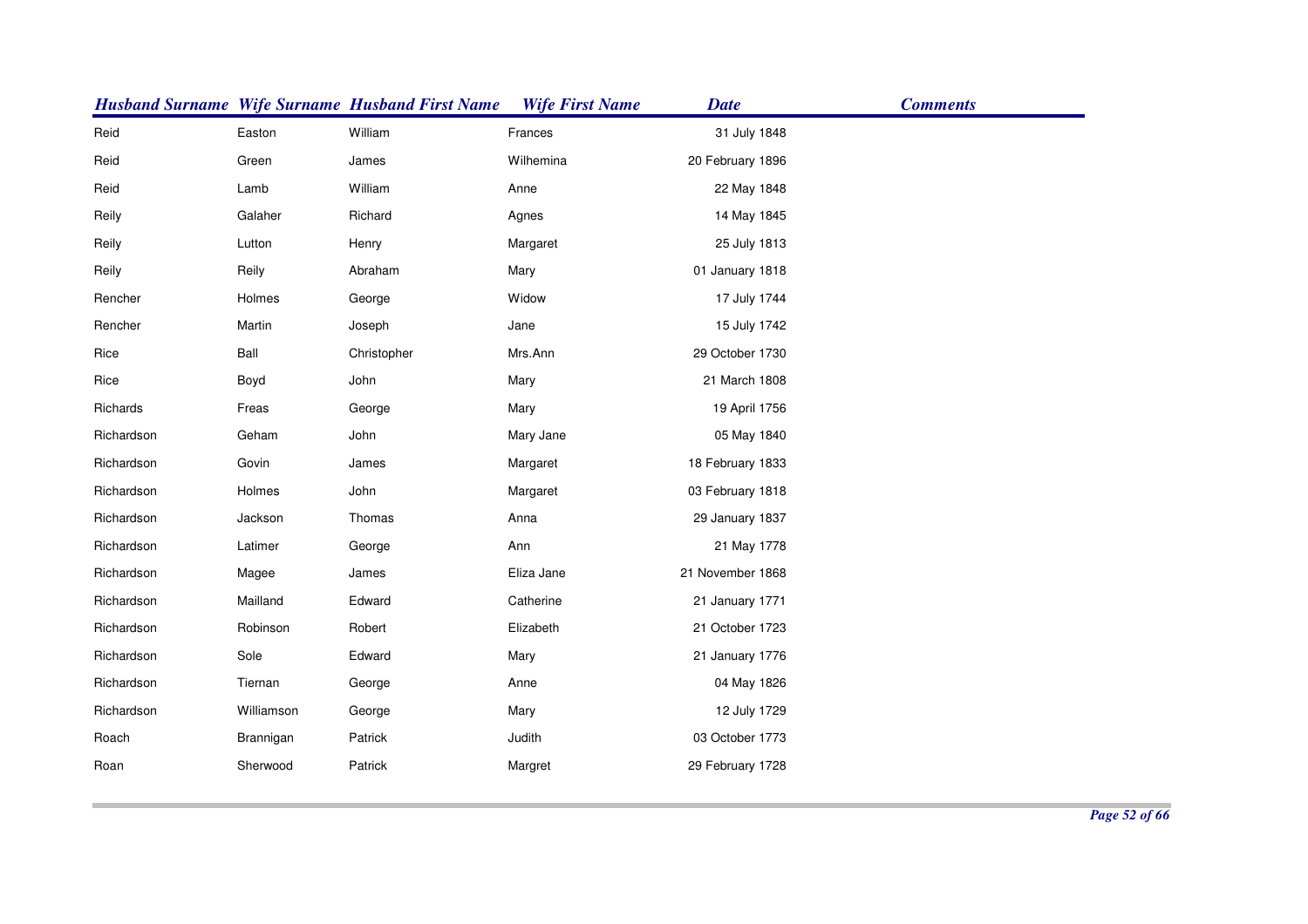| Husband Surname | Wife Surname | Husband First Name | Wife First Name | Date | Comments |
|---|---|---|---|---|---|
| Reid | Easton | William | Frances | 31 July 1848 | |
| Reid | Green | James | Wilhemina | 20 February 1896 | |
| Reid | Lamb | William | Anne | 22 May 1848 | |
| Reily | Galaher | Richard | Agnes | 14 May 1845 | |
| Reily | Lutton | Henry | Margaret | 25 July 1813 | |
| Reily | Reily | Abraham | Mary | 01 January 1818 | |
| Rencher | Holmes | George | Widow | 17 July 1744 | |
| Rencher | Martin | Joseph | Jane | 15 July 1742 | |
| Rice | Ball | Christopher | Mrs.Ann | 29 October 1730 | |
| Rice | Boyd | John | Mary | 21 March 1808 | |
| Richards | Freas | George | Mary | 19 April 1756 | |
| Richardson | Geham | John | Mary Jane | 05 May 1840 | |
| Richardson | Govin | James | Margaret | 18 February 1833 | |
| Richardson | Holmes | John | Margaret | 03 February 1818 | |
| Richardson | Jackson | Thomas | Anna | 29 January 1837 | |
| Richardson | Latimer | George | Ann | 21 May 1778 | |
| Richardson | Magee | James | Eliza Jane | 21 November 1868 | |
| Richardson | Mailland | Edward | Catherine | 21 January 1771 | |
| Richardson | Robinson | Robert | Elizabeth | 21 October 1723 | |
| Richardson | Sole | Edward | Mary | 21 January 1776 | |
| Richardson | Tiernan | George | Anne | 04 May 1826 | |
| Richardson | Williamson | George | Mary | 12 July 1729 | |
| Roach | Brannigan | Patrick | Judith | 03 October 1773 | |
| Roan | Sherwood | Patrick | Margret | 29 February 1728 | |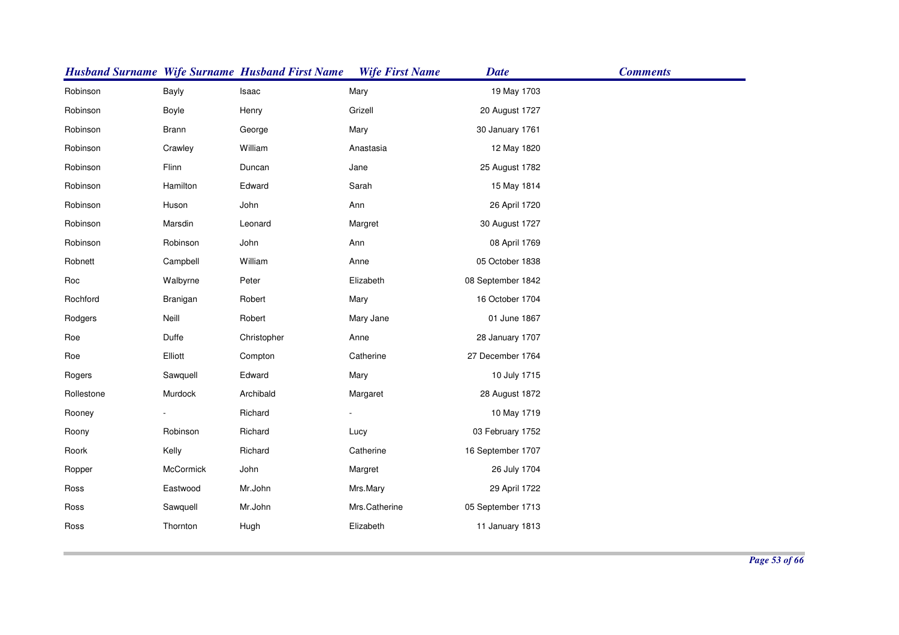| Husband Surname | Wife Surname | Husband First Name | Wife First Name | Date | Comments |
|---|---|---|---|---|---|
| Robinson | Bayly | Isaac | Mary | 19 May 1703 | |
| Robinson | Boyle | Henry | Grizell | 20 August 1727 | |
| Robinson | Brann | George | Mary | 30 January 1761 | |
| Robinson | Crawley | William | Anastasia | 12 May 1820 | |
| Robinson | Flinn | Duncan | Jane | 25 August 1782 | |
| Robinson | Hamilton | Edward | Sarah | 15 May 1814 | |
| Robinson | Huson | John | Ann | 26 April 1720 | |
| Robinson | Marsdin | Leonard | Margret | 30 August 1727 | |
| Robinson | Robinson | John | Ann | 08 April 1769 | |
| Robnett | Campbell | William | Anne | 05 October 1838 | |
| Roc | Walbyrne | Peter | Elizabeth | 08 September 1842 | |
| Rochford | Branigan | Robert | Mary | 16 October 1704 | |
| Rodgers | Neill | Robert | Mary Jane | 01 June 1867 | |
| Roe | Duffe | Christopher | Anne | 28 January 1707 | |
| Roe | Elliott | Compton | Catherine | 27 December 1764 | |
| Rogers | Sawquell | Edward | Mary | 10 July 1715 | |
| Rollestone | Murdock | Archibald | Margaret | 28 August 1872 | |
| Rooney | - | Richard | - | 10 May 1719 | |
| Roony | Robinson | Richard | Lucy | 03 February 1752 | |
| Roork | Kelly | Richard | Catherine | 16 September 1707 | |
| Ropper | McCormick | John | Margret | 26 July 1704 | |
| Ross | Eastwood | Mr.John | Mrs.Mary | 29 April 1722 | |
| Ross | Sawquell | Mr.John | Mrs.Catherine | 05 September 1713 | |
| Ross | Thornton | Hugh | Elizabeth | 11 January 1813 | |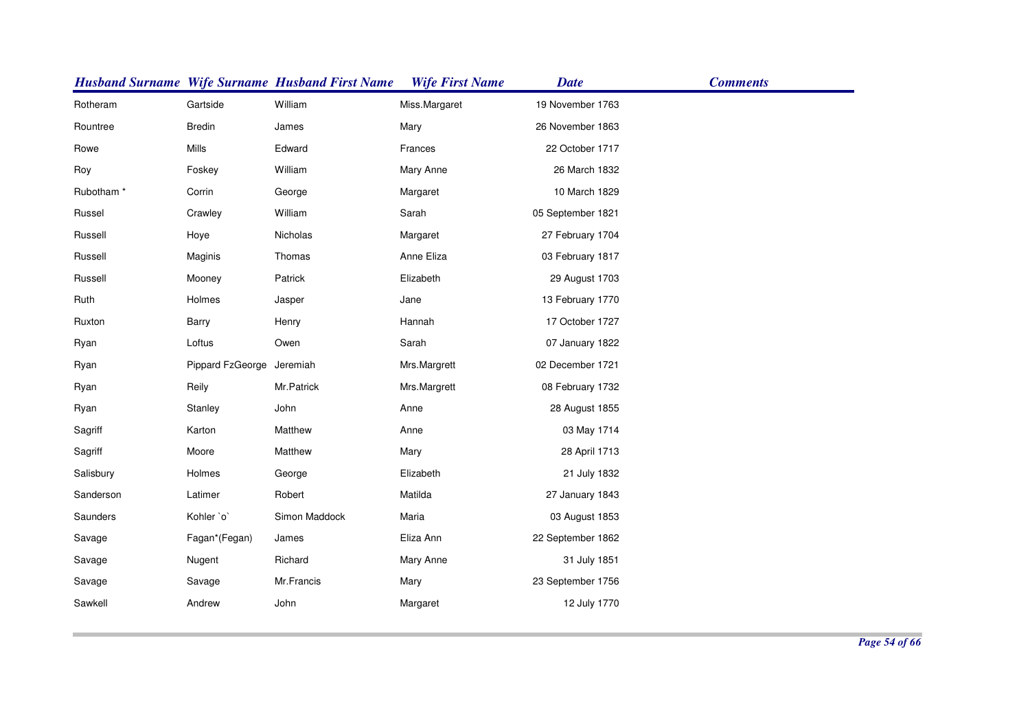| Husband Surname | Wife Surname | Husband First Name | Wife First Name | Date | Comments |
|---|---|---|---|---|---|
| Rotheram | Gartside | William | Miss.Margaret | 19 November 1763 | |
| Rountree | Bredin | James | Mary | 26 November 1863 | |
| Rowe | Mills | Edward | Frances | 22 October 1717 | |
| Roy | Foskey | William | Mary Anne | 26 March 1832 | |
| Rubotham * | Corrin | George | Margaret | 10 March 1829 | |
| Russel | Crawley | William | Sarah | 05 September 1821 | |
| Russell | Hoye | Nicholas | Margaret | 27 February 1704 | |
| Russell | Maginis | Thomas | Anne Eliza | 03 February 1817 | |
| Russell | Mooney | Patrick | Elizabeth | 29 August 1703 | |
| Ruth | Holmes | Jasper | Jane | 13 February 1770 | |
| Ruxton | Barry | Henry | Hannah | 17 October 1727 | |
| Ryan | Loftus | Owen | Sarah | 07 January 1822 | |
| Ryan | Pippard FzGeorge | Jeremiah | Mrs.Margrett | 02 December 1721 | |
| Ryan | Reily | Mr.Patrick | Mrs.Margrett | 08 February 1732 | |
| Ryan | Stanley | John | Anne | 28 August 1855 | |
| Sagriff | Karton | Matthew | Anne | 03 May 1714 | |
| Sagriff | Moore | Matthew | Mary | 28 April 1713 | |
| Salisbury | Holmes | George | Elizabeth | 21 July 1832 | |
| Sanderson | Latimer | Robert | Matilda | 27 January 1843 | |
| Saunders | Kohler `o` | Simon Maddock | Maria | 03 August 1853 | |
| Savage | Fagan*(Fegan) | James | Eliza Ann | 22 September 1862 | |
| Savage | Nugent | Richard | Mary Anne | 31 July 1851 | |
| Savage | Savage | Mr.Francis | Mary | 23 September 1756 | |
| Sawkell | Andrew | John | Margaret | 12 July 1770 | |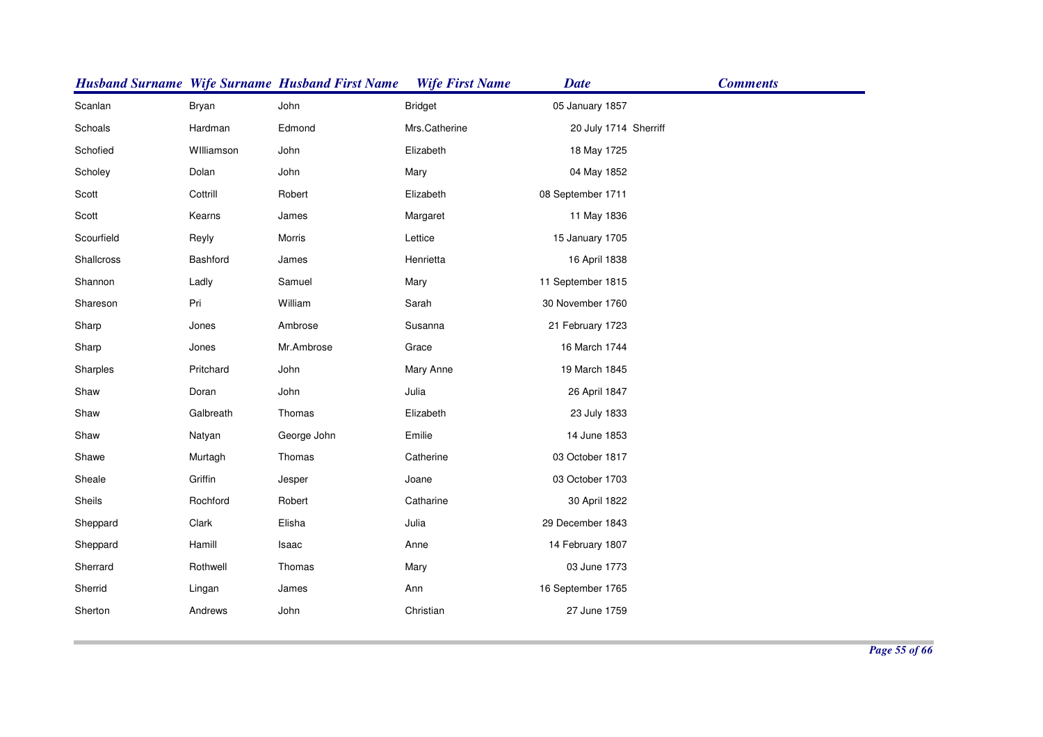| Husband Surname | Wife Surname | Husband First Name | Wife First Name | Date | Comments |
|---|---|---|---|---|---|
| Scanlan | Bryan | John | Bridget | 05 January 1857 | |
| Schoals | Hardman | Edmond | Mrs.Catherine | 20 July 1714 | Sherriff |
| Schofied | WIlliamson | John | Elizabeth | 18 May 1725 | |
| Scholey | Dolan | John | Mary | 04 May 1852 | |
| Scott | Cottrill | Robert | Elizabeth | 08 September 1711 | |
| Scott | Kearns | James | Margaret | 11 May 1836 | |
| Scourfield | Reyly | Morris | Lettice | 15 January 1705 | |
| Shallcross | Bashford | James | Henrietta | 16 April 1838 | |
| Shannon | Ladly | Samuel | Mary | 11 September 1815 | |
| Shareson | Pri | William | Sarah | 30 November 1760 | |
| Sharp | Jones | Ambrose | Susanna | 21 February 1723 | |
| Sharp | Jones | Mr.Ambrose | Grace | 16 March 1744 | |
| Sharples | Pritchard | John | Mary Anne | 19 March 1845 | |
| Shaw | Doran | John | Julia | 26 April 1847 | |
| Shaw | Galbreath | Thomas | Elizabeth | 23 July 1833 | |
| Shaw | Natyan | George John | Emilie | 14 June 1853 | |
| Shawe | Murtagh | Thomas | Catherine | 03 October 1817 | |
| Sheale | Griffin | Jesper | Joane | 03 October 1703 | |
| Sheils | Rochford | Robert | Catharine | 30 April 1822 | |
| Sheppard | Clark | Elisha | Julia | 29 December 1843 | |
| Sheppard | Hamill | Isaac | Anne | 14 February 1807 | |
| Sherrard | Rothwell | Thomas | Mary | 03 June 1773 | |
| Sherrid | Lingan | James | Ann | 16 September 1765 | |
| Sherton | Andrews | John | Christian | 27 June 1759 | |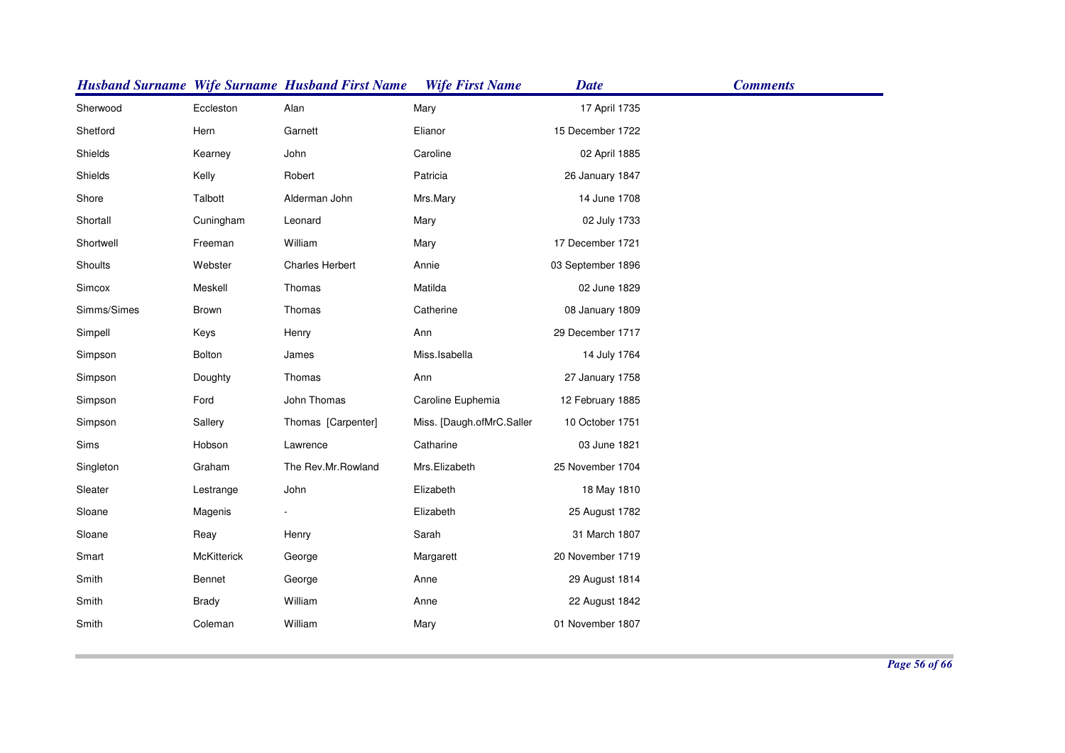| Husband Surname | Wife Surname | Husband First Name | Wife First Name | Date | Comments |
|---|---|---|---|---|---|
| Sherwood | Eccleston | Alan | Mary | 17 April 1735 | |
| Shetford | Hern | Garnett | Elianor | 15 December 1722 | |
| Shields | Kearney | John | Caroline | 02 April 1885 | |
| Shields | Kelly | Robert | Patricia | 26 January 1847 | |
| Shore | Talbott | Alderman John | Mrs.Mary | 14 June 1708 | |
| Shortall | Cuningham | Leonard | Mary | 02 July 1733 | |
| Shortwell | Freeman | William | Mary | 17 December 1721 | |
| Shoults | Webster | Charles Herbert | Annie | 03 September 1896 | |
| Simcox | Meskell | Thomas | Matilda | 02 June 1829 | |
| Simms/Simes | Brown | Thomas | Catherine | 08 January 1809 | |
| Simpell | Keys | Henry | Ann | 29 December 1717 | |
| Simpson | Bolton | James | Miss.Isabella | 14 July 1764 | |
| Simpson | Doughty | Thomas | Ann | 27 January 1758 | |
| Simpson | Ford | John Thomas | Caroline Euphemia | 12 February 1885 | |
| Simpson | Sallery | Thomas [Carpenter] | Miss. [Daugh.ofMrC.Saller | 10 October 1751 | |
| Sims | Hobson | Lawrence | Catharine | 03 June 1821 | |
| Singleton | Graham | The Rev.Mr.Rowland | Mrs.Elizabeth | 25 November 1704 | |
| Sleater | Lestrange | John | Elizabeth | 18 May 1810 | |
| Sloane | Magenis | - | Elizabeth | 25 August 1782 | |
| Sloane | Reay | Henry | Sarah | 31 March 1807 | |
| Smart | McKitterick | George | Margarett | 20 November 1719 | |
| Smith | Bennet | George | Anne | 29 August 1814 | |
| Smith | Brady | William | Anne | 22 August 1842 | |
| Smith | Coleman | William | Mary | 01 November 1807 | |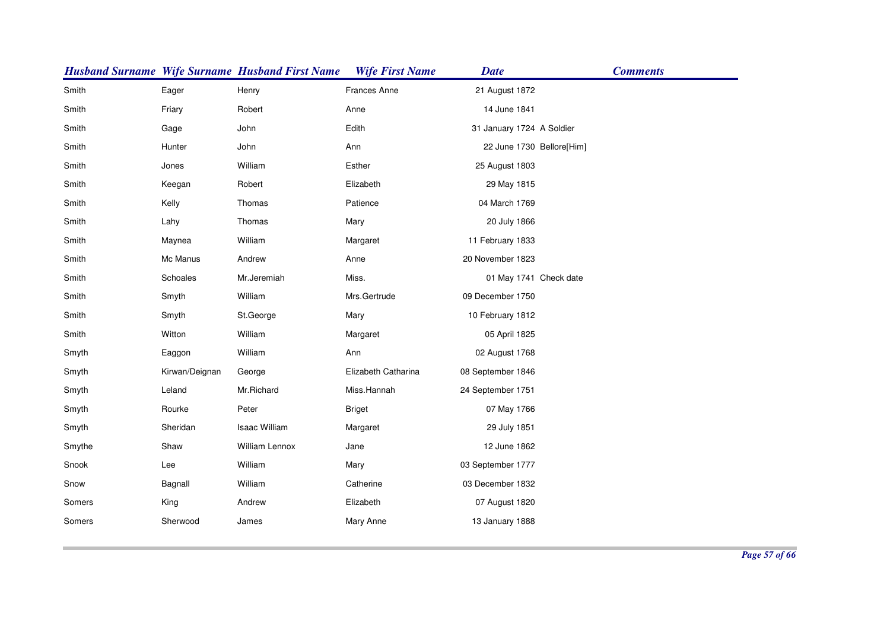| Husband Surname | Wife Surname | Husband First Name | Wife First Name | Date | Comments |
|---|---|---|---|---|---|
| Smith | Eager | Henry | Frances Anne | 21 August 1872 | |
| Smith | Friary | Robert | Anne | 14 June 1841 | |
| Smith | Gage | John | Edith | 31 January 1724 | A Soldier |
| Smith | Hunter | John | Ann | 22 June 1730 | Bellore[Him] |
| Smith | Jones | William | Esther | 25 August 1803 | |
| Smith | Keegan | Robert | Elizabeth | 29 May 1815 | |
| Smith | Kelly | Thomas | Patience | 04 March 1769 | |
| Smith | Lahy | Thomas | Mary | 20 July 1866 | |
| Smith | Maynea | William | Margaret | 11 February 1833 | |
| Smith | Mc Manus | Andrew | Anne | 20 November 1823 | |
| Smith | Schoales | Mr.Jeremiah | Miss. | 01 May 1741 | Check date |
| Smith | Smyth | William | Mrs.Gertrude | 09 December 1750 | |
| Smith | Smyth | St.George | Mary | 10 February 1812 | |
| Smith | Witton | William | Margaret | 05 April 1825 | |
| Smyth | Eaggon | William | Ann | 02 August 1768 | |
| Smyth | Kirwan/Deignan | George | Elizabeth Catharina | 08 September 1846 | |
| Smyth | Leland | Mr.Richard | Miss.Hannah | 24 September 1751 | |
| Smyth | Rourke | Peter | Briget | 07 May 1766 | |
| Smyth | Sheridan | Isaac William | Margaret | 29 July 1851 | |
| Smythe | Shaw | William Lennox | Jane | 12 June 1862 | |
| Snook | Lee | William | Mary | 03 September 1777 | |
| Snow | Bagnall | William | Catherine | 03 December 1832 | |
| Somers | King | Andrew | Elizabeth | 07 August 1820 | |
| Somers | Sherwood | James | Mary Anne | 13 January 1888 | |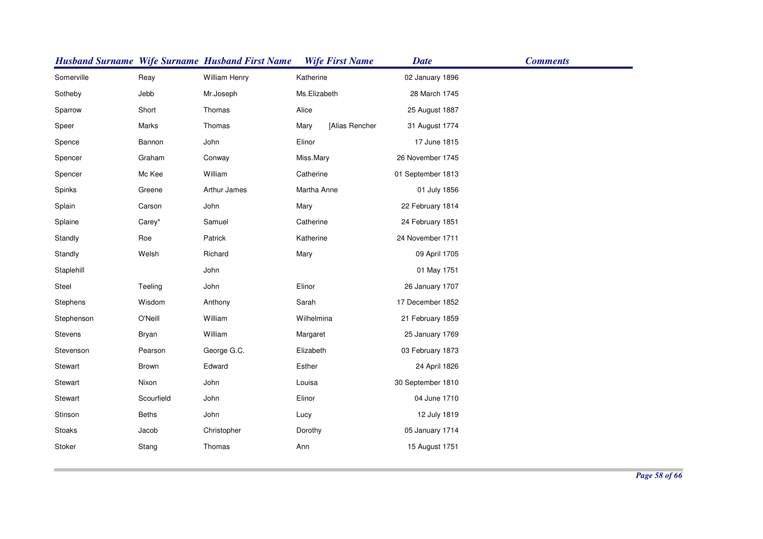| Husband Surname | Wife Surname | Husband First Name | Wife First Name | Date | Comments |
|---|---|---|---|---|---|
| Somerville | Reay | William Henry | Katherine | 02 January 1896 | |
| Sotheby | Jebb | Mr.Joseph | Ms.Elizabeth | 28 March 1745 | |
| Sparrow | Short | Thomas | Alice | 25 August 1887 | |
| Speer | Marks | Thomas | Mary [Alias Rencher | 31 August 1774 | |
| Spence | Bannon | John | Elinor | 17 June 1815 | |
| Spencer | Graham | Conway | Miss.Mary | 26 November 1745 | |
| Spencer | Mc Kee | William | Catherine | 01 September 1813 | |
| Spinks | Greene | Arthur James | Martha Anne | 01 July 1856 | |
| Splain | Carson | John | Mary | 22 February 1814 | |
| Splaine | Carey* | Samuel | Catherine | 24 February 1851 | |
| Standly | Roe | Patrick | Katherine | 24 November 1711 | |
| Standly | Welsh | Richard | Mary | 09 April 1705 | |
| Staplehill | | John | | 01 May 1751 | |
| Steel | Teeling | John | Elinor | 26 January 1707 | |
| Stephens | Wisdom | Anthony | Sarah | 17 December 1852 | |
| Stephenson | O'Neill | William | Wilhelmina | 21 February 1859 | |
| Stevens | Bryan | William | Margaret | 25 January 1769 | |
| Stevenson | Pearson | George G.C. | Elizabeth | 03 February 1873 | |
| Stewart | Brown | Edward | Esther | 24 April 1826 | |
| Stewart | Nixon | John | Louisa | 30 September 1810 | |
| Stewart | Scourfield | John | Elinor | 04 June 1710 | |
| Stinson | Beths | John | Lucy | 12 July 1819 | |
| Stoaks | Jacob | Christopher | Dorothy | 05 January 1714 | |
| Stoker | Stang | Thomas | Ann | 15 August 1751 | |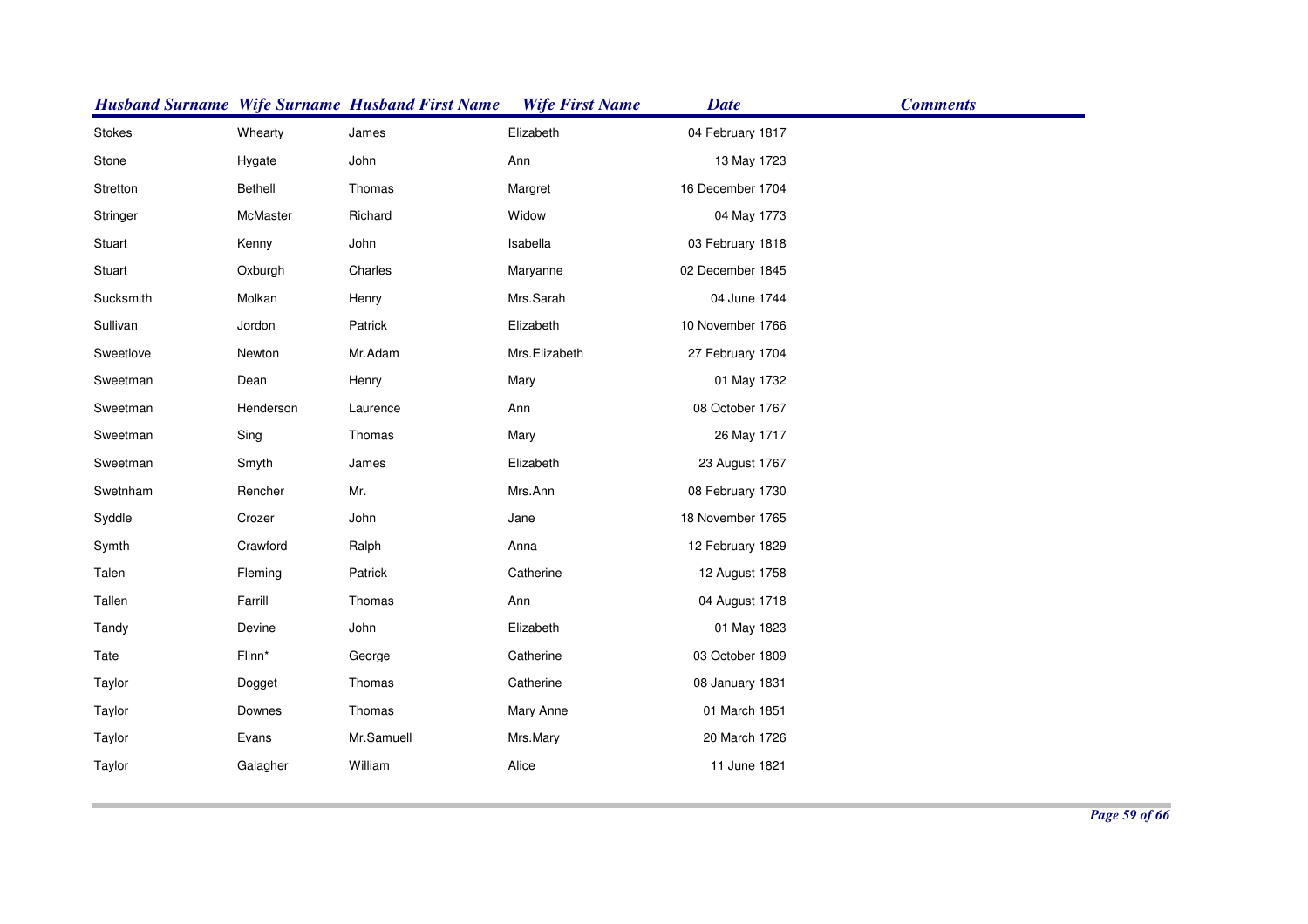| Husband Surname | Wife Surname | Husband First Name | Wife First Name | Date | Comments |
|---|---|---|---|---|---|
| Stokes | Whearty | James | Elizabeth | 04 February 1817 | |
| Stone | Hygate | John | Ann | 13 May 1723 | |
| Stretton | Bethell | Thomas | Margret | 16 December 1704 | |
| Stringer | McMaster | Richard | Widow | 04 May 1773 | |
| Stuart | Kenny | John | Isabella | 03 February 1818 | |
| Stuart | Oxburgh | Charles | Maryanne | 02 December 1845 | |
| Sucksmith | Molkan | Henry | Mrs.Sarah | 04 June 1744 | |
| Sullivan | Jordon | Patrick | Elizabeth | 10 November 1766 | |
| Sweetlove | Newton | Mr.Adam | Mrs.Elizabeth | 27 February 1704 | |
| Sweetman | Dean | Henry | Mary | 01 May 1732 | |
| Sweetman | Henderson | Laurence | Ann | 08 October 1767 | |
| Sweetman | Sing | Thomas | Mary | 26 May 1717 | |
| Sweetman | Smyth | James | Elizabeth | 23 August 1767 | |
| Swetnham | Rencher | Mr. | Mrs.Ann | 08 February 1730 | |
| Syddle | Crozer | John | Jane | 18 November 1765 | |
| Symth | Crawford | Ralph | Anna | 12 February 1829 | |
| Talen | Fleming | Patrick | Catherine | 12 August 1758 | |
| Tallen | Farrill | Thomas | Ann | 04 August 1718 | |
| Tandy | Devine | John | Elizabeth | 01 May 1823 | |
| Tate | Flinn* | George | Catherine | 03 October 1809 | |
| Taylor | Dogget | Thomas | Catherine | 08 January 1831 | |
| Taylor | Downes | Thomas | Mary Anne | 01 March 1851 | |
| Taylor | Evans | Mr.Samuell | Mrs.Mary | 20 March 1726 | |
| Taylor | Galagher | William | Alice | 11 June 1821 | |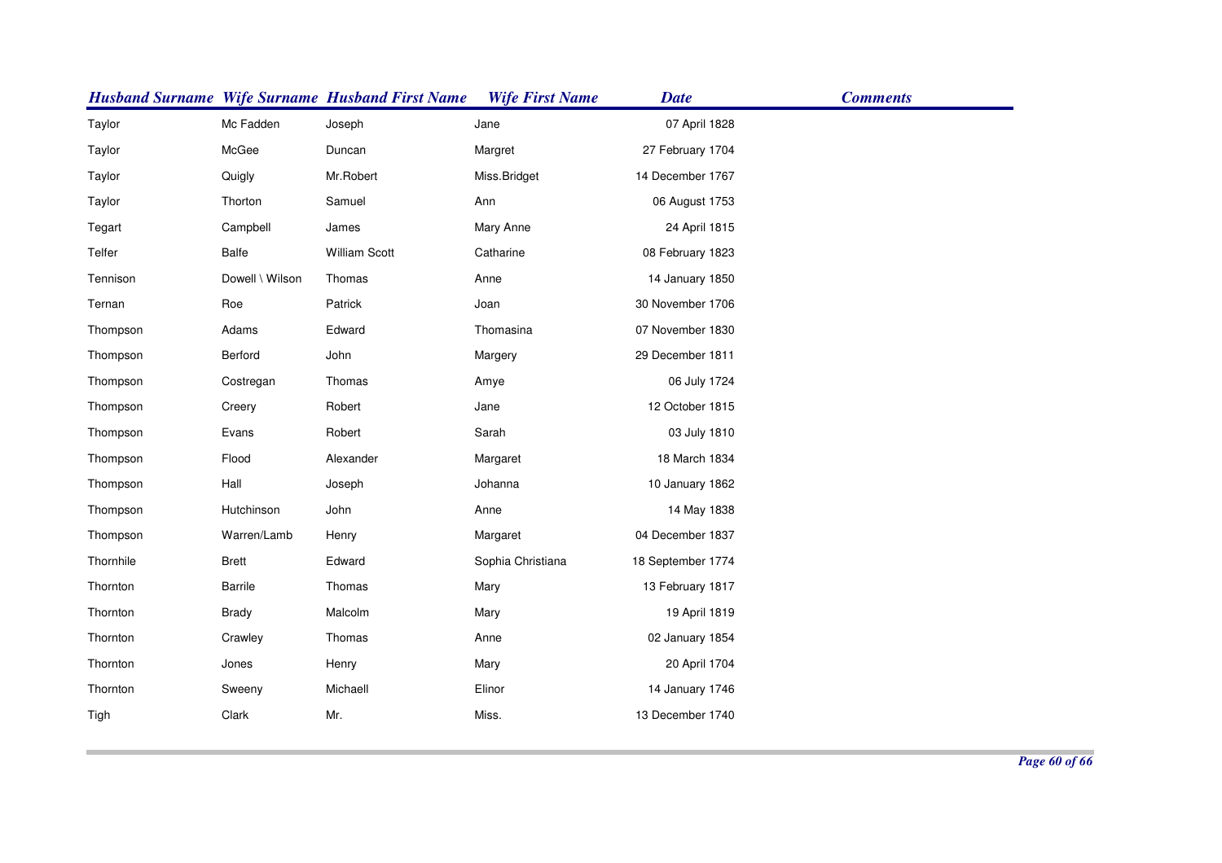| Husband Surname | Wife Surname | Husband First Name | Wife First Name | Date | Comments |
|---|---|---|---|---|---|
| Taylor | Mc Fadden | Joseph | Jane | 07 April 1828 | |
| Taylor | McGee | Duncan | Margret | 27 February 1704 | |
| Taylor | Quigly | Mr.Robert | Miss.Bridget | 14 December 1767 | |
| Taylor | Thorton | Samuel | Ann | 06 August 1753 | |
| Tegart | Campbell | James | Mary Anne | 24 April 1815 | |
| Telfer | Balfe | William Scott | Catharine | 08 February 1823 | |
| Tennison | Dowell \ Wilson | Thomas | Anne | 14 January 1850 | |
| Ternan | Roe | Patrick | Joan | 30 November 1706 | |
| Thompson | Adams | Edward | Thomasina | 07 November 1830 | |
| Thompson | Berford | John | Margery | 29 December 1811 | |
| Thompson | Costregan | Thomas | Amye | 06 July 1724 | |
| Thompson | Creery | Robert | Jane | 12 October 1815 | |
| Thompson | Evans | Robert | Sarah | 03 July 1810 | |
| Thompson | Flood | Alexander | Margaret | 18 March 1834 | |
| Thompson | Hall | Joseph | Johanna | 10 January 1862 | |
| Thompson | Hutchinson | John | Anne | 14 May 1838 | |
| Thompson | Warren/Lamb | Henry | Margaret | 04 December 1837 | |
| Thornhile | Brett | Edward | Sophia Christiana | 18 September 1774 | |
| Thornton | Barrile | Thomas | Mary | 13 February 1817 | |
| Thornton | Brady | Malcolm | Mary | 19 April 1819 | |
| Thornton | Crawley | Thomas | Anne | 02 January 1854 | |
| Thornton | Jones | Henry | Mary | 20 April 1704 | |
| Thornton | Sweeny | Michaell | Elinor | 14 January 1746 | |
| Tigh | Clark | Mr. | Miss. | 13 December 1740 | |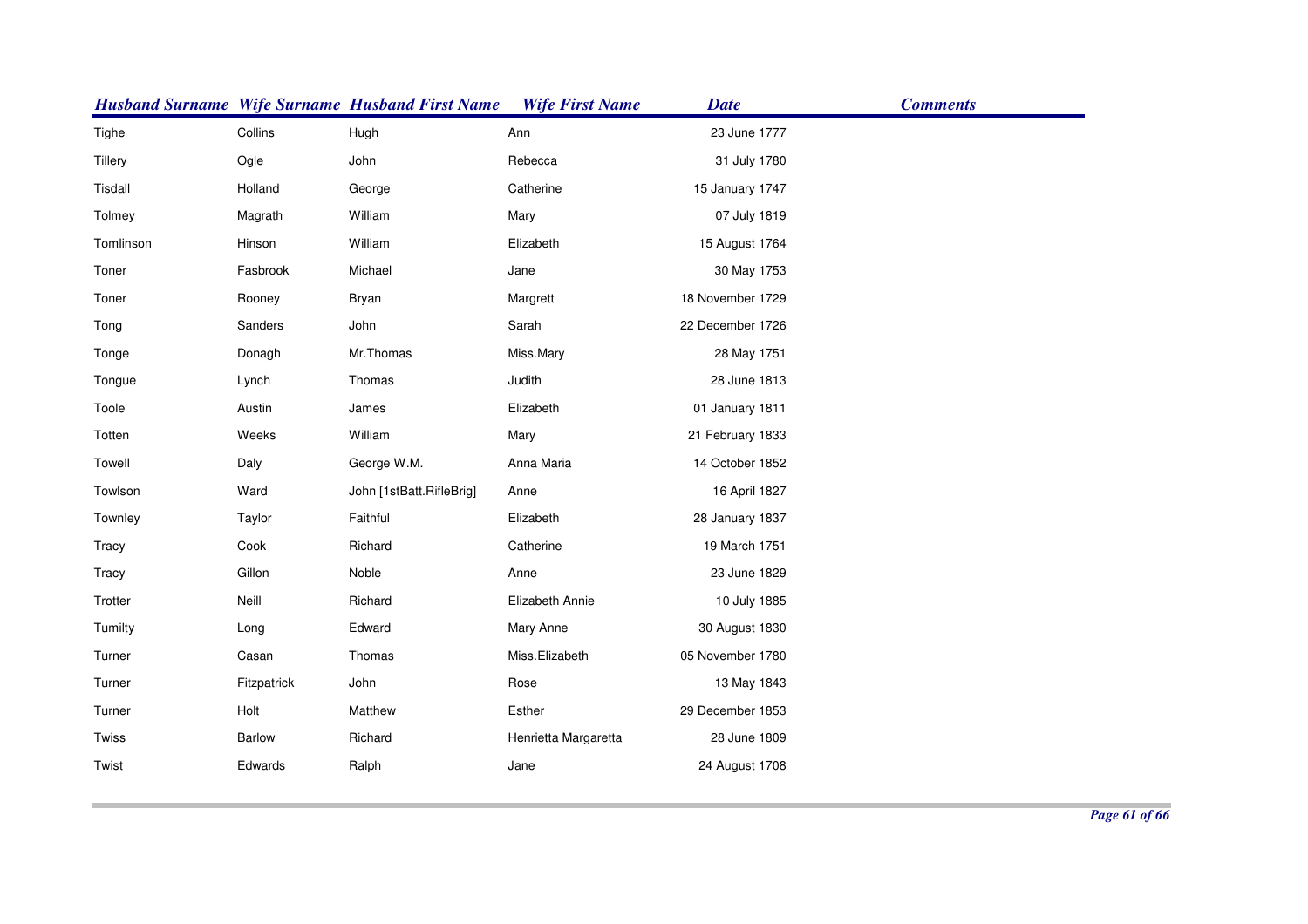| Husband Surname | Wife Surname | Husband First Name | Wife First Name | Date | Comments |
|---|---|---|---|---|---|
| Tighe | Collins | Hugh | Ann | 23 June 1777 | |
| Tillery | Ogle | John | Rebecca | 31 July 1780 | |
| Tisdall | Holland | George | Catherine | 15 January 1747 | |
| Tolmey | Magrath | William | Mary | 07 July 1819 | |
| Tomlinson | Hinson | William | Elizabeth | 15 August 1764 | |
| Toner | Fasbrook | Michael | Jane | 30 May 1753 | |
| Toner | Rooney | Bryan | Margrett | 18 November 1729 | |
| Tong | Sanders | John | Sarah | 22 December 1726 | |
| Tonge | Donagh | Mr.Thomas | Miss.Mary | 28 May 1751 | |
| Tongue | Lynch | Thomas | Judith | 28 June 1813 | |
| Toole | Austin | James | Elizabeth | 01 January 1811 | |
| Totten | Weeks | William | Mary | 21 February 1833 | |
| Towell | Daly | George W.M. | Anna Maria | 14 October 1852 | |
| Towlson | Ward | John [1stBatt.RifleBrig] | Anne | 16 April 1827 | |
| Townley | Taylor | Faithful | Elizabeth | 28 January 1837 | |
| Tracy | Cook | Richard | Catherine | 19 March 1751 | |
| Tracy | Gillon | Noble | Anne | 23 June 1829 | |
| Trotter | Neill | Richard | Elizabeth Annie | 10 July 1885 | |
| Tumilty | Long | Edward | Mary Anne | 30 August 1830 | |
| Turner | Casan | Thomas | Miss.Elizabeth | 05 November 1780 | |
| Turner | Fitzpatrick | John | Rose | 13 May 1843 | |
| Turner | Holt | Matthew | Esther | 29 December 1853 | |
| Twiss | Barlow | Richard | Henrietta Margaretta | 28 June 1809 | |
| Twist | Edwards | Ralph | Jane | 24 August 1708 | |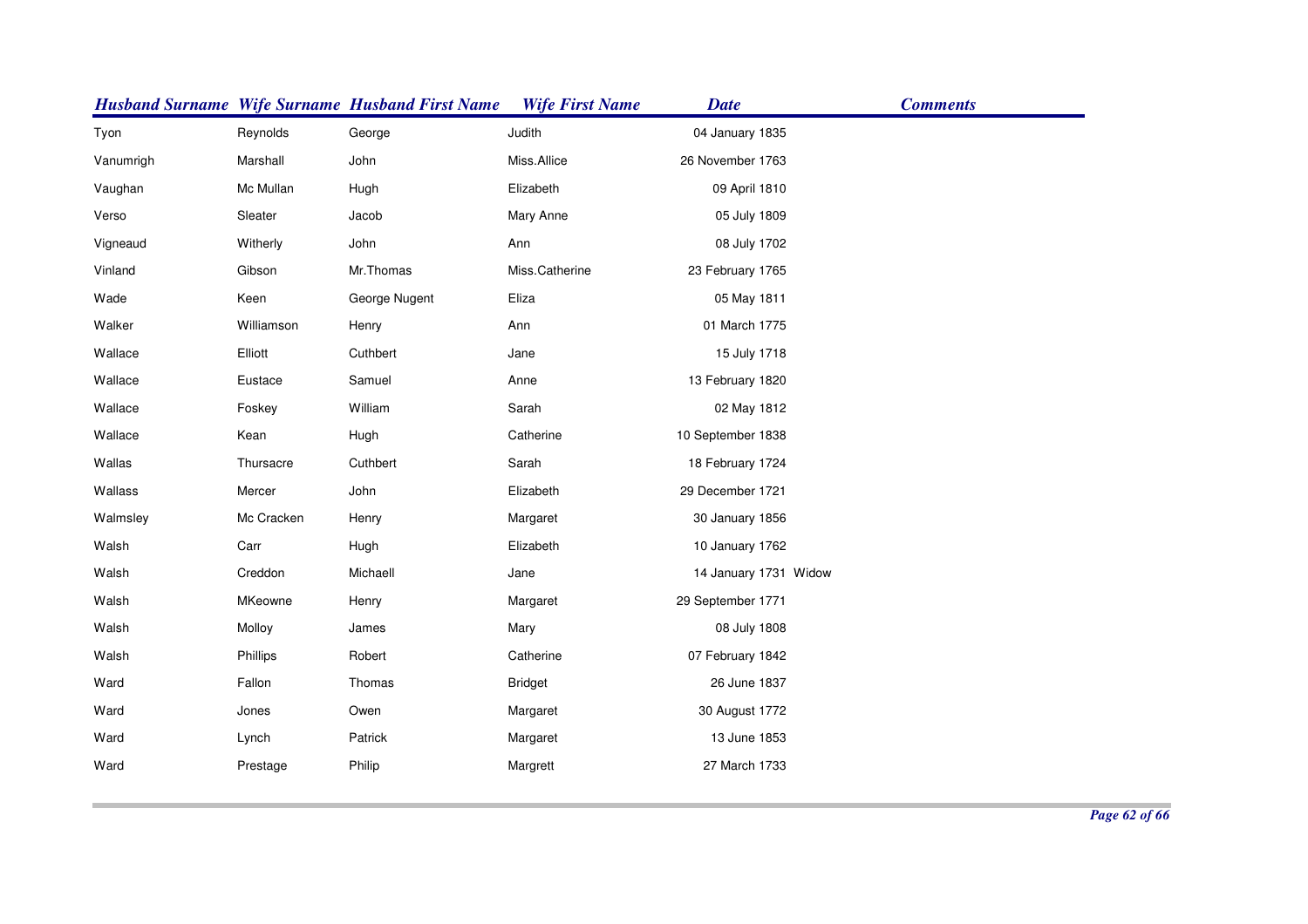| Husband Surname | Wife Surname | Husband First Name | Wife First Name | Date | Comments |
|---|---|---|---|---|---|
| Tyon | Reynolds | George | Judith | 04 January 1835 | |
| Vanumrigh | Marshall | John | Miss.Allice | 26 November 1763 | |
| Vaughan | Mc Mullan | Hugh | Elizabeth | 09 April 1810 | |
| Verso | Sleater | Jacob | Mary Anne | 05 July 1809 | |
| Vigneaud | Witherly | John | Ann | 08 July 1702 | |
| Vinland | Gibson | Mr.Thomas | Miss.Catherine | 23 February 1765 | |
| Wade | Keen | George Nugent | Eliza | 05 May 1811 | |
| Walker | Williamson | Henry | Ann | 01 March 1775 | |
| Wallace | Elliott | Cuthbert | Jane | 15 July 1718 | |
| Wallace | Eustace | Samuel | Anne | 13 February 1820 | |
| Wallace | Foskey | William | Sarah | 02 May 1812 | |
| Wallace | Kean | Hugh | Catherine | 10 September 1838 | |
| Wallas | Thursacre | Cuthbert | Sarah | 18 February 1724 | |
| Wallass | Mercer | John | Elizabeth | 29 December 1721 | |
| Walmsley | Mc Cracken | Henry | Margaret | 30 January 1856 | |
| Walsh | Carr | Hugh | Elizabeth | 10 January 1762 | |
| Walsh | Creddon | Michaell | Jane | 14 January 1731 | Widow |
| Walsh | MKeowne | Henry | Margaret | 29 September 1771 | |
| Walsh | Molloy | James | Mary | 08 July 1808 | |
| Walsh | Phillips | Robert | Catherine | 07 February 1842 | |
| Ward | Fallon | Thomas | Bridget | 26 June 1837 | |
| Ward | Jones | Owen | Margaret | 30 August 1772 | |
| Ward | Lynch | Patrick | Margaret | 13 June 1853 | |
| Ward | Prestage | Philip | Margrett | 27 March 1733 | |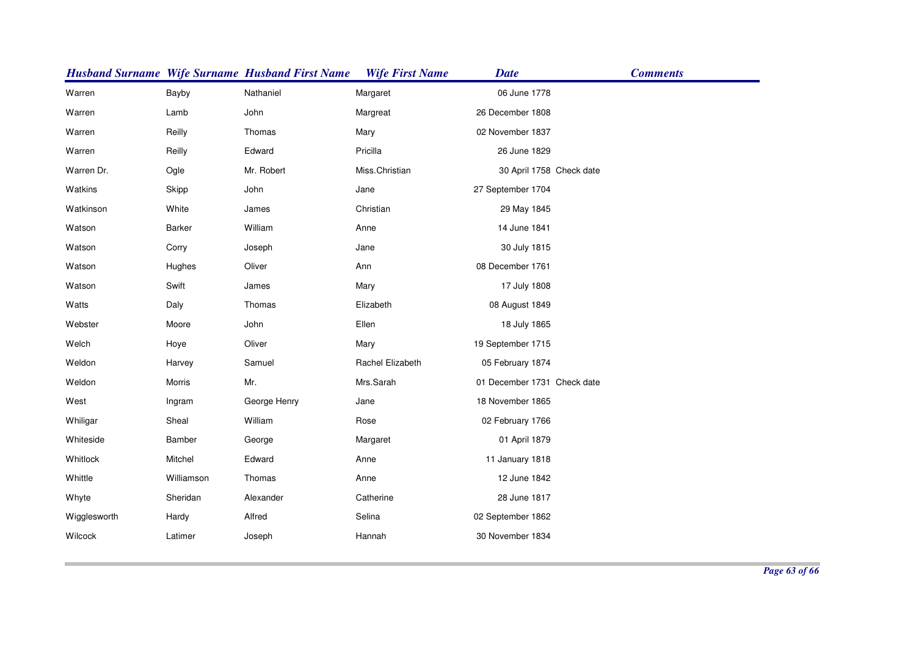| Husband Surname | Wife Surname | Husband First Name | Wife First Name | Date | Comments |
|---|---|---|---|---|---|
| Warren | Bayby | Nathaniel | Margaret | 06 June 1778 | |
| Warren | Lamb | John | Margreat | 26 December 1808 | |
| Warren | Reilly | Thomas | Mary | 02 November 1837 | |
| Warren | Reilly | Edward | Pricilla | 26 June 1829 | |
| Warren Dr. | Ogle | Mr. Robert | Miss.Christian | 30 April 1758 | Check date |
| Watkins | Skipp | John | Jane | 27 September 1704 | |
| Watkinson | White | James | Christian | 29 May 1845 | |
| Watson | Barker | William | Anne | 14 June 1841 | |
| Watson | Corry | Joseph | Jane | 30 July 1815 | |
| Watson | Hughes | Oliver | Ann | 08 December 1761 | |
| Watson | Swift | James | Mary | 17 July 1808 | |
| Watts | Daly | Thomas | Elizabeth | 08 August 1849 | |
| Webster | Moore | John | Ellen | 18 July 1865 | |
| Welch | Hoye | Oliver | Mary | 19 September 1715 | |
| Weldon | Harvey | Samuel | Rachel Elizabeth | 05 February 1874 | |
| Weldon | Morris | Mr. | Mrs.Sarah | 01 December 1731 | Check date |
| West | Ingram | George Henry | Jane | 18 November 1865 | |
| Whiligar | Sheal | William | Rose | 02 February 1766 | |
| Whiteside | Bamber | George | Margaret | 01 April 1879 | |
| Whitlock | Mitchel | Edward | Anne | 11 January 1818 | |
| Whittle | Williamson | Thomas | Anne | 12 June 1842 | |
| Whyte | Sheridan | Alexander | Catherine | 28 June 1817 | |
| Wigglesworth | Hardy | Alfred | Selina | 02 September 1862 | |
| Wilcock | Latimer | Joseph | Hannah | 30 November 1834 | |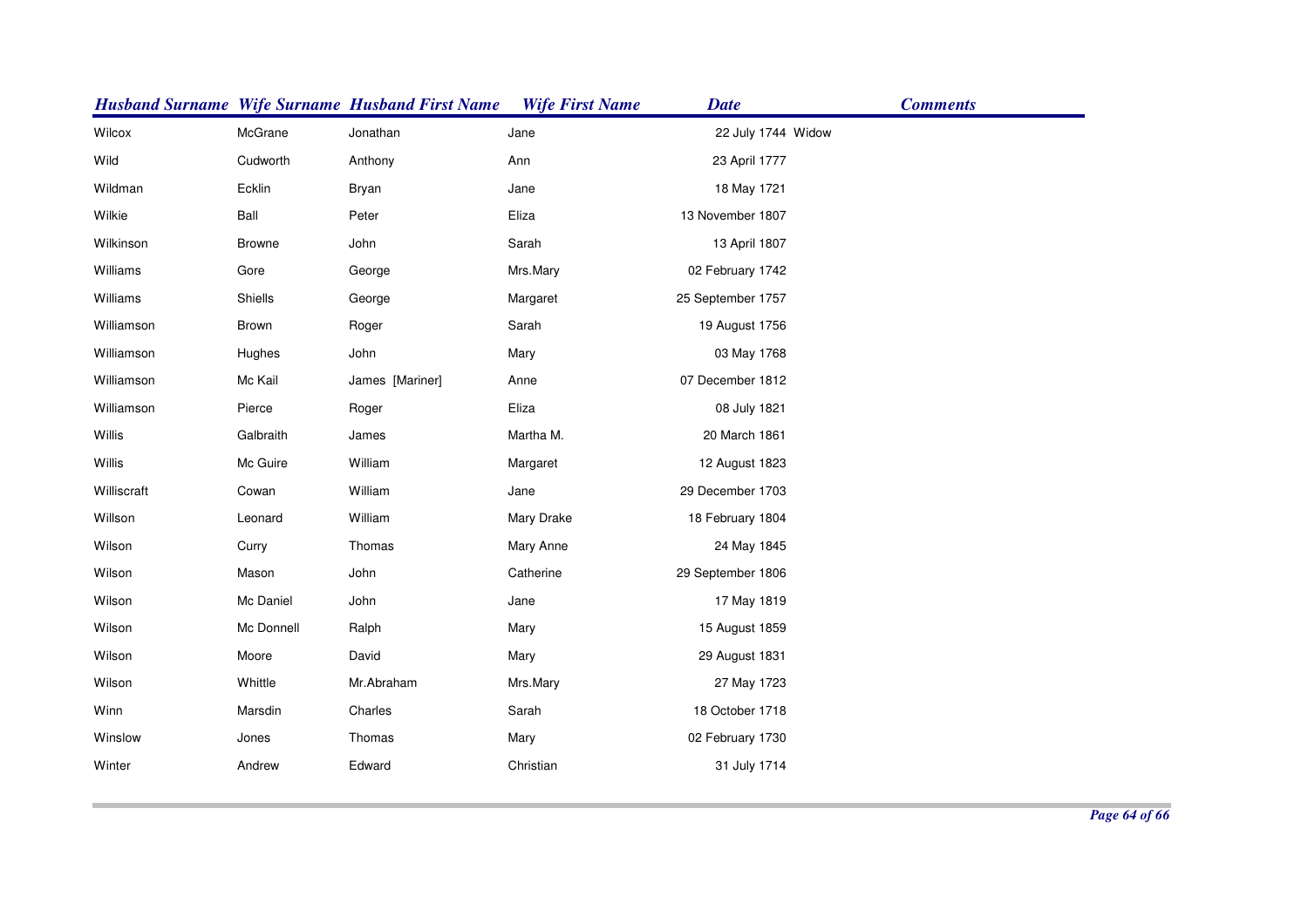| *Husband Surname* | *Wife Surname* | *Husband First Name* | *Wife First Name* | *Date* | *Comments* |
|---|---|---|---|---|---|
| Wilcox | McGrane | Jonathan | Jane | 22 July 1744 | Widow |
| Wild | Cudworth | Anthony | Ann | 23 April 1777 | |
| Wildman | Ecklin | Bryan | Jane | 18 May 1721 | |
| Wilkie | Ball | Peter | Eliza | 13 November 1807 | |
| Wilkinson | Browne | John | Sarah | 13 April 1807 | |
| Williams | Gore | George | Mrs.Mary | 02 February 1742 | |
| Williams | Shiells | George | Margaret | 25 September 1757 | |
| Williamson | Brown | Roger | Sarah | 19 August 1756 | |
| Williamson | Hughes | John | Mary | 03 May 1768 | |
| Williamson | Mc Kail | James [Mariner] | Anne | 07 December 1812 | |
| Williamson | Pierce | Roger | Eliza | 08 July 1821 | |
| Willis | Galbraith | James | Martha M. | 20 March 1861 | |
| Willis | Mc Guire | William | Margaret | 12 August 1823 | |
| Williscraft | Cowan | William | Jane | 29 December 1703 | |
| Willson | Leonard | William | Mary Drake | 18 February 1804 | |
| Wilson | Curry | Thomas | Mary Anne | 24 May 1845 | |
| Wilson | Mason | John | Catherine | 29 September 1806 | |
| Wilson | Mc Daniel | John | Jane | 17 May 1819 | |
| Wilson | Mc Donnell | Ralph | Mary | 15 August 1859 | |
| Wilson | Moore | David | Mary | 29 August 1831 | |
| Wilson | Whittle | Mr.Abraham | Mrs.Mary | 27 May 1723 | |
| Winn | Marsdin | Charles | Sarah | 18 October 1718 | |
| Winslow | Jones | Thomas | Mary | 02 February 1730 | |
| Winter | Andrew | Edward | Christian | 31 July 1714 | |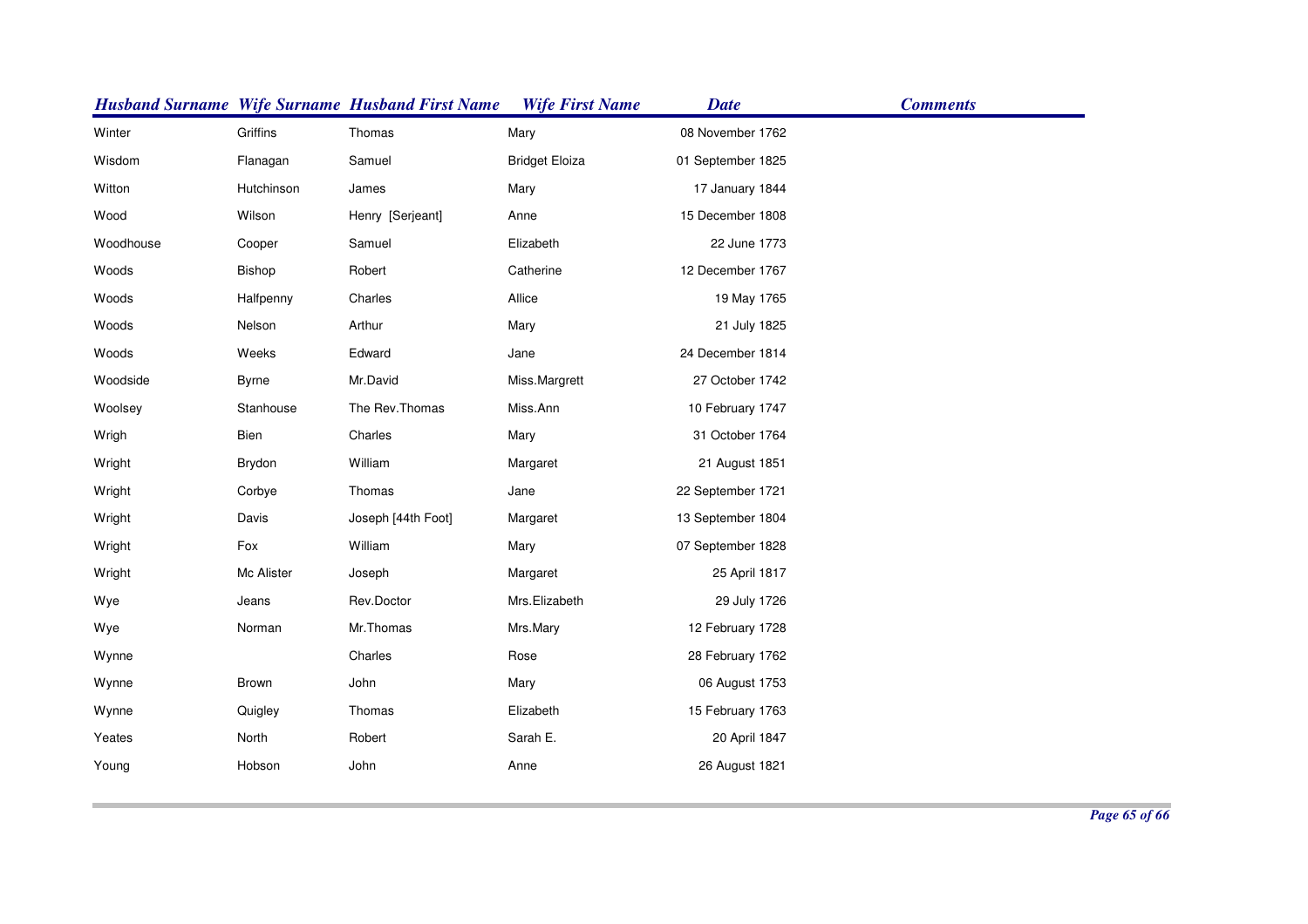| Husband Surname | Wife Surname | Husband First Name | Wife First Name | Date | Comments |
|---|---|---|---|---|---|
| Winter | Griffins | Thomas | Mary | 08 November 1762 | |
| Wisdom | Flanagan | Samuel | Bridget Eloiza | 01 September 1825 | |
| Witton | Hutchinson | James | Mary | 17 January 1844 | |
| Wood | Wilson | Henry [Serjeant] | Anne | 15 December 1808 | |
| Woodhouse | Cooper | Samuel | Elizabeth | 22 June 1773 | |
| Woods | Bishop | Robert | Catherine | 12 December 1767 | |
| Woods | Halfpenny | Charles | Allice | 19 May 1765 | |
| Woods | Nelson | Arthur | Mary | 21 July 1825 | |
| Woods | Weeks | Edward | Jane | 24 December 1814 | |
| Woodside | Byrne | Mr.David | Miss.Margrett | 27 October 1742 | |
| Woolsey | Stanhouse | The Rev.Thomas | Miss.Ann | 10 February 1747 | |
| Wrigh | Bien | Charles | Mary | 31 October 1764 | |
| Wright | Brydon | William | Margaret | 21 August 1851 | |
| Wright | Corbye | Thomas | Jane | 22 September 1721 | |
| Wright | Davis | Joseph [44th Foot] | Margaret | 13 September 1804 | |
| Wright | Fox | William | Mary | 07 September 1828 | |
| Wright | Mc Alister | Joseph | Margaret | 25 April 1817 | |
| Wye | Jeans | Rev.Doctor | Mrs.Elizabeth | 29 July 1726 | |
| Wye | Norman | Mr.Thomas | Mrs.Mary | 12 February 1728 | |
| Wynne | | Charles | Rose | 28 February 1762 | |
| Wynne | Brown | John | Mary | 06 August 1753 | |
| Wynne | Quigley | Thomas | Elizabeth | 15 February 1763 | |
| Yeates | North | Robert | Sarah E. | 20 April 1847 | |
| Young | Hobson | John | Anne | 26 August 1821 | |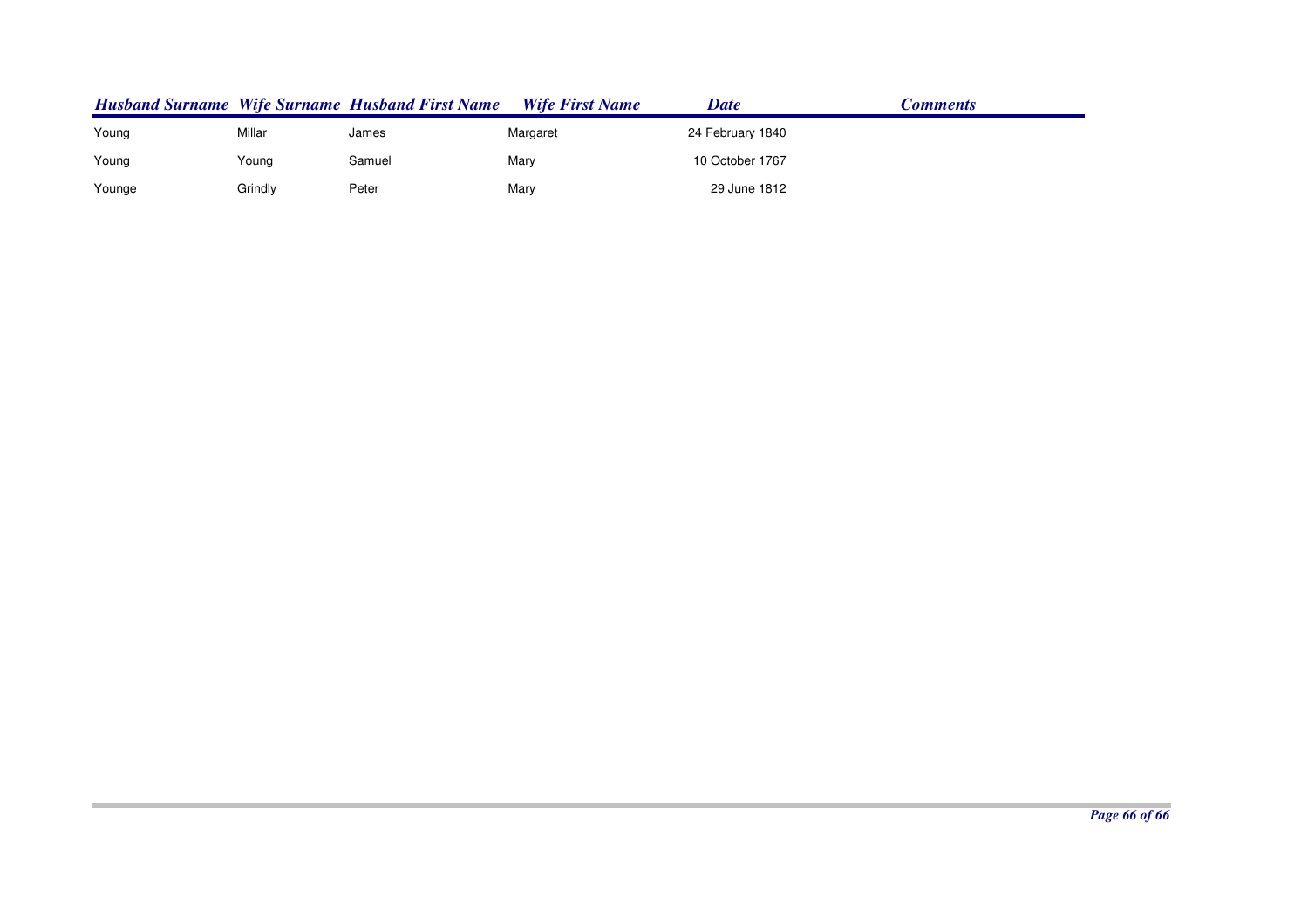| Husband Surname | Wife Surname | Husband First Name | Wife First Name | Date | Comments |
|---|---|---|---|---|---|
| Young | Millar | James | Margaret | 24 February 1840 | |
| Young | Young | Samuel | Mary | 10 October 1767 | |
| Younge | Grindly | Peter | Mary | 29 June 1812 | |